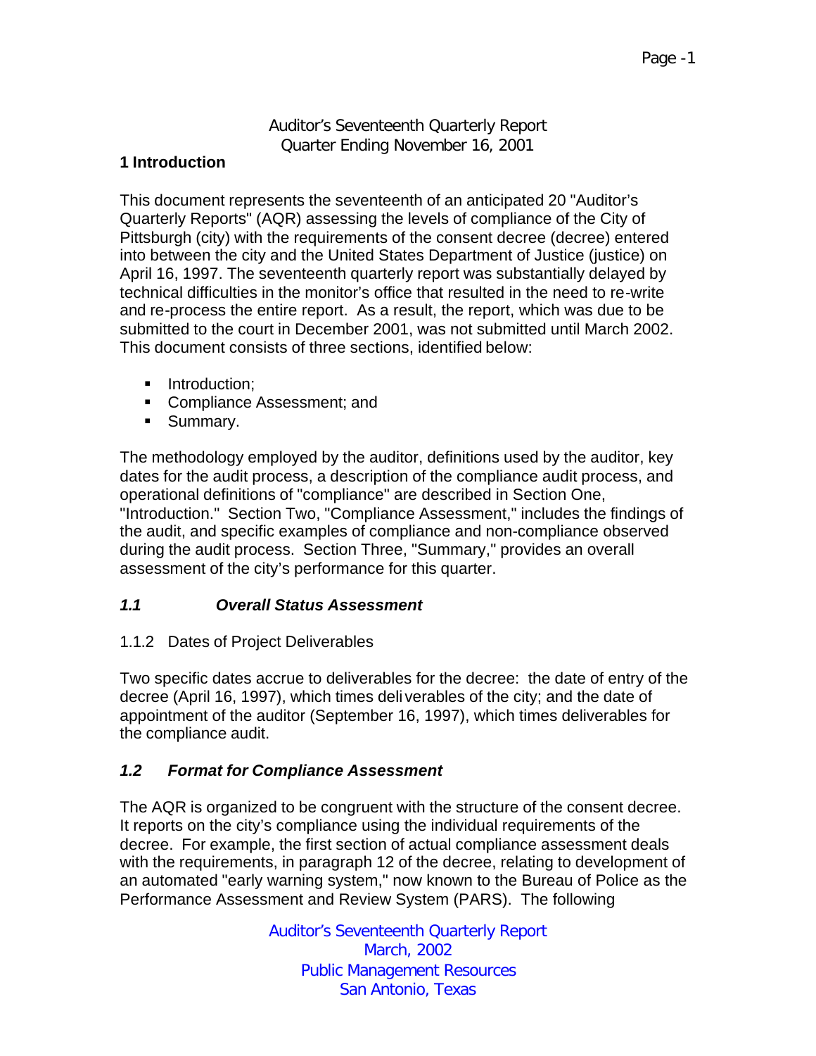Auditor's Seventeenth Quarterly Report
Quarter Ending November 16, 2001

# 1 Introduction

This document represents the seventeenth of an anticipated 20 "Auditor's Quarterly Reports" (AQR) assessing the levels of compliance of the City of Pittsburgh (city) with the requirements of the consent decree (decree) entered into between the city and the United States Department of Justice (justice) on April 16, 1997. The seventeenth quarterly report was substantially delayed by technical difficulties in the monitor's office that resulted in the need to re-write and re-process the entire report. As a result, the report, which was due to be submitted to the court in December 2001, was not submitted until March 2002. This document consists of three sections, identified below:

- Introduction;
- Compliance Assessment; and
- Summary.

The methodology employed by the auditor, definitions used by the auditor, key dates for the audit process, a description of the compliance audit process, and operational definitions of "compliance" are described in Section One, "Introduction." Section Two, "Compliance Assessment," includes the findings of the audit, and specific examples of compliance and non-compliance observed during the audit process. Section Three, "Summary," provides an overall assessment of the city's performance for this quarter.

## *1.1 Overall Status Assessment*

### 1.1.2 Dates of Project Deliverables

Two specific dates accrue to deliverables for the decree: the date of entry of the decree (April 16, 1997), which times deliverables of the city; and the date of appointment of the auditor (September 16, 1997), which times deliverables for the compliance audit.

## *1.2 Format for Compliance Assessment*

The AQR is organized to be congruent with the structure of the consent decree. It reports on the city's compliance using the individual requirements of the decree. For example, the first section of actual compliance assessment deals with the requirements, in paragraph 12 of the decree, relating to development of an automated "early warning system," now known to the Bureau of Police as the Performance Assessment and Review System (PARS). The following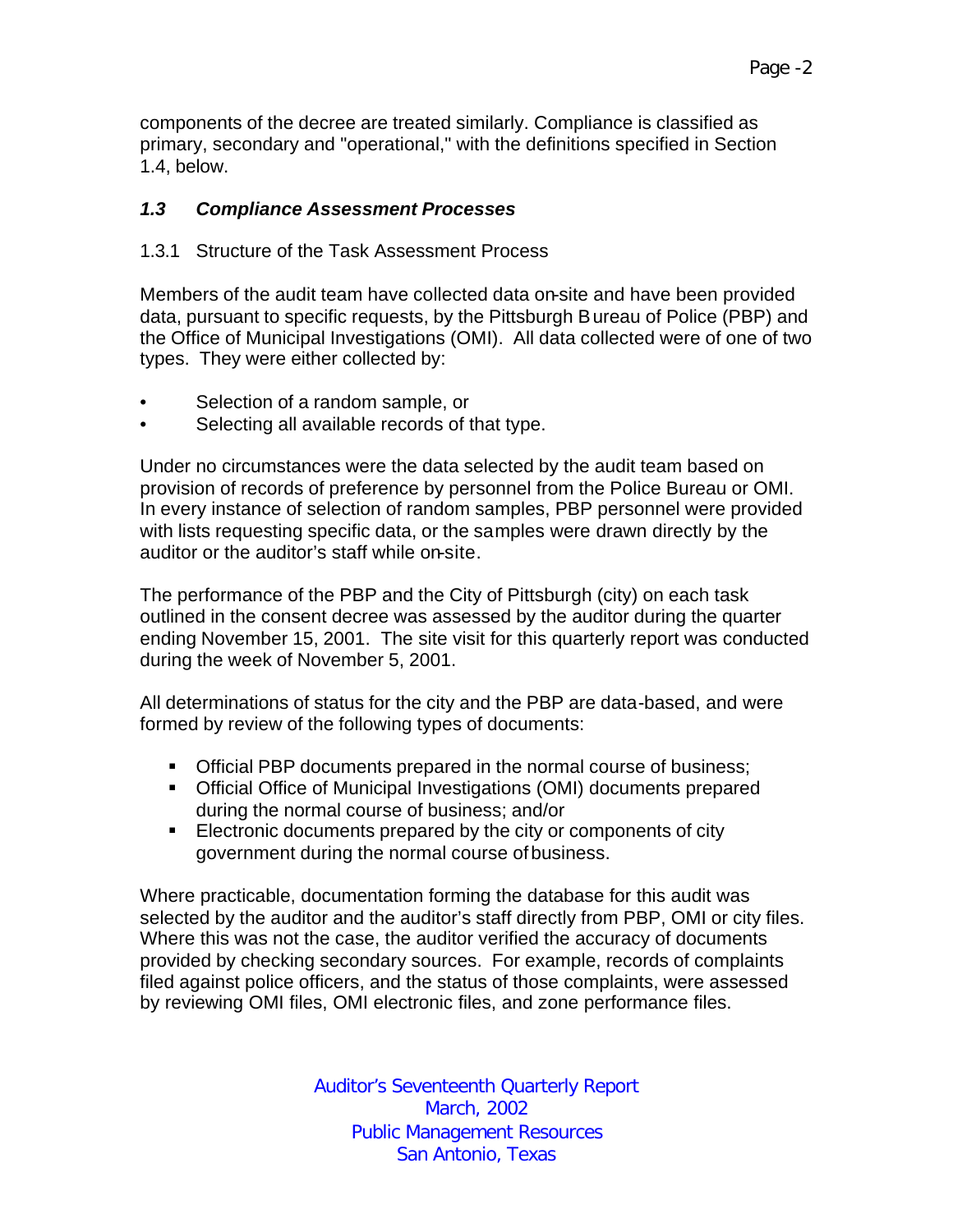components of the decree are treated similarly. Compliance is classified as primary, secondary and "operational," with the definitions specified in Section 1.4, below.

### *1.3 Compliance Assessment Processes*

#### 1.3.1 Structure of the Task Assessment Process

Members of the audit team have collected data on-site and have been provided data, pursuant to specific requests, by the Pittsburgh Bureau of Police (PBP) and the Office of Municipal Investigations (OMI). All data collected were of one of two types. They were either collected by:

- Selection of a random sample, or
- Selecting all available records of that type.

Under no circumstances were the data selected by the audit team based on provision of records of preference by personnel from the Police Bureau or OMI. In every instance of selection of random samples, PBP personnel were provided with lists requesting specific data, or the samples were drawn directly by the auditor or the auditor's staff while on-site.

The performance of the PBP and the City of Pittsburgh (city) on each task outlined in the consent decree was assessed by the auditor during the quarter ending November 15, 2001. The site visit for this quarterly report was conducted during the week of November 5, 2001.

All determinations of status for the city and the PBP are data-based, and were formed by review of the following types of documents:

- Official PBP documents prepared in the normal course of business;
- Official Office of Municipal Investigations (OMI) documents prepared during the normal course of business; and/or
- Electronic documents prepared by the city or components of city government during the normal course of business.

Where practicable, documentation forming the database for this audit was selected by the auditor and the auditor's staff directly from PBP, OMI or city files. Where this was not the case, the auditor verified the accuracy of documents provided by checking secondary sources. For example, records of complaints filed against police officers, and the status of those complaints, were assessed by reviewing OMI files, OMI electronic files, and zone performance files.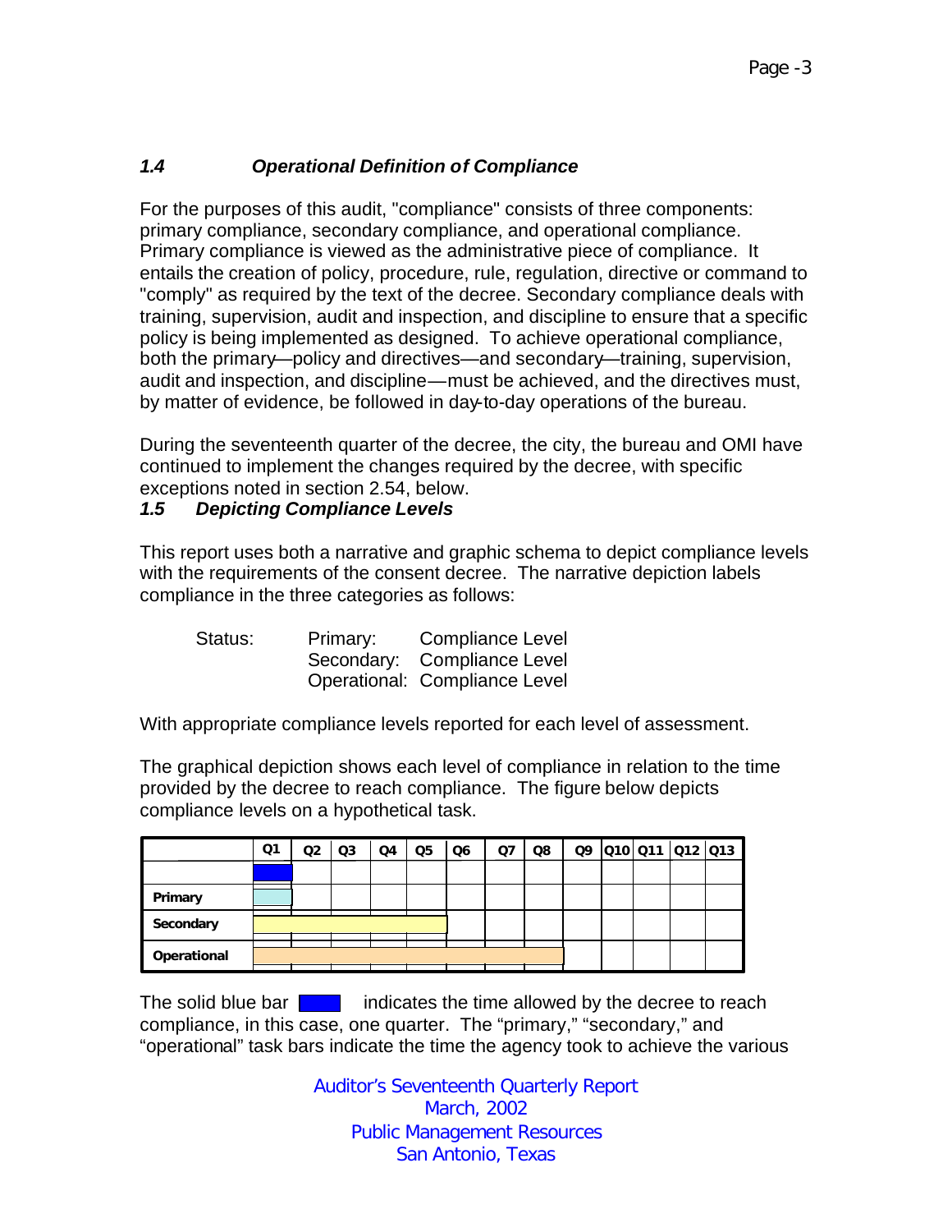### *1.4 Operational Definition of Compliance*

For the purposes of this audit, "compliance" consists of three components: primary compliance, secondary compliance, and operational compliance. Primary compliance is viewed as the administrative piece of compliance. It entails the creation of policy, procedure, rule, regulation, directive or command to "comply" as required by the text of the decree. Secondary compliance deals with training, supervision, audit and inspection, and discipline to ensure that a specific policy is being implemented as designed. To achieve operational compliance, both the primary—policy and directives—and secondary—training, supervision, audit and inspection, and discipline—must be achieved, and the directives must, by matter of evidence, be followed in day-to-day operations of the bureau.

During the seventeenth quarter of the decree, the city, the bureau and OMI have continued to implement the changes required by the decree, with specific exceptions noted in section 2.54, below.

### *1.5 Depicting Compliance Levels*

This report uses both a narrative and graphic schema to depict compliance levels with the requirements of the consent decree. The narrative depiction labels compliance in the three categories as follows:

| Status: | Primary: | Compliance Level |
|---|---|---|
| | Secondary: | Compliance Level |
| | Operational: | Compliance Level |

With appropriate compliance levels reported for each level of assessment.

The graphical depiction shows each level of compliance in relation to the time provided by the decree to reach compliance. The figure below depicts compliance levels on a hypothetical task.

| | Q1 | Q2 | Q3 | Q4 | Q5 | Q6 | Q7 | Q8 | Q9 | Q10 | Q11 | Q12 | Q13 |
|---|---|---|---|---|---|---|---|---|---|---|---|---|---|
| | | | | | | | | | | | | | |
| **Primary** | | | | | | | | | | | | | |
| **Secondary** | | | | | | | | | | | | | |
| **Operational** | | | | | | | | | | | | | |

The solid blue bar indicates the time allowed by the decree to reach compliance, in this case, one quarter. The "primary," "secondary," and "operational" task bars indicate the time the agency took to achieve the various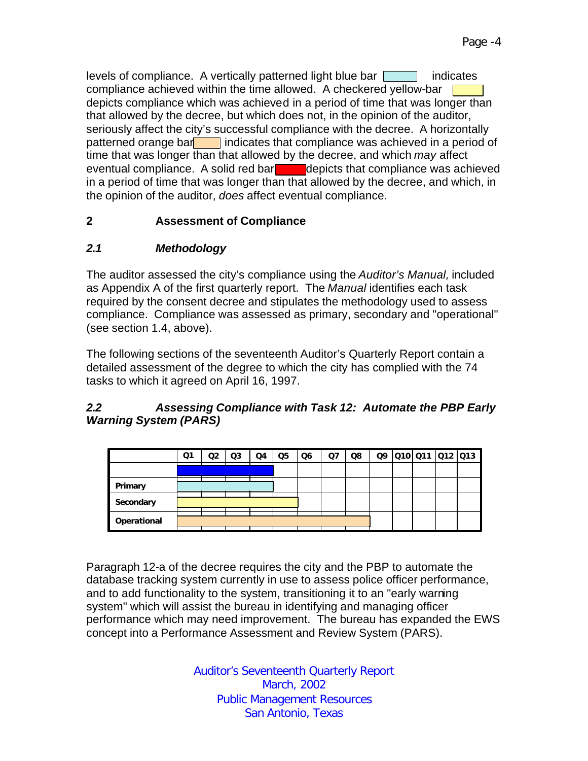levels of compliance. A vertically patterned light blue bar indicates compliance achieved within the time allowed. A checkered yellow-bar depicts compliance which was achieved in a period of time that was longer than that allowed by the decree, but which does not, in the opinion of the auditor, seriously affect the city's successful compliance with the decree. A horizontally patterned orange bar indicates that compliance was achieved in a period of time that was longer than that allowed by the decree, and which *may* affect eventual compliance. A solid red bar depicts that compliance was achieved in a period of time that was longer than that allowed by the decree, and which, in the opinion of the auditor, *does* affect eventual compliance.

## 2 Assessment of Compliance

### *2.1 Methodology*

The auditor assessed the city's compliance using the *Auditor's Manual,* included as Appendix A of the first quarterly report. The *Manual* identifies each task required by the consent decree and stipulates the methodology used to assess compliance. Compliance was assessed as primary, secondary and "operational" (see section 1.4, above).

The following sections of the seventeenth Auditor's Quarterly Report contain a detailed assessment of the degree to which the city has complied with the 74 tasks to which it agreed on April 16, 1997.

### *2.2 Assessing Compliance with Task 12: Automate the PBP Early Warning System (PARS)*

| | Q1 | Q2 | Q3 | Q4 | Q5 | Q6 | Q7 | Q8 | Q9 | Q10 | Q11 | Q12 | Q13 |
|---|---|---|---|---|---|---|---|---|---|---|---|---|---|
| | ■ | ■ | ■ | ■ | | | | | | | | | |
| **Primary** | ■ | ■ | ■ | ■ | | | | | | | | | |
| **Secondary** | ■ | ■ | ■ | ■ | ■ | | | | | | | | |
| **Operational** | ■ | ■ | ■ | ■ | ■ | ■ | ■ | ■ | | | | | |

Paragraph 12-a of the decree requires the city and the PBP to automate the database tracking system currently in use to assess police officer performance, and to add functionality to the system, transitioning it to an "early warning system" which will assist the bureau in identifying and managing officer performance which may need improvement. The bureau has expanded the EWS concept into a Performance Assessment and Review System (PARS).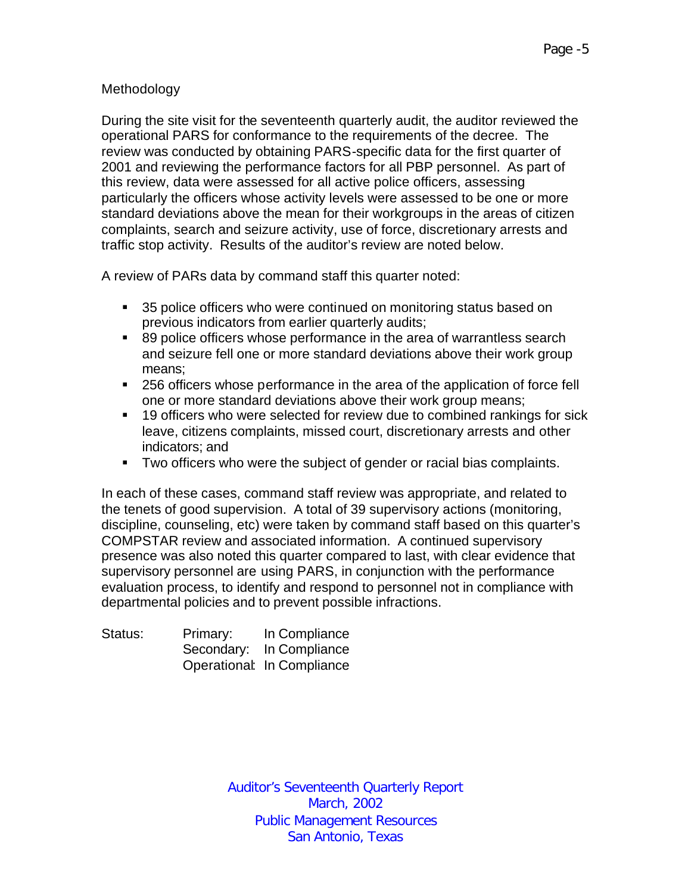Methodology

During the site visit for the seventeenth quarterly audit, the auditor reviewed the operational PARS for conformance to the requirements of the decree. The review was conducted by obtaining PARS-specific data for the first quarter of 2001 and reviewing the performance factors for all PBP personnel. As part of this review, data were assessed for all active police officers, assessing particularly the officers whose activity levels were assessed to be one or more standard deviations above the mean for their workgroups in the areas of citizen complaints, search and seizure activity, use of force, discretionary arrests and traffic stop activity. Results of the auditor's review are noted below.

A review of PARs data by command staff this quarter noted:

- 35 police officers who were continued on monitoring status based on previous indicators from earlier quarterly audits;
- 89 police officers whose performance in the area of warrantless search and seizure fell one or more standard deviations above their work group means;
- 256 officers whose performance in the area of the application of force fell one or more standard deviations above their work group means;
- 19 officers who were selected for review due to combined rankings for sick leave, citizens complaints, missed court, discretionary arrests and other indicators; and
- Two officers who were the subject of gender or racial bias complaints.

In each of these cases, command staff review was appropriate, and related to the tenets of good supervision. A total of 39 supervisory actions (monitoring, discipline, counseling, etc) were taken by command staff based on this quarter's COMPSTAR review and associated information. A continued supervisory presence was also noted this quarter compared to last, with clear evidence that supervisory personnel are using PARS, in conjunction with the performance evaluation process, to identify and respond to personnel not in compliance with departmental policies and to prevent possible infractions.

Status: Primary: In Compliance
Secondary: In Compliance
Operational: In Compliance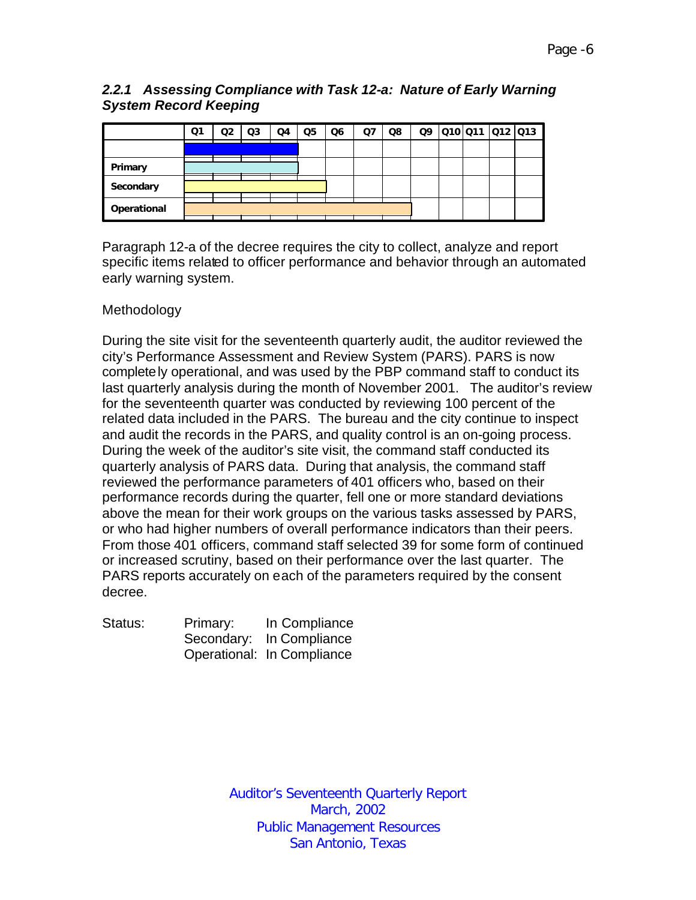### *2.2.1 Assessing Compliance with Task 12-a: Nature of Early Warning System Record Keeping*

| | Q1 | Q2 | Q3 | Q4 | Q5 | Q6 | Q7 | Q8 | Q9 | Q10 | Q11 | Q12 | Q13 |
|---|---|---|---|---|---|---|---|---|---|---|---|---|---|
| | | | | | | | | | | | | | |
| **Primary** | | | | | | | | | | | | | |
| **Secondary** | | | | | | | | | | | | | |
| **Operational** | | | | | | | | | | | | | |

Paragraph 12-a of the decree requires the city to collect, analyze and report specific items related to officer performance and behavior through an automated early warning system.

Methodology

During the site visit for the seventeenth quarterly audit, the auditor reviewed the city's Performance Assessment and Review System (PARS). PARS is now completely operational, and was used by the PBP command staff to conduct its last quarterly analysis during the month of November 2001. The auditor's review for the seventeenth quarter was conducted by reviewing 100 percent of the related data included in the PARS. The bureau and the city continue to inspect and audit the records in the PARS, and quality control is an on-going process. During the week of the auditor's site visit, the command staff conducted its quarterly analysis of PARS data. During that analysis, the command staff reviewed the performance parameters of 401 officers who, based on their performance records during the quarter, fell one or more standard deviations above the mean for their work groups on the various tasks assessed by PARS, or who had higher numbers of overall performance indicators than their peers. From those 401 officers, command staff selected 39 for some form of continued or increased scrutiny, based on their performance over the last quarter. The PARS reports accurately on each of the parameters required by the consent decree.

Status:
- Primary: In Compliance
- Secondary: In Compliance
- Operational: In Compliance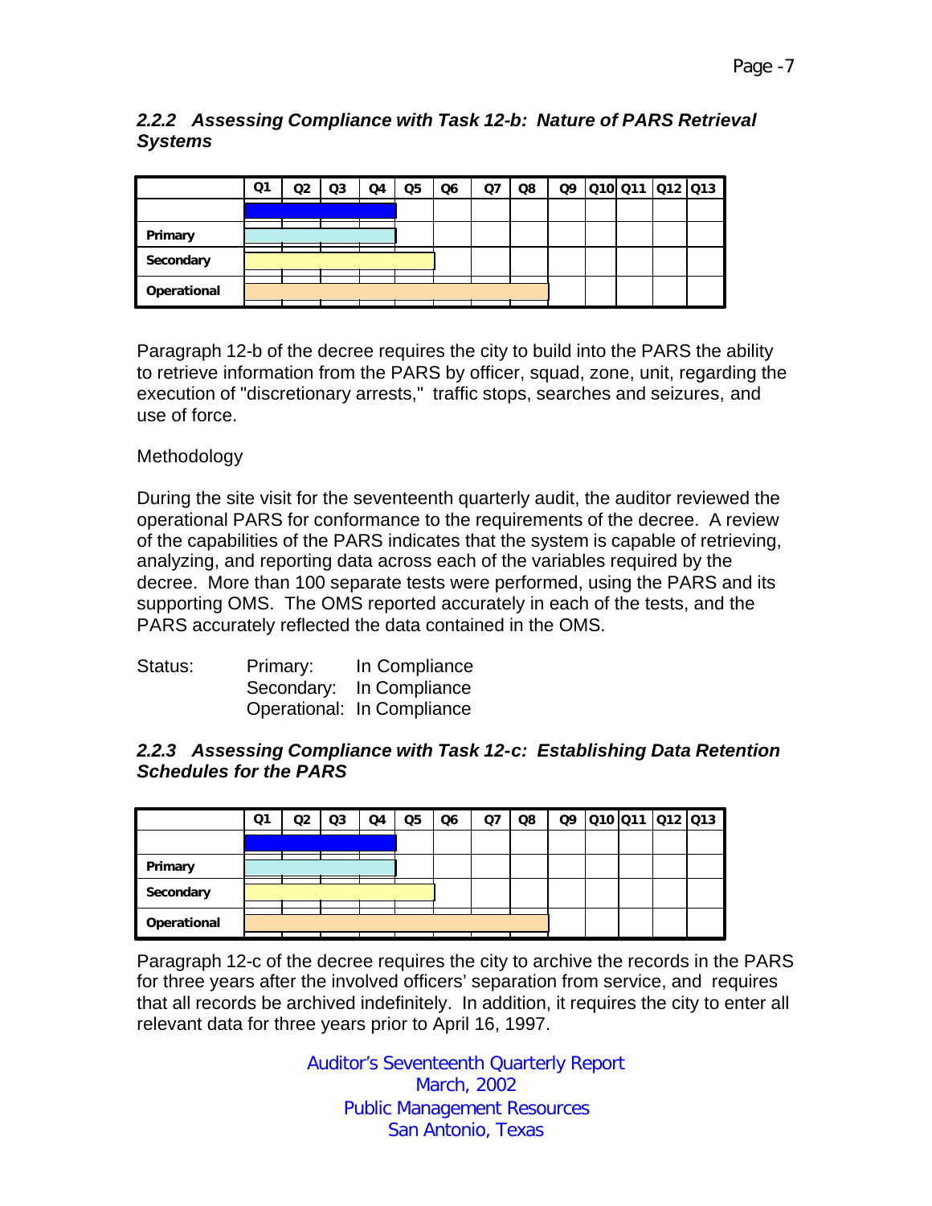### *2.2.2 Assessing Compliance with Task 12-b: Nature of PARS Retrieval Systems*

| | Q1 | Q2 | Q3 | Q4 | Q5 | Q6 | Q7 | Q8 | Q9 | Q10 | Q11 | Q12 | Q13 |
|---|---|---|---|---|---|---|---|---|---|---|---|---|---|
| | | | | | | | | | | | | | |
| Primary | | | | | | | | | | | | | |
| Secondary | | | | | | | | | | | | | |
| Operational | | | | | | | | | | | | | |

Paragraph 12-b of the decree requires the city to build into the PARS the ability to retrieve information from the PARS by officer, squad, zone, unit, regarding the execution of "discretionary arrests," traffic stops, searches and seizures, and use of force.

Methodology

During the site visit for the seventeenth quarterly audit, the auditor reviewed the operational PARS for conformance to the requirements of the decree. A review of the capabilities of the PARS indicates that the system is capable of retrieving, analyzing, and reporting data across each of the variables required by the decree. More than 100 separate tests were performed, using the PARS and its supporting OMS. The OMS reported accurately in each of the tests, and the PARS accurately reflected the data contained in the OMS.

Status: Primary: In Compliance
Secondary: In Compliance
Operational: In Compliance

### *2.2.3 Assessing Compliance with Task 12-c: Establishing Data Retention Schedules for the PARS*

| | Q1 | Q2 | Q3 | Q4 | Q5 | Q6 | Q7 | Q8 | Q9 | Q10 | Q11 | Q12 | Q13 |
|---|---|---|---|---|---|---|---|---|---|---|---|---|---|
| | | | | | | | | | | | | | |
| Primary | | | | | | | | | | | | | |
| Secondary | | | | | | | | | | | | | |
| Operational | | | | | | | | | | | | | |

Paragraph 12-c of the decree requires the city to archive the records in the PARS for three years after the involved officers' separation from service, and requires that all records be archived indefinitely. In addition, it requires the city to enter all relevant data for three years prior to April 16, 1997.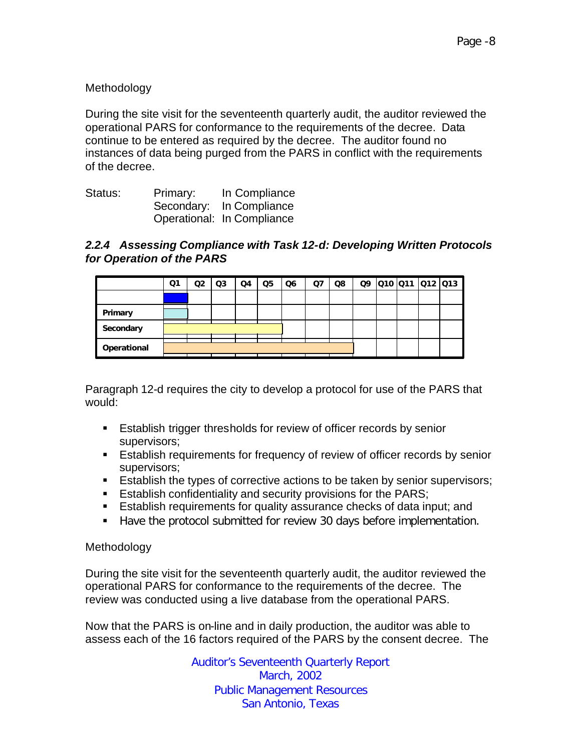Methodology

During the site visit for the seventeenth quarterly audit, the auditor reviewed the operational PARS for conformance to the requirements of the decree. Data continue to be entered as required by the decree. The auditor found no instances of data being purged from the PARS in conflict with the requirements of the decree.

Status: Primary: In Compliance
Secondary: In Compliance
Operational: In Compliance

### *2.2.4 Assessing Compliance with Task 12-d: Developing Written Protocols for Operation of the PARS*

| | Q1 | Q2 | Q3 | Q4 | Q5 | Q6 | Q7 | Q8 | Q9 | Q10 | Q11 | Q12 | Q13 |
|---|---|---|---|---|---|---|---|---|---|---|---|---|---|
| | | | | | | | | | | | | | |
| **Primary** | | | | | | | | | | | | | |
| **Secondary** | | | | | | | | | | | | | |
| **Operational** | | | | | | | | | | | | | |

Paragraph 12-d requires the city to develop a protocol for use of the PARS that would:

- Establish trigger thresholds for review of officer records by senior supervisors;
- Establish requirements for frequency of review of officer records by senior supervisors;
- Establish the types of corrective actions to be taken by senior supervisors;
- Establish confidentiality and security provisions for the PARS;
- Establish requirements for quality assurance checks of data input; and
- Have the protocol submitted for review 30 days before implementation.

Methodology

During the site visit for the seventeenth quarterly audit, the auditor reviewed the operational PARS for conformance to the requirements of the decree. The review was conducted using a live database from the operational PARS.

Now that the PARS is on-line and in daily production, the auditor was able to assess each of the 16 factors required of the PARS by the consent decree. The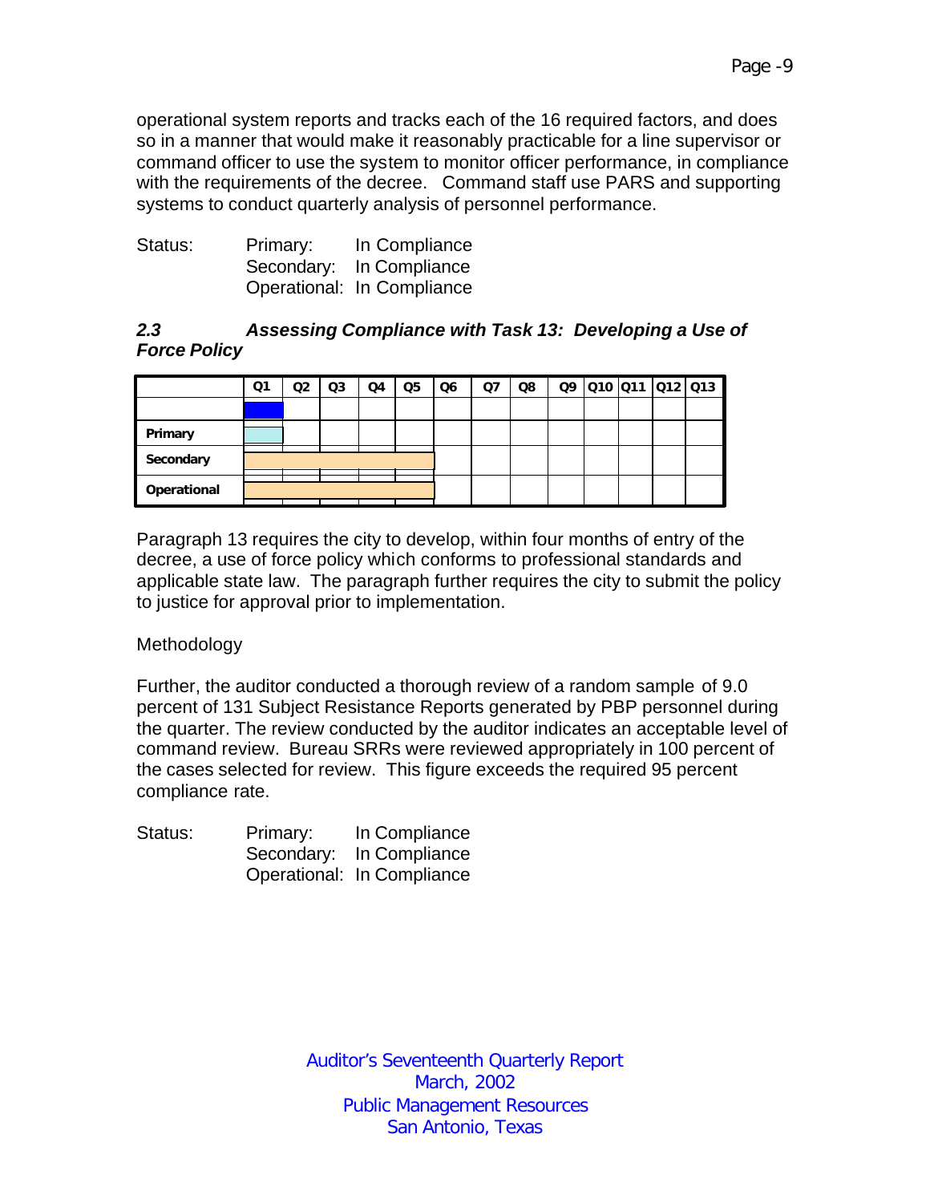operational system reports and tracks each of the 16 required factors, and does so in a manner that would make it reasonably practicable for a line supervisor or command officer to use the system to monitor officer performance, in compliance with the requirements of the decree. Command staff use PARS and supporting systems to conduct quarterly analysis of personnel performance.

Status: Primary: In Compliance
Secondary: In Compliance
Operational: In Compliance

### *2.3 Assessing Compliance with Task 13: Developing a Use of Force Policy*

| | Q1 | Q2 | Q3 | Q4 | Q5 | Q6 | Q7 | Q8 | Q9 | Q10 | Q11 | Q12 | Q13 |
|---|---|---|---|---|---|---|---|---|---|---|---|---|---|
| | | | | | | | | | | | | | |
| **Primary** | | | | | | | | | | | | | |
| **Secondary** | | | | | | | | | | | | | |
| **Operational** | | | | | | | | | | | | | |

Paragraph 13 requires the city to develop, within four months of entry of the decree, a use of force policy which conforms to professional standards and applicable state law. The paragraph further requires the city to submit the policy to justice for approval prior to implementation.

Methodology

Further, the auditor conducted a thorough review of a random sample of 9.0 percent of 131 Subject Resistance Reports generated by PBP personnel during the quarter. The review conducted by the auditor indicates an acceptable level of command review. Bureau SRRs were reviewed appropriately in 100 percent of the cases selected for review. This figure exceeds the required 95 percent compliance rate.

Status: Primary: In Compliance
Secondary: In Compliance
Operational: In Compliance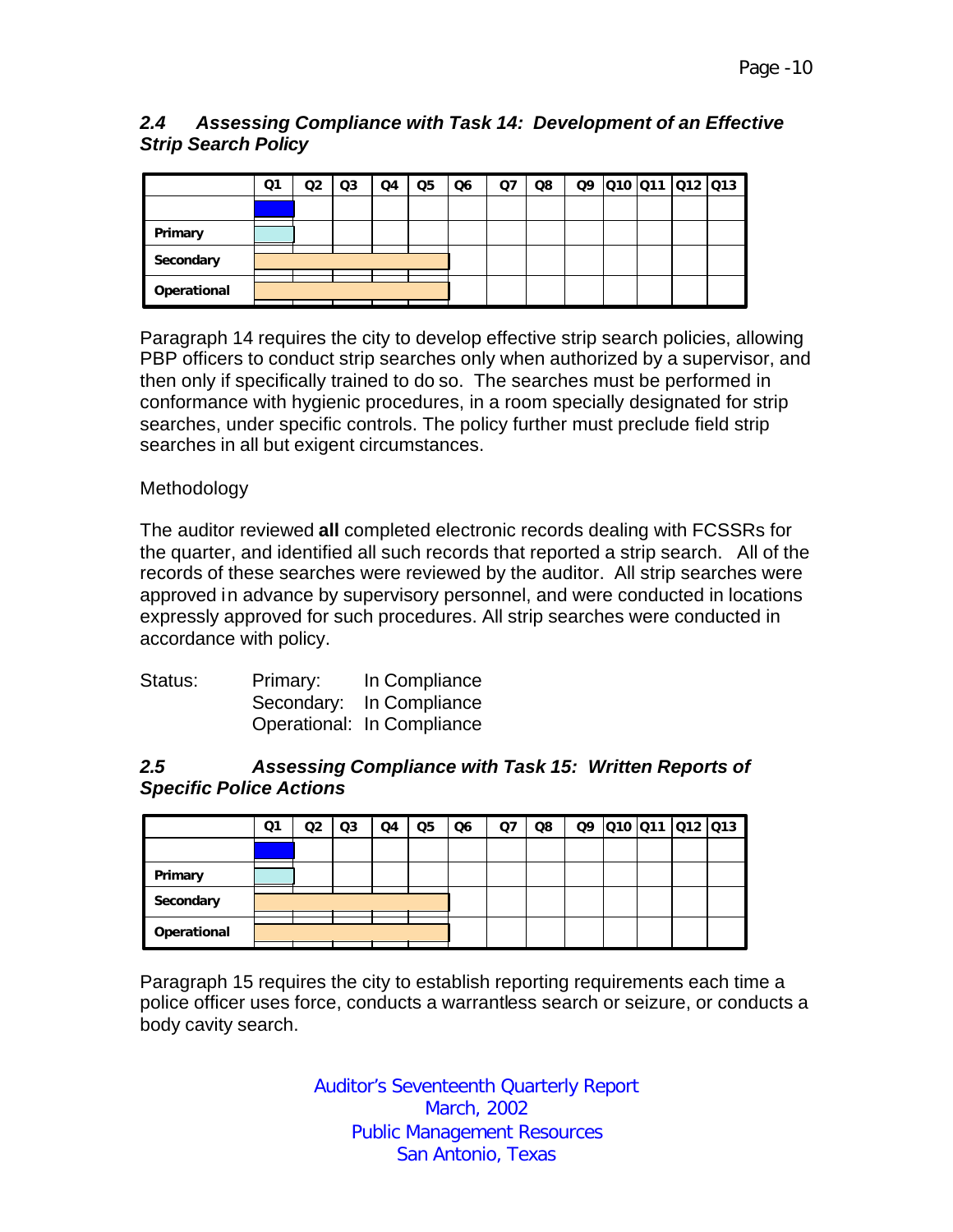### *2.4 Assessing Compliance with Task 14: Development of an Effective Strip Search Policy*

| | Q1 | Q2 | Q3 | Q4 | Q5 | Q6 | Q7 | Q8 | Q9 | Q10 | Q11 | Q12 | Q13 |
|---|---|---|---|---|---|---|---|---|---|---|---|---|---|
| | | | | | | | | | | | | | |
| Primary | | | | | | | | | | | | | |
| Secondary | | | | | | | | | | | | | |
| Operational | | | | | | | | | | | | | |

Paragraph 14 requires the city to develop effective strip search policies, allowing PBP officers to conduct strip searches only when authorized by a supervisor, and then only if specifically trained to do so. The searches must be performed in conformance with hygienic procedures, in a room specially designated for strip searches, under specific controls. The policy further must preclude field strip searches in all but exigent circumstances.

Methodology

The auditor reviewed **all** completed electronic records dealing with FCSSRs for the quarter, and identified all such records that reported a strip search. All of the records of these searches were reviewed by the auditor. All strip searches were approved in advance by supervisory personnel, and were conducted in locations expressly approved for such procedures. All strip searches were conducted in accordance with policy.

Status: Primary: In Compliance
Secondary: In Compliance
Operational: In Compliance

### *2.5 Assessing Compliance with Task 15: Written Reports of Specific Police Actions*

| | Q1 | Q2 | Q3 | Q4 | Q5 | Q6 | Q7 | Q8 | Q9 | Q10 | Q11 | Q12 | Q13 |
|---|---|---|---|---|---|---|---|---|---|---|---|---|---|
| | | | | | | | | | | | | | |
| Primary | | | | | | | | | | | | | |
| Secondary | | | | | | | | | | | | | |
| Operational | | | | | | | | | | | | | |

Paragraph 15 requires the city to establish reporting requirements each time a police officer uses force, conducts a warrantless search or seizure, or conducts a body cavity search.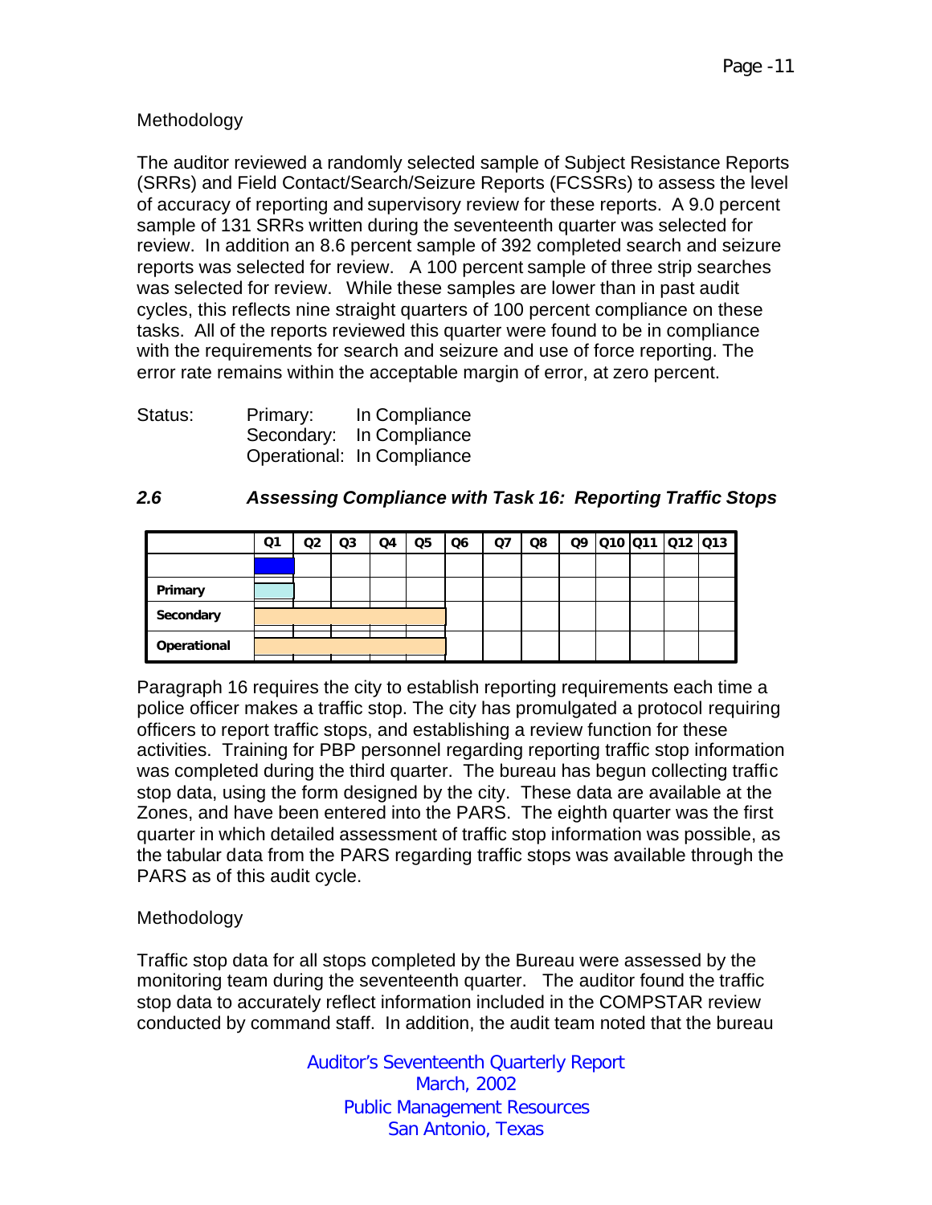Methodology

The auditor reviewed a randomly selected sample of Subject Resistance Reports (SRRs) and Field Contact/Search/Seizure Reports (FCSSRs) to assess the level of accuracy of reporting and supervisory review for these reports. A 9.0 percent sample of 131 SRRs written during the seventeenth quarter was selected for review. In addition an 8.6 percent sample of 392 completed search and seizure reports was selected for review. A 100 percent sample of three strip searches was selected for review. While these samples are lower than in past audit cycles, this reflects nine straight quarters of 100 percent compliance on these tasks. All of the reports reviewed this quarter were found to be in compliance with the requirements for search and seizure and use of force reporting. The error rate remains within the acceptable margin of error, at zero percent.

Status: Primary: In Compliance
Secondary: In Compliance
Operational: In Compliance

## 2.6 Assessing Compliance with Task 16: Reporting Traffic Stops

| | Q1 | Q2 | Q3 | Q4 | Q5 | Q6 | Q7 | Q8 | Q9 | Q10 | Q11 | Q12 | Q13 |
|---|---|---|---|---|---|---|---|---|---|---|---|---|---|
| | | | | | | | | | | | | | |
| Primary | | | | | | | | | | | | | |
| Secondary | | | | | | | | | | | | | |
| Operational | | | | | | | | | | | | | |

Paragraph 16 requires the city to establish reporting requirements each time a police officer makes a traffic stop. The city has promulgated a protocol requiring officers to report traffic stops, and establishing a review function for these activities. Training for PBP personnel regarding reporting traffic stop information was completed during the third quarter. The bureau has begun collecting traffic stop data, using the form designed by the city. These data are available at the Zones, and have been entered into the PARS. The eighth quarter was the first quarter in which detailed assessment of traffic stop information was possible, as the tabular data from the PARS regarding traffic stops was available through the PARS as of this audit cycle.

Methodology

Traffic stop data for all stops completed by the Bureau were assessed by the monitoring team during the seventeenth quarter. The auditor found the traffic stop data to accurately reflect information included in the COMPSTAR review conducted by command staff. In addition, the audit team noted that the bureau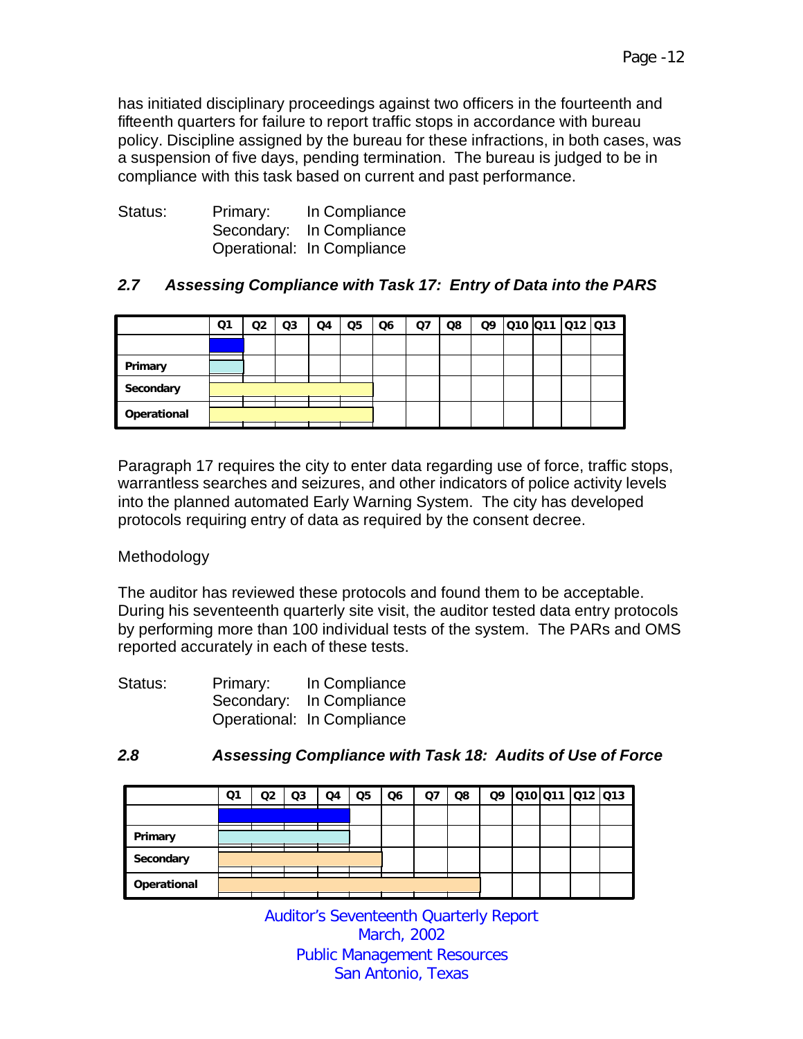has initiated disciplinary proceedings against two officers in the fourteenth and fifteenth quarters for failure to report traffic stops in accordance with bureau policy. Discipline assigned by the bureau for these infractions, in both cases, was a suspension of five days, pending termination. The bureau is judged to be in compliance with this task based on current and past performance.

Status: Primary: In Compliance
Secondary: In Compliance
Operational: In Compliance

### *2.7 Assessing Compliance with Task 17: Entry of Data into the PARS*

| | Q1 | Q2 | Q3 | Q4 | Q5 | Q6 | Q7 | Q8 | Q9 | Q10 | Q11 | Q12 | Q13 |
|---|---|---|---|---|---|---|---|---|---|---|---|---|---|
| | | | | | | | | | | | | | |
| **Primary** | | | | | | | | | | | | | |
| **Secondary** | | | | | | | | | | | | | |
| **Operational** | | | | | | | | | | | | | |

Paragraph 17 requires the city to enter data regarding use of force, traffic stops, warrantless searches and seizures, and other indicators of police activity levels into the planned automated Early Warning System. The city has developed protocols requiring entry of data as required by the consent decree.

Methodology

The auditor has reviewed these protocols and found them to be acceptable. During his seventeenth quarterly site visit, the auditor tested data entry protocols by performing more than 100 individual tests of the system. The PARs and OMS reported accurately in each of these tests.

Status: Primary: In Compliance
Secondary: In Compliance
Operational: In Compliance

### *2.8 Assessing Compliance with Task 18: Audits of Use of Force*

| | Q1 | Q2 | Q3 | Q4 | Q5 | Q6 | Q7 | Q8 | Q9 | Q10 | Q11 | Q12 | Q13 |
|---|---|---|---|---|---|---|---|---|---|---|---|---|---|
| | | | | | | | | | | | | | |
| **Primary** | | | | | | | | | | | | | |
| **Secondary** | | | | | | | | | | | | | |
| **Operational** | | | | | | | | | | | | | |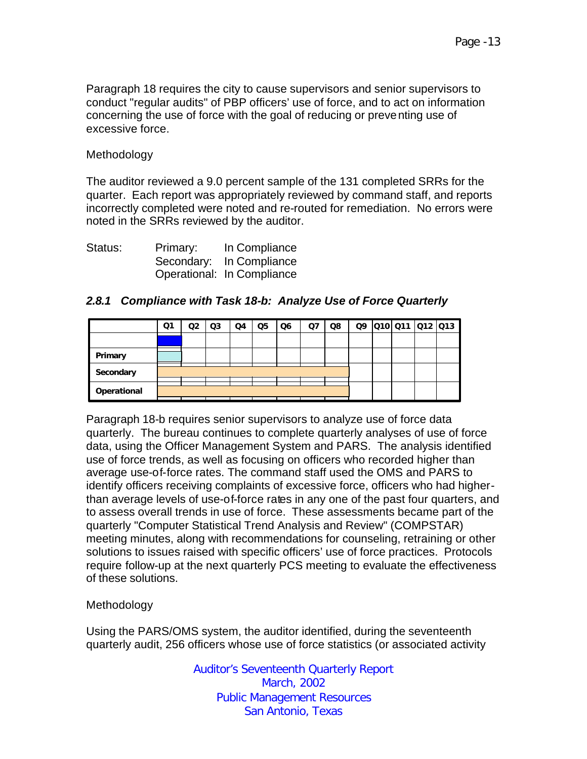Paragraph 18 requires the city to cause supervisors and senior supervisors to conduct "regular audits" of PBP officers' use of force, and to act on information concerning the use of force with the goal of reducing or preventing use of excessive force.

Methodology

The auditor reviewed a 9.0 percent sample of the 131 completed SRRs for the quarter. Each report was appropriately reviewed by command staff, and reports incorrectly completed were noted and re-routed for remediation. No errors were noted in the SRRs reviewed by the auditor.

Status: Primary: In Compliance
Secondary: In Compliance
Operational: In Compliance

### *2.8.1 Compliance with Task 18-b: Analyze Use of Force Quarterly*

| | Q1 | Q2 | Q3 | Q4 | Q5 | Q6 | Q7 | Q8 | Q9 | Q10 | Q11 | Q12 | Q13 |
|---|---|---|---|---|---|---|---|---|---|---|---|---|---|
| Primary | | | | | | | | | | | | | |
| Secondary | | | | | | | | | | | | | |
| Operational | | | | | | | | | | | | | |

Paragraph 18-b requires senior supervisors to analyze use of force data quarterly. The bureau continues to complete quarterly analyses of use of force data, using the Officer Management System and PARS. The analysis identified use of force trends, as well as focusing on officers who recorded higher than average use-of-force rates. The command staff used the OMS and PARS to identify officers receiving complaints of excessive force, officers who had higher-than average levels of use-of-force rates in any one of the past four quarters, and to assess overall trends in use of force. These assessments became part of the quarterly "Computer Statistical Trend Analysis and Review" (COMPSTAR) meeting minutes, along with recommendations for counseling, retraining or other solutions to issues raised with specific officers' use of force practices. Protocols require follow-up at the next quarterly PCS meeting to evaluate the effectiveness of these solutions.

Methodology

Using the PARS/OMS system, the auditor identified, during the seventeenth quarterly audit, 256 officers whose use of force statistics (or associated activity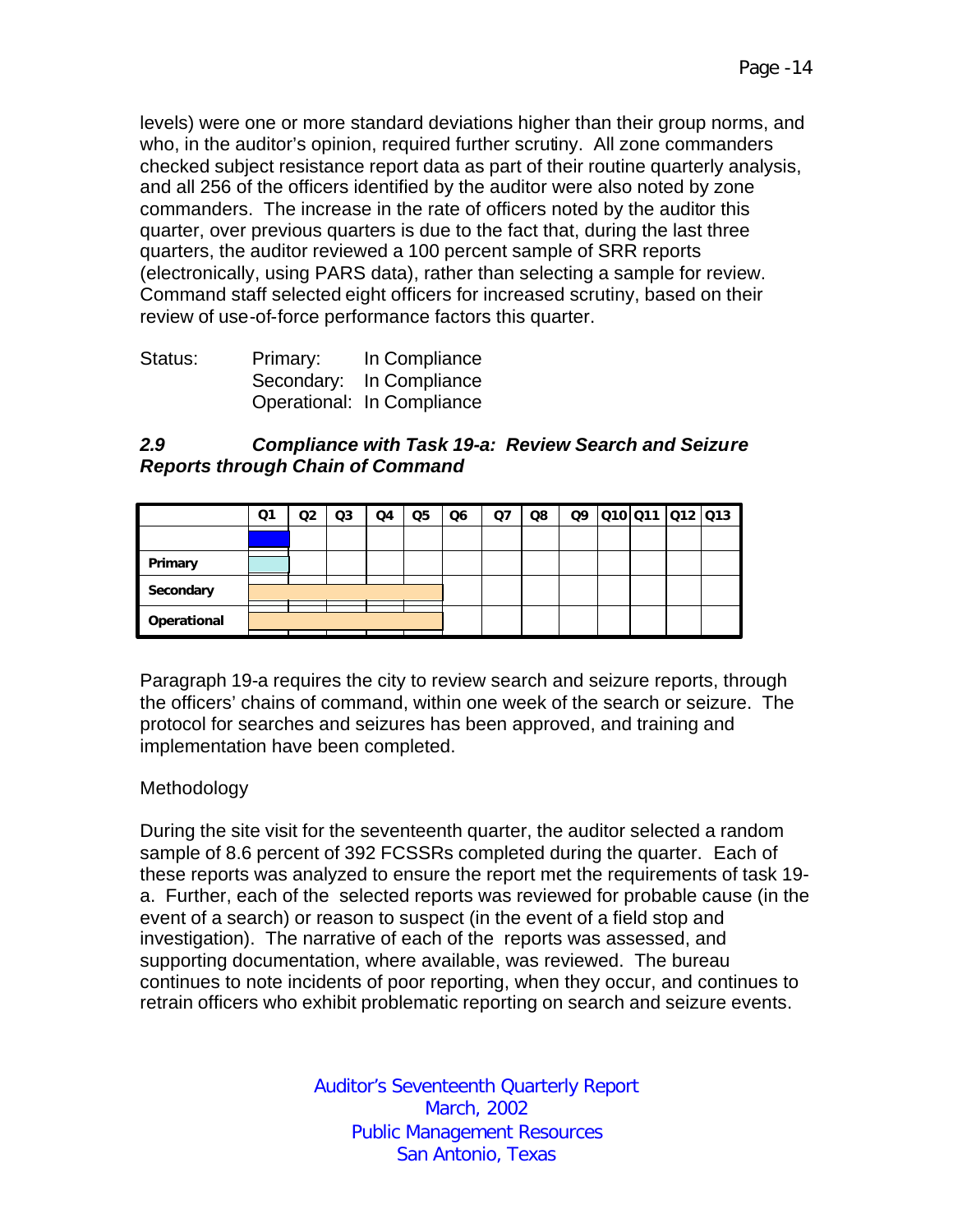levels) were one or more standard deviations higher than their group norms, and who, in the auditor's opinion, required further scrutiny. All zone commanders checked subject resistance report data as part of their routine quarterly analysis, and all 256 of the officers identified by the auditor were also noted by zone commanders. The increase in the rate of officers noted by the auditor this quarter, over previous quarters is due to the fact that, during the last three quarters, the auditor reviewed a 100 percent sample of SRR reports (electronically, using PARS data), rather than selecting a sample for review. Command staff selected eight officers for increased scrutiny, based on their review of use-of-force performance factors this quarter.

Status: Primary: In Compliance
Secondary: In Compliance
Operational: In Compliance

### *2.9 Compliance with Task 19-a: Review Search and Seizure Reports through Chain of Command*

| | Q1 | Q2 | Q3 | Q4 | Q5 | Q6 | Q7 | Q8 | Q9 | Q10 | Q11 | Q12 | Q13 |
|---|---|---|---|---|---|---|---|---|---|---|---|---|---|
| | | | | | | | | | | | | | |
| **Primary** | | | | | | | | | | | | | |
| **Secondary** | | | | | | | | | | | | | |
| **Operational** | | | | | | | | | | | | | |

Paragraph 19-a requires the city to review search and seizure reports, through the officers' chains of command, within one week of the search or seizure. The protocol for searches and seizures has been approved, and training and implementation have been completed.

Methodology

During the site visit for the seventeenth quarter, the auditor selected a random sample of 8.6 percent of 392 FCSSRs completed during the quarter. Each of these reports was analyzed to ensure the report met the requirements of task 19-a. Further, each of the selected reports was reviewed for probable cause (in the event of a search) or reason to suspect (in the event of a field stop and investigation). The narrative of each of the reports was assessed, and supporting documentation, where available, was reviewed. The bureau continues to note incidents of poor reporting, when they occur, and continues to retrain officers who exhibit problematic reporting on search and seizure events.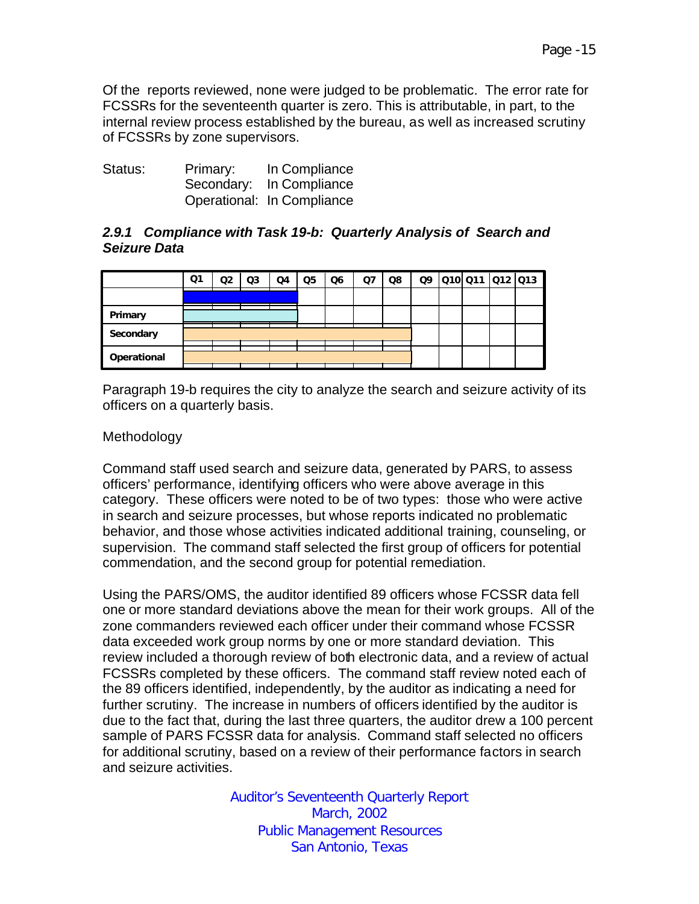Of the reports reviewed, none were judged to be problematic. The error rate for FCSSRs for the seventeenth quarter is zero. This is attributable, in part, to the internal review process established by the bureau, as well as increased scrutiny of FCSSRs by zone supervisors.

Status: Primary: In Compliance
Secondary: In Compliance
Operational: In Compliance

### *2.9.1 Compliance with Task 19-b: Quarterly Analysis of Search and Seizure Data*

| | Q1 | Q2 | Q3 | Q4 | Q5 | Q6 | Q7 | Q8 | Q9 | Q10 | Q11 | Q12 | Q13 |
|---|---|---|---|---|---|---|---|---|---|---|---|---|---|
| Primary | | | | | | | | | | | | | |
| Secondary | | | | | | | | | | | | | |
| Operational | | | | | | | | | | | | | |

Paragraph 19-b requires the city to analyze the search and seizure activity of its officers on a quarterly basis.

Methodology

Command staff used search and seizure data, generated by PARS, to assess officers' performance, identifying officers who were above average in this category. These officers were noted to be of two types: those who were active in search and seizure processes, but whose reports indicated no problematic behavior, and those whose activities indicated additional training, counseling, or supervision. The command staff selected the first group of officers for potential commendation, and the second group for potential remediation.

Using the PARS/OMS, the auditor identified 89 officers whose FCSSR data fell one or more standard deviations above the mean for their work groups. All of the zone commanders reviewed each officer under their command whose FCSSR data exceeded work group norms by one or more standard deviation. This review included a thorough review of both electronic data, and a review of actual FCSSRs completed by these officers. The command staff review noted each of the 89 officers identified, independently, by the auditor as indicating a need for further scrutiny. The increase in numbers of officers identified by the auditor is due to the fact that, during the last three quarters, the auditor drew a 100 percent sample of PARS FCSSR data for analysis. Command staff selected no officers for additional scrutiny, based on a review of their performance factors in search and seizure activities.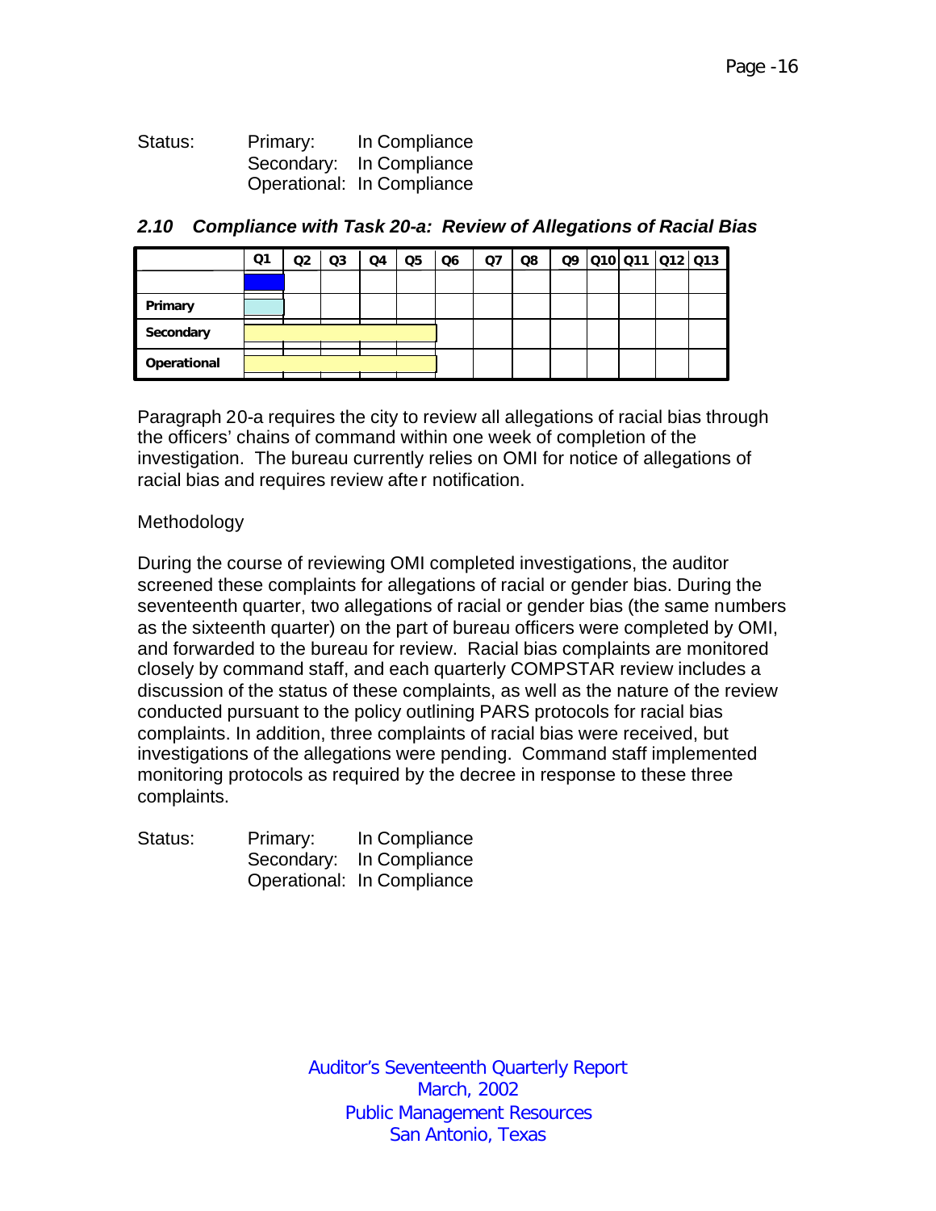Status: Primary: In Compliance
Secondary: In Compliance
Operational: In Compliance

### *2.10 Compliance with Task 20-a: Review of Allegations of Racial Bias*

| | Q1 | Q2 | Q3 | Q4 | Q5 | Q6 | Q7 | Q8 | Q9 | Q10 | Q11 | Q12 | Q13 |
|---|---|---|---|---|---|---|---|---|---|---|---|---|---|
| **Primary** | | | | | | | | | | | | | |
| **Secondary** | | | | | | | | | | | | | |
| **Operational** | | | | | | | | | | | | | |

Paragraph 20-a requires the city to review all allegations of racial bias through the officers' chains of command within one week of completion of the investigation. The bureau currently relies on OMI for notice of allegations of racial bias and requires review after notification.

Methodology

During the course of reviewing OMI completed investigations, the auditor screened these complaints for allegations of racial or gender bias. During the seventeenth quarter, two allegations of racial or gender bias (the same numbers as the sixteenth quarter) on the part of bureau officers were completed by OMI, and forwarded to the bureau for review. Racial bias complaints are monitored closely by command staff, and each quarterly COMPSTAR review includes a discussion of the status of these complaints, as well as the nature of the review conducted pursuant to the policy outlining PARS protocols for racial bias complaints. In addition, three complaints of racial bias were received, but investigations of the allegations were pending. Command staff implemented monitoring protocols as required by the decree in response to these three complaints.

Status: Primary: In Compliance
Secondary: In Compliance
Operational: In Compliance

Auditor's Seventeenth Quarterly Report
March, 2002
Public Management Resources
San Antonio, Texas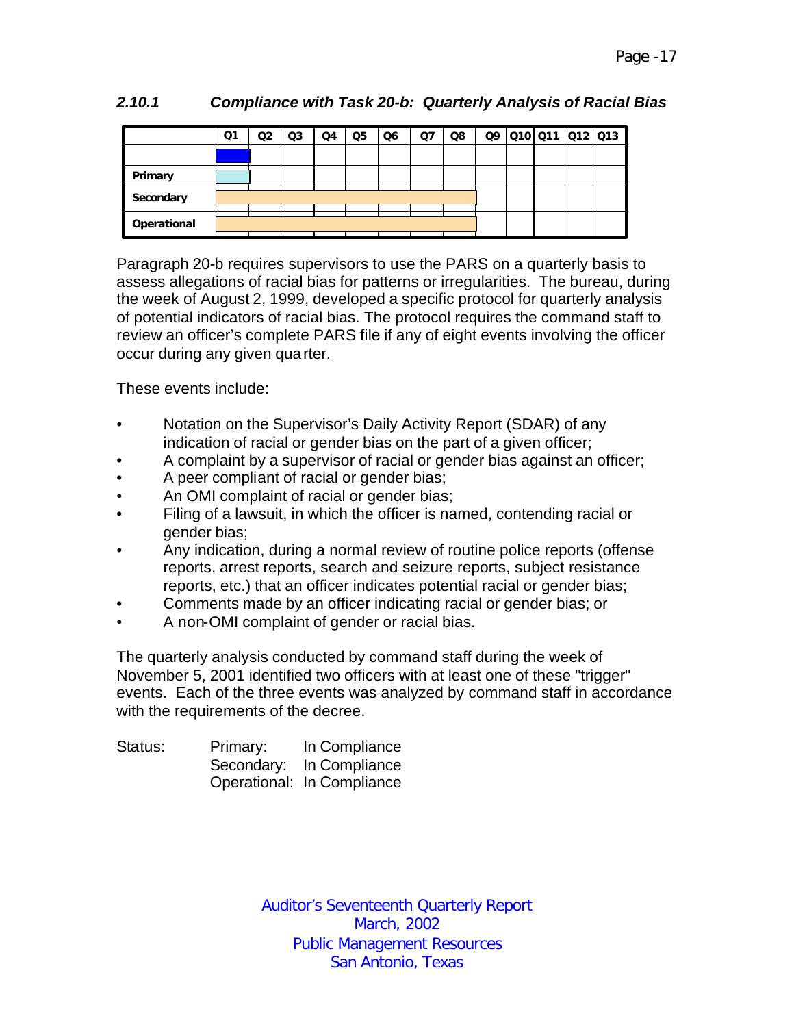### 2.10.1 *Compliance with Task 20-b: Quarterly Analysis of Racial Bias*

| | Q1 | Q2 | Q3 | Q4 | Q5 | Q6 | Q7 | Q8 | Q9 | Q10 | Q11 | Q12 | Q13 |
|---|---|---|---|---|---|---|---|---|---|---|---|---|---|
| | | | | | | | | | | | | | |
| Primary | | | | | | | | | | | | | |
| Secondary | | | | | | | | | | | | | |
| Operational | | | | | | | | | | | | | |

Paragraph 20-b requires supervisors to use the PARS on a quarterly basis to assess allegations of racial bias for patterns or irregularities. The bureau, during the week of August 2, 1999, developed a specific protocol for quarterly analysis of potential indicators of racial bias. The protocol requires the command staff to review an officer's complete PARS file if any of eight events involving the officer occur during any given quarter.

These events include:

- Notation on the Supervisor's Daily Activity Report (SDAR) of any indication of racial or gender bias on the part of a given officer;
- A complaint by a supervisor of racial or gender bias against an officer;
- A peer compliant of racial or gender bias;
- An OMI complaint of racial or gender bias;
- Filing of a lawsuit, in which the officer is named, contending racial or gender bias;
- Any indication, during a normal review of routine police reports (offense reports, arrest reports, search and seizure reports, subject resistance reports, etc.) that an officer indicates potential racial or gender bias;
- Comments made by an officer indicating racial or gender bias; or
- A non-OMI complaint of gender or racial bias.

The quarterly analysis conducted by command staff during the week of November 5, 2001 identified two officers with at least one of these "trigger" events. Each of the three events was analyzed by command staff in accordance with the requirements of the decree.

Status: Primary: In Compliance
Secondary: In Compliance
Operational: In Compliance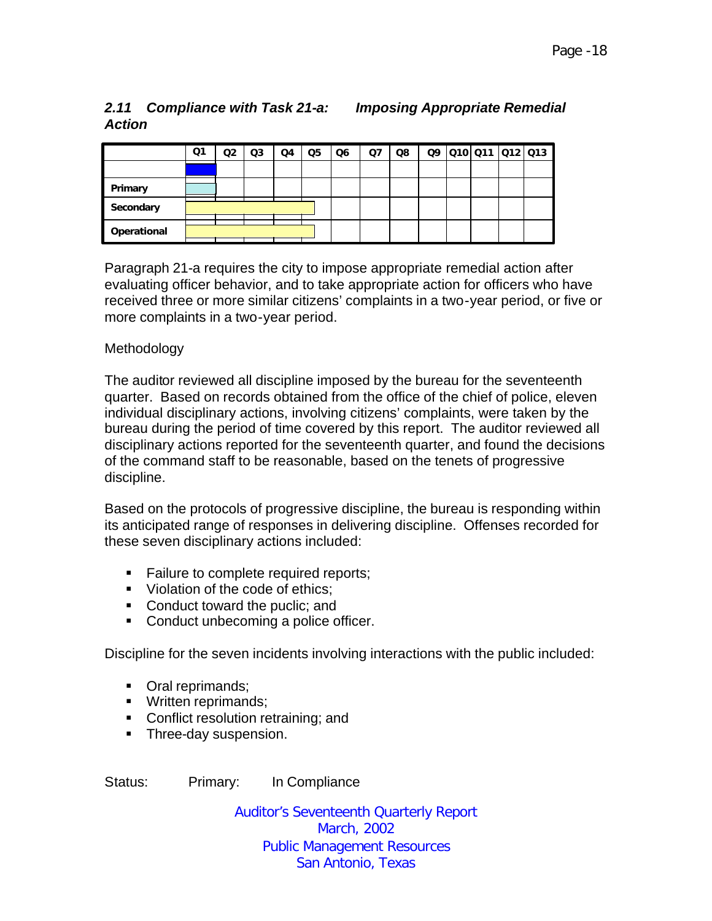## 2.11 Compliance with Task 21-a: *Imposing Appropriate Remedial Action*

| | Q1 | Q2 | Q3 | Q4 | Q5 | Q6 | Q7 | Q8 | Q9 | Q10 | Q11 | Q12 | Q13 |
|---|---|---|---|---|---|---|---|---|---|---|---|---|---|
| | | | | | | | | | | | | | |
| Primary | | | | | | | | | | | | | |
| Secondary | | | | | | | | | | | | | |
| Operational | | | | | | | | | | | | | |

Paragraph 21-a requires the city to impose appropriate remedial action after evaluating officer behavior, and to take appropriate action for officers who have received three or more similar citizens' complaints in a two-year period, or five or more complaints in a two-year period.

Methodology

The auditor reviewed all discipline imposed by the bureau for the seventeenth quarter. Based on records obtained from the office of the chief of police, eleven individual disciplinary actions, involving citizens' complaints, were taken by the bureau during the period of time covered by this report. The auditor reviewed all disciplinary actions reported for the seventeenth quarter, and found the decisions of the command staff to be reasonable, based on the tenets of progressive discipline.

Based on the protocols of progressive discipline, the bureau is responding within its anticipated range of responses in delivering discipline. Offenses recorded for these seven disciplinary actions included:

- Failure to complete required reports;
- Violation of the code of ethics;
- Conduct toward the puclic; and
- Conduct unbecoming a police officer.

Discipline for the seven incidents involving interactions with the public included:

- Oral reprimands;
- Written reprimands;
- Conflict resolution retraining; and
- Three-day suspension.

Status: Primary: In Compliance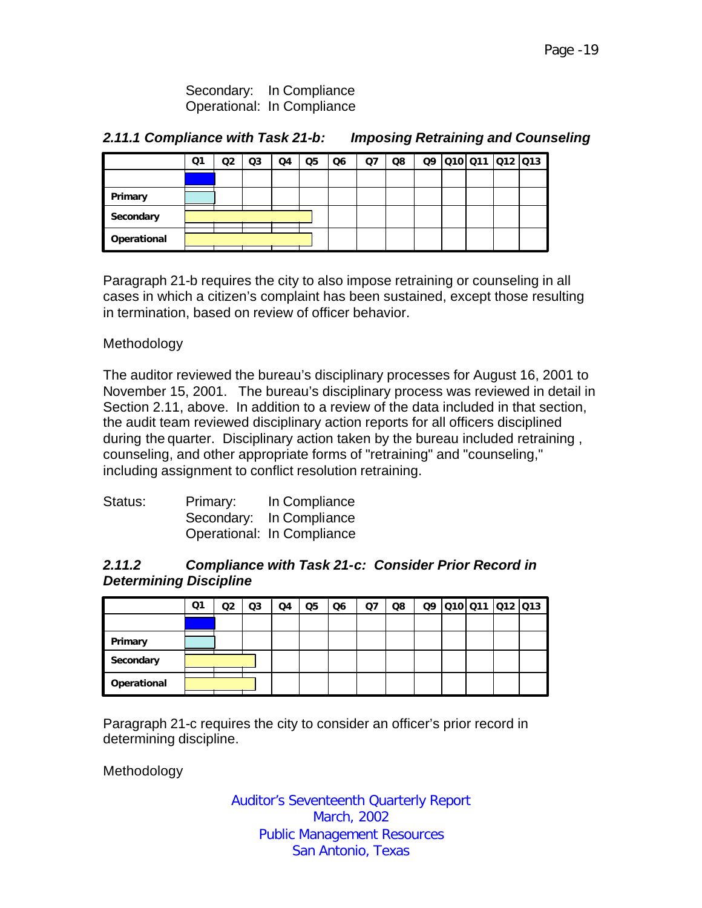Secondary: In Compliance
Operational: In Compliance

### *2.11.1 Compliance with Task 21-b: Imposing Retraining and Counseling*

| | Q1 | Q2 | Q3 | Q4 | Q5 | Q6 | Q7 | Q8 | Q9 | Q10 | Q11 | Q12 | Q13 |
|---|---|---|---|---|---|---|---|---|---|---|---|---|---|
| | | | | | | | | | | | | | |
| **Primary** | | | | | | | | | | | | | |
| **Secondary** | | | | | | | | | | | | | |
| **Operational** | | | | | | | | | | | | | |

Paragraph 21-b requires the city to also impose retraining or counseling in all cases in which a citizen's complaint has been sustained, except those resulting in termination, based on review of officer behavior.

Methodology

The auditor reviewed the bureau's disciplinary processes for August 16, 2001 to November 15, 2001. The bureau's disciplinary process was reviewed in detail in Section 2.11, above. In addition to a review of the data included in that section, the audit team reviewed disciplinary action reports for all officers disciplined during the quarter. Disciplinary action taken by the bureau included retraining , counseling, and other appropriate forms of "retraining" and "counseling," including assignment to conflict resolution retraining.

Status: Primary: In Compliance
Secondary: In Compliance
Operational: In Compliance

### *2.11.2 Compliance with Task 21-c: Consider Prior Record in Determining Discipline*

| | Q1 | Q2 | Q3 | Q4 | Q5 | Q6 | Q7 | Q8 | Q9 | Q10 | Q11 | Q12 | Q13 |
|---|---|---|---|---|---|---|---|---|---|---|---|---|---|
| | | | | | | | | | | | | | |
| **Primary** | | | | | | | | | | | | | |
| **Secondary** | | | | | | | | | | | | | |
| **Operational** | | | | | | | | | | | | | |

Paragraph 21-c requires the city to consider an officer's prior record in determining discipline.

Methodology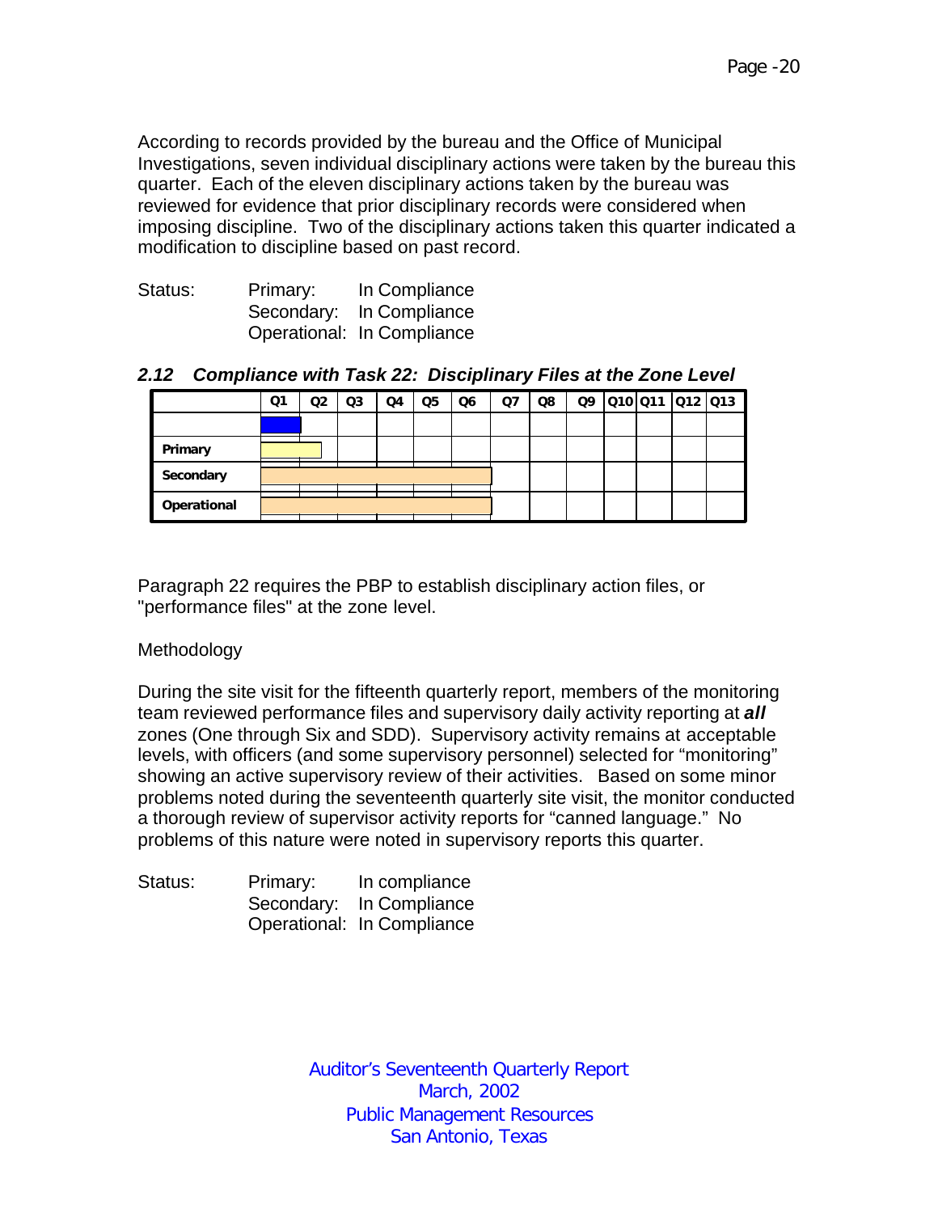According to records provided by the bureau and the Office of Municipal Investigations, seven individual disciplinary actions were taken by the bureau this quarter. Each of the eleven disciplinary actions taken by the bureau was reviewed for evidence that prior disciplinary records were considered when imposing discipline. Two of the disciplinary actions taken this quarter indicated a modification to discipline based on past record.

Status: Primary: In Compliance
Secondary: In Compliance
Operational: In Compliance

### *2.12 Compliance with Task 22: Disciplinary Files at the Zone Level*

| | Q1 | Q2 | Q3 | Q4 | Q5 | Q6 | Q7 | Q8 | Q9 | Q10 | Q11 | Q12 | Q13 |
|---|---|---|---|---|---|---|---|---|---|---|---|---|---|
| | | | | | | | | | | | | | |
| **Primary** | | | | | | | | | | | | | |
| **Secondary** | | | | | | | | | | | | | |
| **Operational** | | | | | | | | | | | | | |

Paragraph 22 requires the PBP to establish disciplinary action files, or "performance files" at the zone level.

Methodology

During the site visit for the fifteenth quarterly report, members of the monitoring team reviewed performance files and supervisory daily activity reporting at ***all*** zones (One through Six and SDD). Supervisory activity remains at acceptable levels, with officers (and some supervisory personnel) selected for "monitoring" showing an active supervisory review of their activities. Based on some minor problems noted during the seventeenth quarterly site visit, the monitor conducted a thorough review of supervisor activity reports for "canned language." No problems of this nature were noted in supervisory reports this quarter.

Status: Primary: In compliance
Secondary: In Compliance
Operational: In Compliance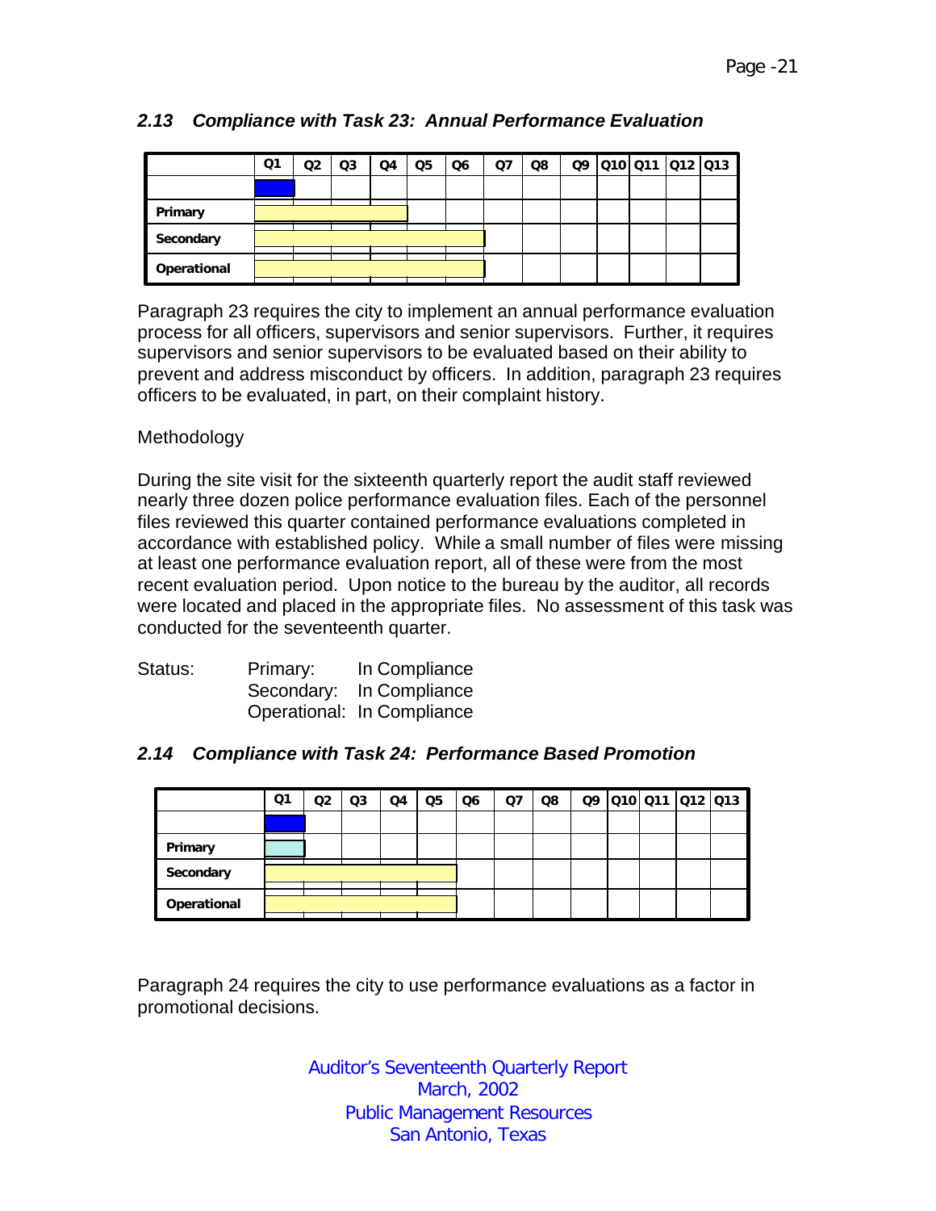### 2.13 Compliance with Task 23: Annual Performance Evaluation

| | Q1 | Q2 | Q3 | Q4 | Q5 | Q6 | Q7 | Q8 | Q9 | Q10 | Q11 | Q12 | Q13 |
|---|---|---|---|---|---|---|---|---|---|---|---|---|---|
| | | | | | | | | | | | | | |
| Primary | | | | | | | | | | | | | |
| Secondary | | | | | | | | | | | | | |
| Operational | | | | | | | | | | | | | |

Paragraph 23 requires the city to implement an annual performance evaluation process for all officers, supervisors and senior supervisors. Further, it requires supervisors and senior supervisors to be evaluated based on their ability to prevent and address misconduct by officers. In addition, paragraph 23 requires officers to be evaluated, in part, on their complaint history.

Methodology

During the site visit for the sixteenth quarterly report the audit staff reviewed nearly three dozen police performance evaluation files. Each of the personnel files reviewed this quarter contained performance evaluations completed in accordance with established policy. While a small number of files were missing at least one performance evaluation report, all of these were from the most recent evaluation period. Upon notice to the bureau by the auditor, all records were located and placed in the appropriate files. No assessment of this task was conducted for the seventeenth quarter.

Status: Primary: In Compliance
Secondary: In Compliance
Operational: In Compliance

### 2.14 Compliance with Task 24: Performance Based Promotion

| | Q1 | Q2 | Q3 | Q4 | Q5 | Q6 | Q7 | Q8 | Q9 | Q10 | Q11 | Q12 | Q13 |
|---|---|---|---|---|---|---|---|---|---|---|---|---|---|
| | | | | | | | | | | | | | |
| Primary | | | | | | | | | | | | | |
| Secondary | | | | | | | | | | | | | |
| Operational | | | | | | | | | | | | | |

Paragraph 24 requires the city to use performance evaluations as a factor in promotional decisions.

Auditor's Seventeenth Quarterly Report
March, 2002
Public Management Resources
San Antonio, Texas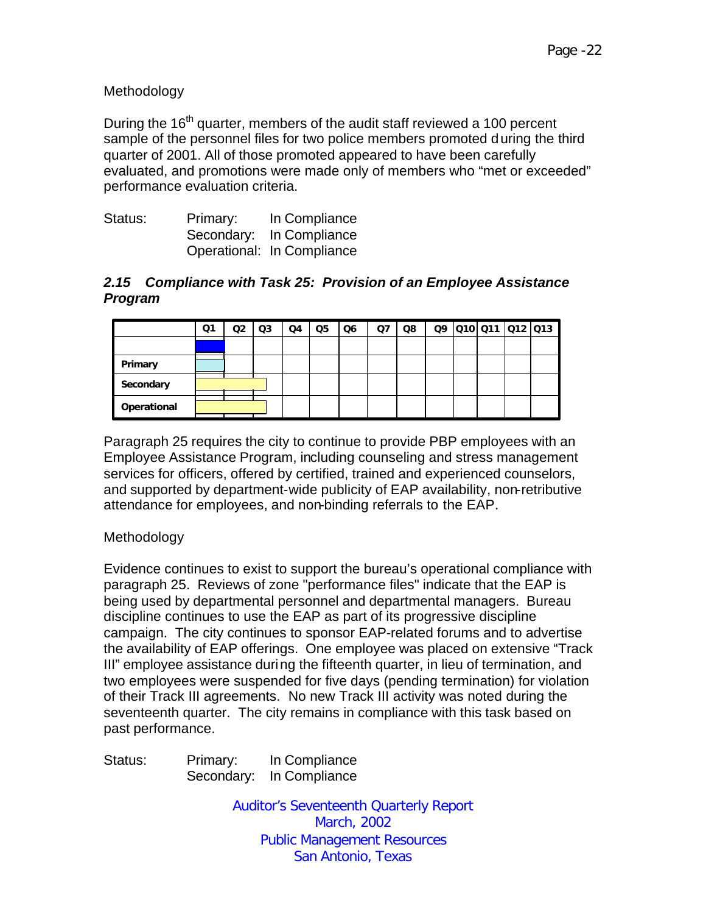Methodology

During the 16th quarter, members of the audit staff reviewed a 100 percent sample of the personnel files for two police members promoted during the third quarter of 2001. All of those promoted appeared to have been carefully evaluated, and promotions were made only of members who "met or exceeded" performance evaluation criteria.

Status: Primary: In Compliance
Secondary: In Compliance
Operational: In Compliance

### *2.15 Compliance with Task 25: Provision of an Employee Assistance Program*

| | Q1 | Q2 | Q3 | Q4 | Q5 | Q6 | Q7 | Q8 | Q9 | Q10 | Q11 | Q12 | Q13 |
|---|---|---|---|---|---|---|---|---|---|---|---|---|---|
| | | | | | | | | | | | | | |
| **Primary** | | | | | | | | | | | | | |
| **Secondary** | | | | | | | | | | | | | |
| **Operational** | | | | | | | | | | | | | |

Paragraph 25 requires the city to continue to provide PBP employees with an Employee Assistance Program, including counseling and stress management services for officers, offered by certified, trained and experienced counselors, and supported by department-wide publicity of EAP availability, non-retributive attendance for employees, and non-binding referrals to the EAP.

Methodology

Evidence continues to exist to support the bureau's operational compliance with paragraph 25. Reviews of zone "performance files" indicate that the EAP is being used by departmental personnel and departmental managers. Bureau discipline continues to use the EAP as part of its progressive discipline campaign. The city continues to sponsor EAP-related forums and to advertise the availability of EAP offerings. One employee was placed on extensive "Track III" employee assistance during the fifteenth quarter, in lieu of termination, and two employees were suspended for five days (pending termination) for violation of their Track III agreements. No new Track III activity was noted during the seventeenth quarter. The city remains in compliance with this task based on past performance.

Status: Primary: In Compliance
Secondary: In Compliance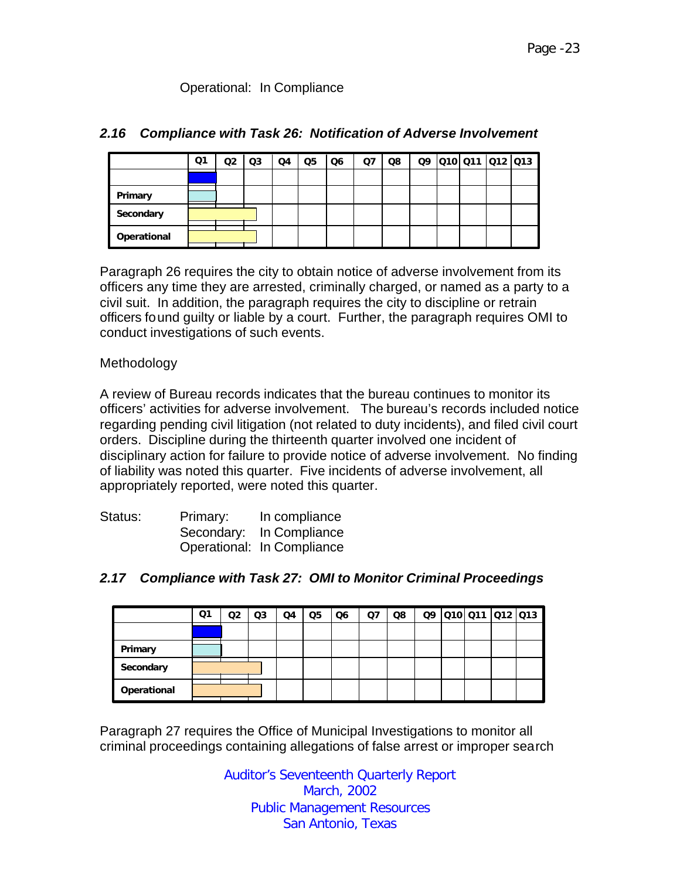Operational: In Compliance

### *2.16 Compliance with Task 26: Notification of Adverse Involvement*

| | Q1 | Q2 | Q3 | Q4 | Q5 | Q6 | Q7 | Q8 | Q9 | Q10 | Q11 | Q12 | Q13 |
|---|---|---|---|---|---|---|---|---|---|---|---|---|---|
| | | | | | | | | | | | | | |
| Primary | | | | | | | | | | | | | |
| Secondary | | | | | | | | | | | | | |
| Operational | | | | | | | | | | | | | |

Paragraph 26 requires the city to obtain notice of adverse involvement from its officers any time they are arrested, criminally charged, or named as a party to a civil suit. In addition, the paragraph requires the city to discipline or retrain officers found guilty or liable by a court. Further, the paragraph requires OMI to conduct investigations of such events.

Methodology

A review of Bureau records indicates that the bureau continues to monitor its officers' activities for adverse involvement. The bureau's records included notice regarding pending civil litigation (not related to duty incidents), and filed civil court orders. Discipline during the thirteenth quarter involved one incident of disciplinary action for failure to provide notice of adverse involvement. No finding of liability was noted this quarter. Five incidents of adverse involvement, all appropriately reported, were noted this quarter.

Status: Primary: In compliance
Secondary: In Compliance
Operational: In Compliance

### *2.17 Compliance with Task 27: OMI to Monitor Criminal Proceedings*

| | Q1 | Q2 | Q3 | Q4 | Q5 | Q6 | Q7 | Q8 | Q9 | Q10 | Q11 | Q12 | Q13 |
|---|---|---|---|---|---|---|---|---|---|---|---|---|---|
| | | | | | | | | | | | | | |
| Primary | | | | | | | | | | | | | |
| Secondary | | | | | | | | | | | | | |
| Operational | | | | | | | | | | | | | |

Paragraph 27 requires the Office of Municipal Investigations to monitor all criminal proceedings containing allegations of false arrest or improper search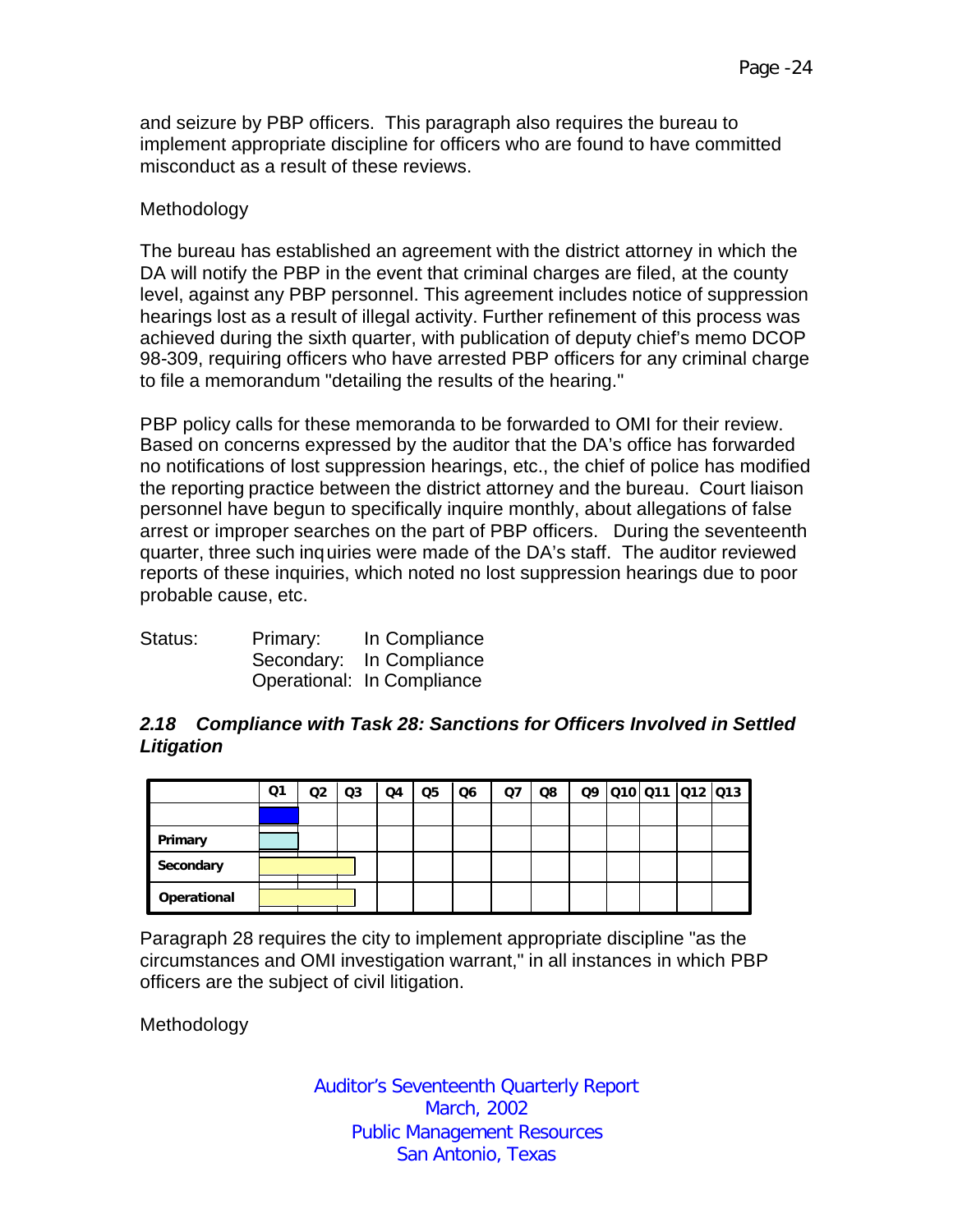and seizure by PBP officers. This paragraph also requires the bureau to implement appropriate discipline for officers who are found to have committed misconduct as a result of these reviews.

Methodology

The bureau has established an agreement with the district attorney in which the DA will notify the PBP in the event that criminal charges are filed, at the county level, against any PBP personnel. This agreement includes notice of suppression hearings lost as a result of illegal activity. Further refinement of this process was achieved during the sixth quarter, with publication of deputy chief's memo DCOP 98-309, requiring officers who have arrested PBP officers for any criminal charge to file a memorandum "detailing the results of the hearing."

PBP policy calls for these memoranda to be forwarded to OMI for their review. Based on concerns expressed by the auditor that the DA's office has forwarded no notifications of lost suppression hearings, etc., the chief of police has modified the reporting practice between the district attorney and the bureau. Court liaison personnel have begun to specifically inquire monthly, about allegations of false arrest or improper searches on the part of PBP officers. During the seventeenth quarter, three such inquiries were made of the DA's staff. The auditor reviewed reports of these inquiries, which noted no lost suppression hearings due to poor probable cause, etc.

Status: Primary: In Compliance
Secondary: In Compliance
Operational: In Compliance

### *2.18 Compliance with Task 28: Sanctions for Officers Involved in Settled Litigation*

| | Q1 | Q2 | Q3 | Q4 | Q5 | Q6 | Q7 | Q8 | Q9 | Q10 | Q11 | Q12 | Q13 |
|---|---|---|---|---|---|---|---|---|---|---|---|---|---|
| | | | | | | | | | | | | | |
| Primary | | | | | | | | | | | | | |
| Secondary | | | | | | | | | | | | | |
| Operational | | | | | | | | | | | | | |

Paragraph 28 requires the city to implement appropriate discipline "as the circumstances and OMI investigation warrant," in all instances in which PBP officers are the subject of civil litigation.

Methodology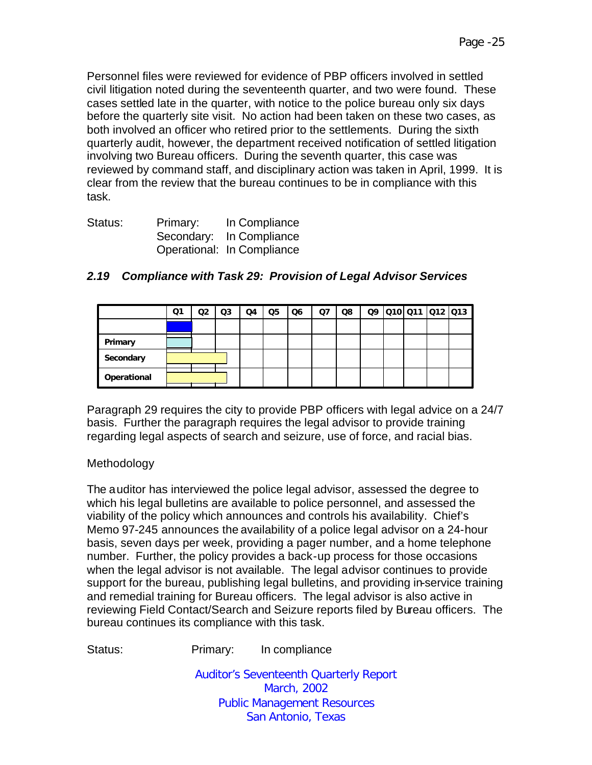Personnel files were reviewed for evidence of PBP officers involved in settled civil litigation noted during the seventeenth quarter, and two were found. These cases settled late in the quarter, with notice to the police bureau only six days before the quarterly site visit. No action had been taken on these two cases, as both involved an officer who retired prior to the settlements. During the sixth quarterly audit, however, the department received notification of settled litigation involving two Bureau officers. During the seventh quarter, this case was reviewed by command staff, and disciplinary action was taken in April, 1999. It is clear from the review that the bureau continues to be in compliance with this task.

Status: Primary: In Compliance
Secondary: In Compliance
Operational: In Compliance

### *2.19 Compliance with Task 29: Provision of Legal Advisor Services*

| | Q1 | Q2 | Q3 | Q4 | Q5 | Q6 | Q7 | Q8 | Q9 | Q10 | Q11 | Q12 | Q13 |
|---|---|---|---|---|---|---|---|---|---|---|---|---|---|
| | | | | | | | | | | | | | |
| **Primary** | | | | | | | | | | | | | |
| **Secondary** | | | | | | | | | | | | | |
| **Operational** | | | | | | | | | | | | | |

Paragraph 29 requires the city to provide PBP officers with legal advice on a 24/7 basis. Further the paragraph requires the legal advisor to provide training regarding legal aspects of search and seizure, use of force, and racial bias.

Methodology

The auditor has interviewed the police legal advisor, assessed the degree to which his legal bulletins are available to police personnel, and assessed the viability of the policy which announces and controls his availability. Chief's Memo 97-245 announces the availability of a police legal advisor on a 24-hour basis, seven days per week, providing a pager number, and a home telephone number. Further, the policy provides a back-up process for those occasions when the legal advisor is not available. The legal advisor continues to provide support for the bureau, publishing legal bulletins, and providing in-service training and remedial training for Bureau officers. The legal advisor is also active in reviewing Field Contact/Search and Seizure reports filed by Bureau officers. The bureau continues its compliance with this task.

Status: Primary: In compliance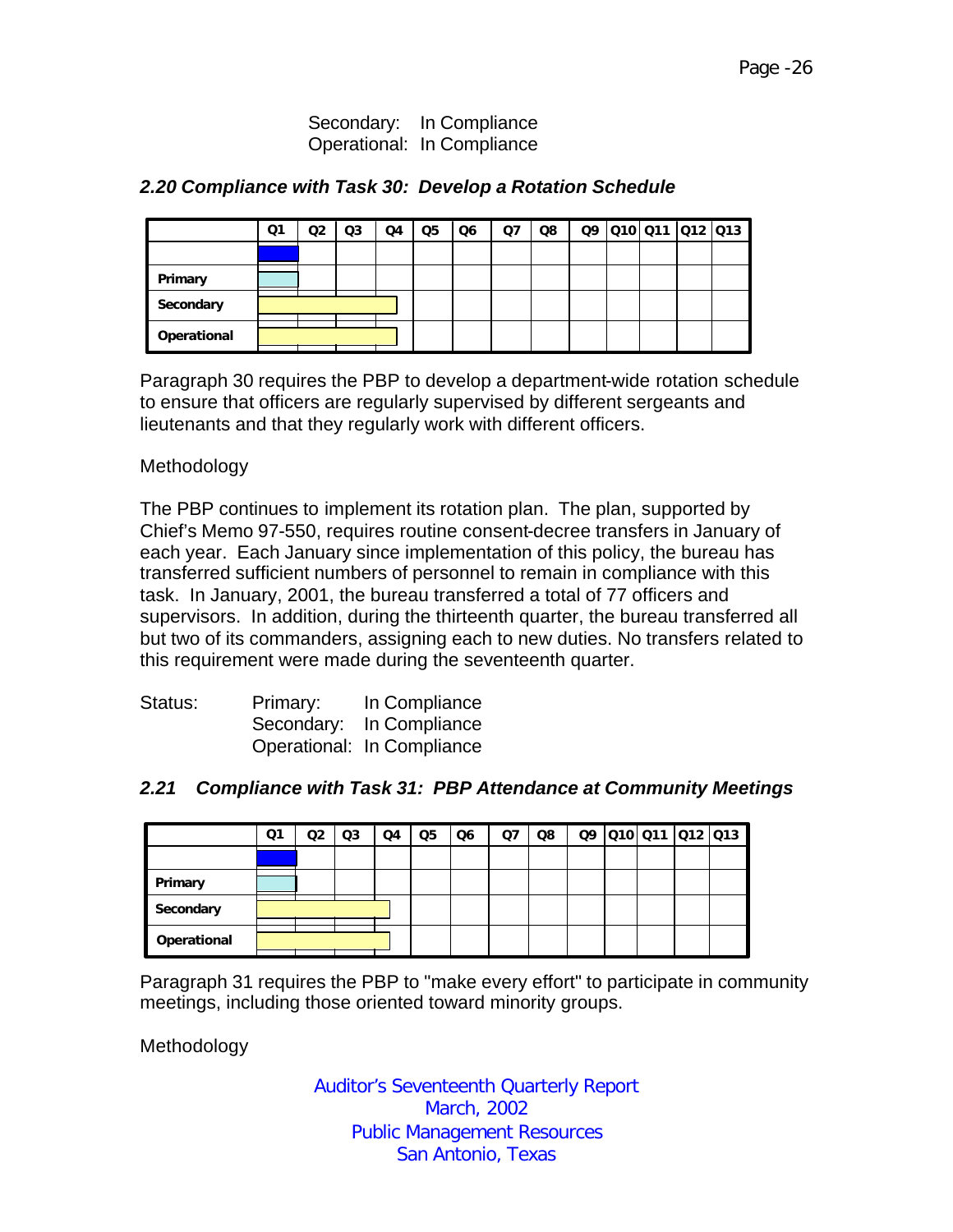Secondary: In Compliance
Operational: In Compliance

### *2.20 Compliance with Task 30: Develop a Rotation Schedule*

| | Q1 | Q2 | Q3 | Q4 | Q5 | Q6 | Q7 | Q8 | Q9 | Q10 | Q11 | Q12 | Q13 |
|---|---|---|---|---|---|---|---|---|---|---|---|---|---|
| | | | | | | | | | | | | | |
| Primary | | | | | | | | | | | | | |
| Secondary | | | | | | | | | | | | | |
| Operational | | | | | | | | | | | | | |

Paragraph 30 requires the PBP to develop a department-wide rotation schedule to ensure that officers are regularly supervised by different sergeants and lieutenants and that they regularly work with different officers.

Methodology

The PBP continues to implement its rotation plan. The plan, supported by Chief's Memo 97-550, requires routine consent-decree transfers in January of each year. Each January since implementation of this policy, the bureau has transferred sufficient numbers of personnel to remain in compliance with this task. In January, 2001, the bureau transferred a total of 77 officers and supervisors. In addition, during the thirteenth quarter, the bureau transferred all but two of its commanders, assigning each to new duties. No transfers related to this requirement were made during the seventeenth quarter.

Status: Primary: In Compliance
Secondary: In Compliance
Operational: In Compliance

### *2.21 Compliance with Task 31: PBP Attendance at Community Meetings*

| | Q1 | Q2 | Q3 | Q4 | Q5 | Q6 | Q7 | Q8 | Q9 | Q10 | Q11 | Q12 | Q13 |
|---|---|---|---|---|---|---|---|---|---|---|---|---|---|
| | | | | | | | | | | | | | |
| Primary | | | | | | | | | | | | | |
| Secondary | | | | | | | | | | | | | |
| Operational | | | | | | | | | | | | | |

Paragraph 31 requires the PBP to "make every effort" to participate in community meetings, including those oriented toward minority groups.

Methodology

Auditor's Seventeenth Quarterly Report
March, 2002
Public Management Resources
San Antonio, Texas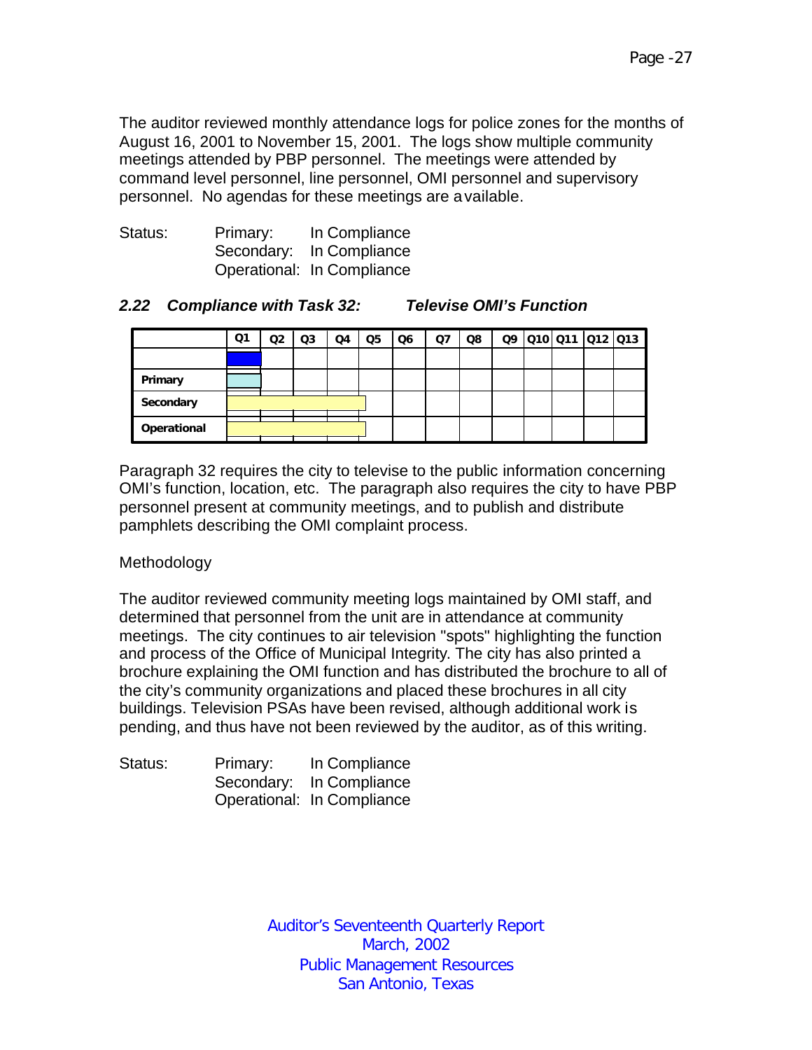The auditor reviewed monthly attendance logs for police zones for the months of August 16, 2001 to November 15, 2001. The logs show multiple community meetings attended by PBP personnel. The meetings were attended by command level personnel, line personnel, OMI personnel and supervisory personnel. No agendas for these meetings are available.

Status: Primary: In Compliance
Secondary: In Compliance
Operational: In Compliance

### *2.22 Compliance with Task 32: Televise OMI's Function*

| | Q1 | Q2 | Q3 | Q4 | Q5 | Q6 | Q7 | Q8 | Q9 | Q10 | Q11 | Q12 | Q13 |
|---|---|---|---|---|---|---|---|---|---|---|---|---|---|
| | | | | | | | | | | | | | |
| Primary | | | | | | | | | | | | | |
| Secondary | | | | | | | | | | | | | |
| Operational | | | | | | | | | | | | | |

Paragraph 32 requires the city to televise to the public information concerning OMI's function, location, etc. The paragraph also requires the city to have PBP personnel present at community meetings, and to publish and distribute pamphlets describing the OMI complaint process.

Methodology

The auditor reviewed community meeting logs maintained by OMI staff, and determined that personnel from the unit are in attendance at community meetings. The city continues to air television "spots" highlighting the function and process of the Office of Municipal Integrity. The city has also printed a brochure explaining the OMI function and has distributed the brochure to all of the city's community organizations and placed these brochures in all city buildings. Television PSAs have been revised, although additional work is pending, and thus have not been reviewed by the auditor, as of this writing.

Status: Primary: In Compliance
Secondary: In Compliance
Operational: In Compliance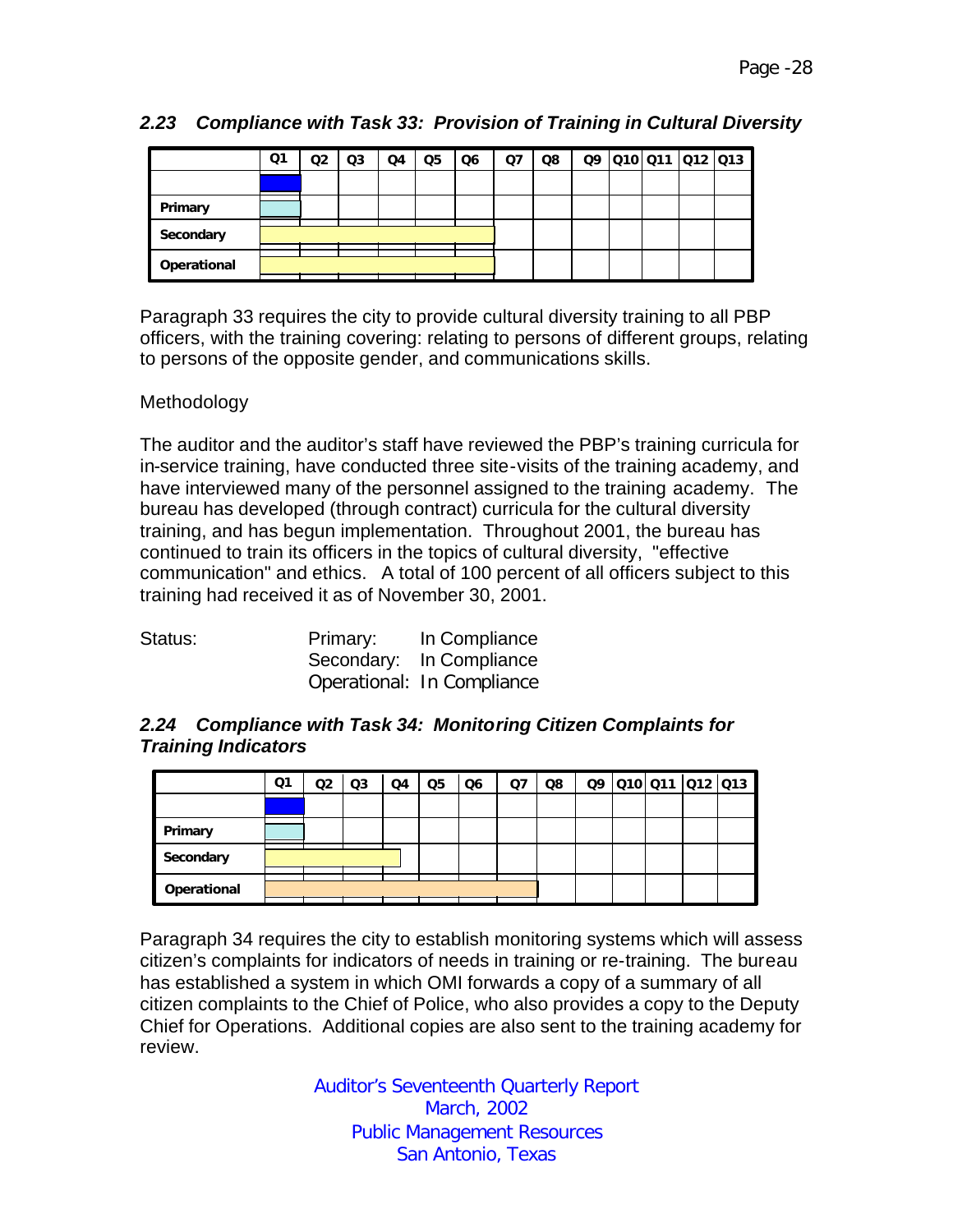### *2.23 Compliance with Task 33: Provision of Training in Cultural Diversity*

| | Q1 | Q2 | Q3 | Q4 | Q5 | Q6 | Q7 | Q8 | Q9 | Q10 | Q11 | Q12 | Q13 |
|---|---|---|---|---|---|---|---|---|---|---|---|---|---|
| | | | | | | | | | | | | | |
| Primary | | | | | | | | | | | | | |
| Secondary | | | | | | | | | | | | | |
| Operational | | | | | | | | | | | | | |

Paragraph 33 requires the city to provide cultural diversity training to all PBP officers, with the training covering: relating to persons of different groups, relating to persons of the opposite gender, and communications skills.

Methodology

The auditor and the auditor's staff have reviewed the PBP's training curricula for in-service training, have conducted three site-visits of the training academy, and have interviewed many of the personnel assigned to the training academy. The bureau has developed (through contract) curricula for the cultural diversity training, and has begun implementation. Throughout 2001, the bureau has continued to train its officers in the topics of cultural diversity, "effective communication" and ethics. A total of 100 percent of all officers subject to this training had received it as of November 30, 2001.

Status: Primary: In Compliance
Secondary: In Compliance
Operational: In Compliance

### *2.24 Compliance with Task 34: Monitoring Citizen Complaints for Training Indicators*

| | Q1 | Q2 | Q3 | Q4 | Q5 | Q6 | Q7 | Q8 | Q9 | Q10 | Q11 | Q12 | Q13 |
|---|---|---|---|---|---|---|---|---|---|---|---|---|---|
| | | | | | | | | | | | | | |
| Primary | | | | | | | | | | | | | |
| Secondary | | | | | | | | | | | | | |
| Operational | | | | | | | | | | | | | |

Paragraph 34 requires the city to establish monitoring systems which will assess citizen's complaints for indicators of needs in training or re-training. The bureau has established a system in which OMI forwards a copy of a summary of all citizen complaints to the Chief of Police, who also provides a copy to the Deputy Chief for Operations. Additional copies are also sent to the training academy for review.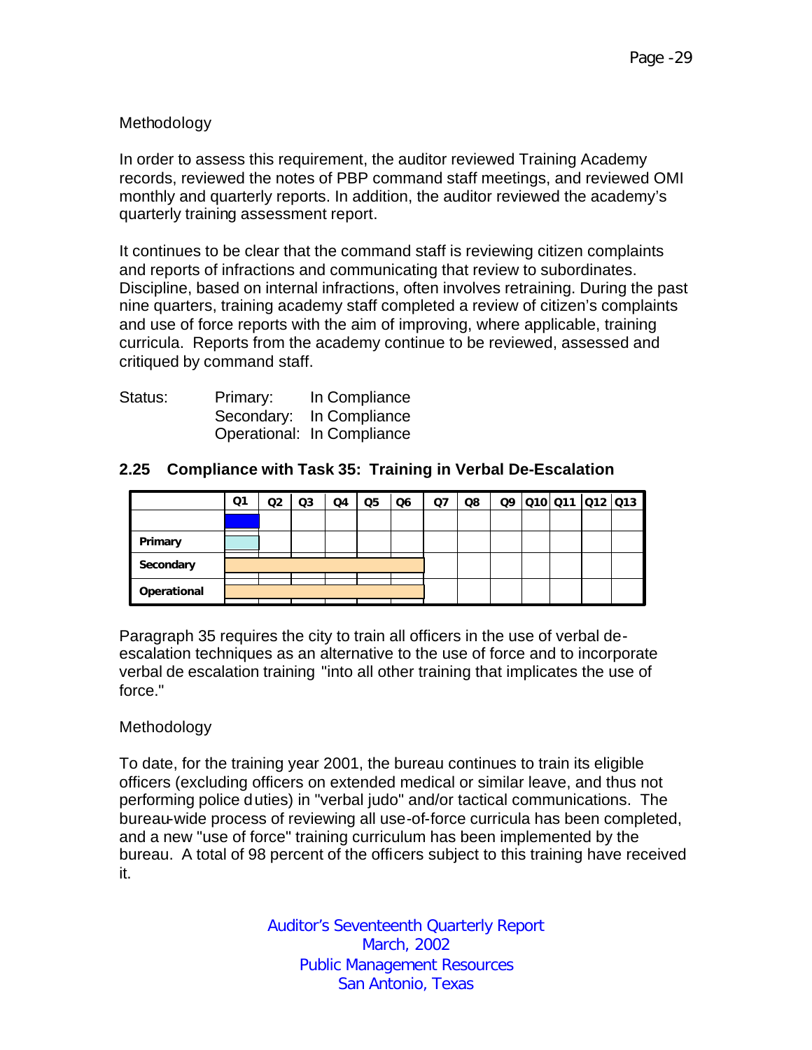Methodology

In order to assess this requirement, the auditor reviewed Training Academy records, reviewed the notes of PBP command staff meetings, and reviewed OMI monthly and quarterly reports. In addition, the auditor reviewed the academy's quarterly training assessment report.

It continues to be clear that the command staff is reviewing citizen complaints and reports of infractions and communicating that review to subordinates. Discipline, based on internal infractions, often involves retraining. During the past nine quarters, training academy staff completed a review of citizen's complaints and use of force reports with the aim of improving, where applicable, training curricula. Reports from the academy continue to be reviewed, assessed and critiqued by command staff.

Status: Primary: In Compliance
Secondary: In Compliance
Operational: In Compliance

## 2.25 Compliance with Task 35: Training in Verbal De-Escalation

| | Q1 | Q2 | Q3 | Q4 | Q5 | Q6 | Q7 | Q8 | Q9 | Q10 | Q11 | Q12 | Q13 |
|---|---|---|---|---|---|---|---|---|---|---|---|---|---|
| | | | | | | | | | | | | | |
| Primary | | | | | | | | | | | | | |
| Secondary | | | | | | | | | | | | | |
| Operational | | | | | | | | | | | | | |

Paragraph 35 requires the city to train all officers in the use of verbal de-escalation techniques as an alternative to the use of force and to incorporate verbal de escalation training "into all other training that implicates the use of force."

Methodology

To date, for the training year 2001, the bureau continues to train its eligible officers (excluding officers on extended medical or similar leave, and thus not performing police duties) in "verbal judo" and/or tactical communications. The bureau-wide process of reviewing all use-of-force curricula has been completed, and a new "use of force" training curriculum has been implemented by the bureau. A total of 98 percent of the officers subject to this training have received it.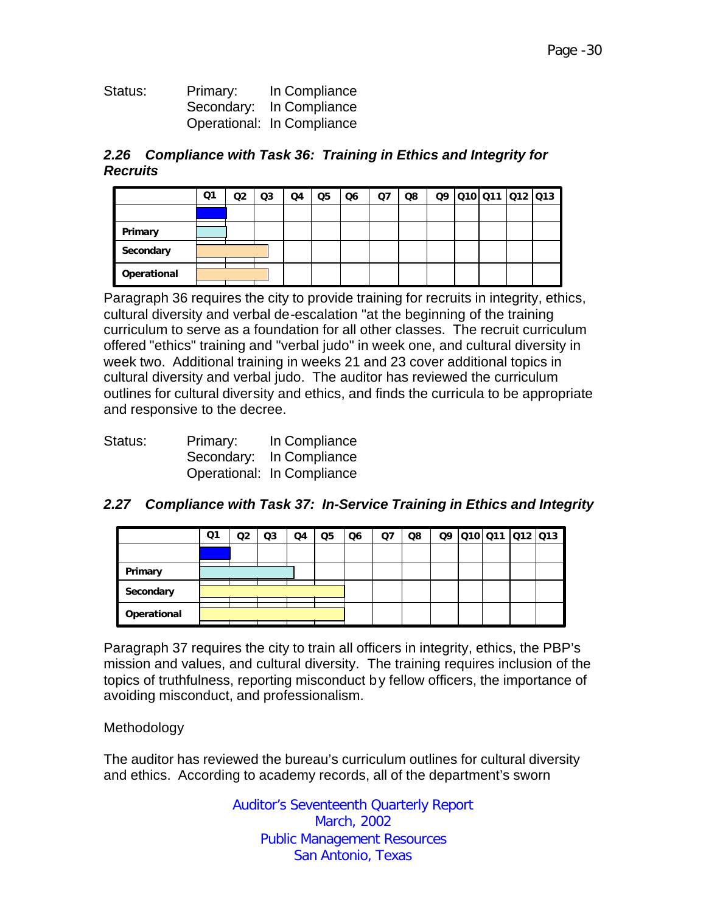Status: Primary: In Compliance
Secondary: In Compliance
Operational: In Compliance

### *2.26 Compliance with Task 36: Training in Ethics and Integrity for Recruits*

| | Q1 | Q2 | Q3 | Q4 | Q5 | Q6 | Q7 | Q8 | Q9 | Q10 | Q11 | Q12 | Q13 |
|---|---|---|---|---|---|---|---|---|---|---|---|---|---|
| | | | | | | | | | | | | | |
| Primary | | | | | | | | | | | | | |
| Secondary | | | | | | | | | | | | | |
| Operational | | | | | | | | | | | | | |

Paragraph 36 requires the city to provide training for recruits in integrity, ethics, cultural diversity and verbal de-escalation "at the beginning of the training curriculum to serve as a foundation for all other classes. The recruit curriculum offered "ethics" training and "verbal judo" in week one, and cultural diversity in week two. Additional training in weeks 21 and 23 cover additional topics in cultural diversity and verbal judo. The auditor has reviewed the curriculum outlines for cultural diversity and ethics, and finds the curricula to be appropriate and responsive to the decree.

Status: Primary: In Compliance
Secondary: In Compliance
Operational: In Compliance

### *2.27 Compliance with Task 37: In-Service Training in Ethics and Integrity*

| | Q1 | Q2 | Q3 | Q4 | Q5 | Q6 | Q7 | Q8 | Q9 | Q10 | Q11 | Q12 | Q13 |
|---|---|---|---|---|---|---|---|---|---|---|---|---|---|
| | | | | | | | | | | | | | |
| Primary | | | | | | | | | | | | | |
| Secondary | | | | | | | | | | | | | |
| Operational | | | | | | | | | | | | | |

Paragraph 37 requires the city to train all officers in integrity, ethics, the PBP's mission and values, and cultural diversity. The training requires inclusion of the topics of truthfulness, reporting misconduct by fellow officers, the importance of avoiding misconduct, and professionalism.

Methodology

The auditor has reviewed the bureau's curriculum outlines for cultural diversity and ethics. According to academy records, all of the department's sworn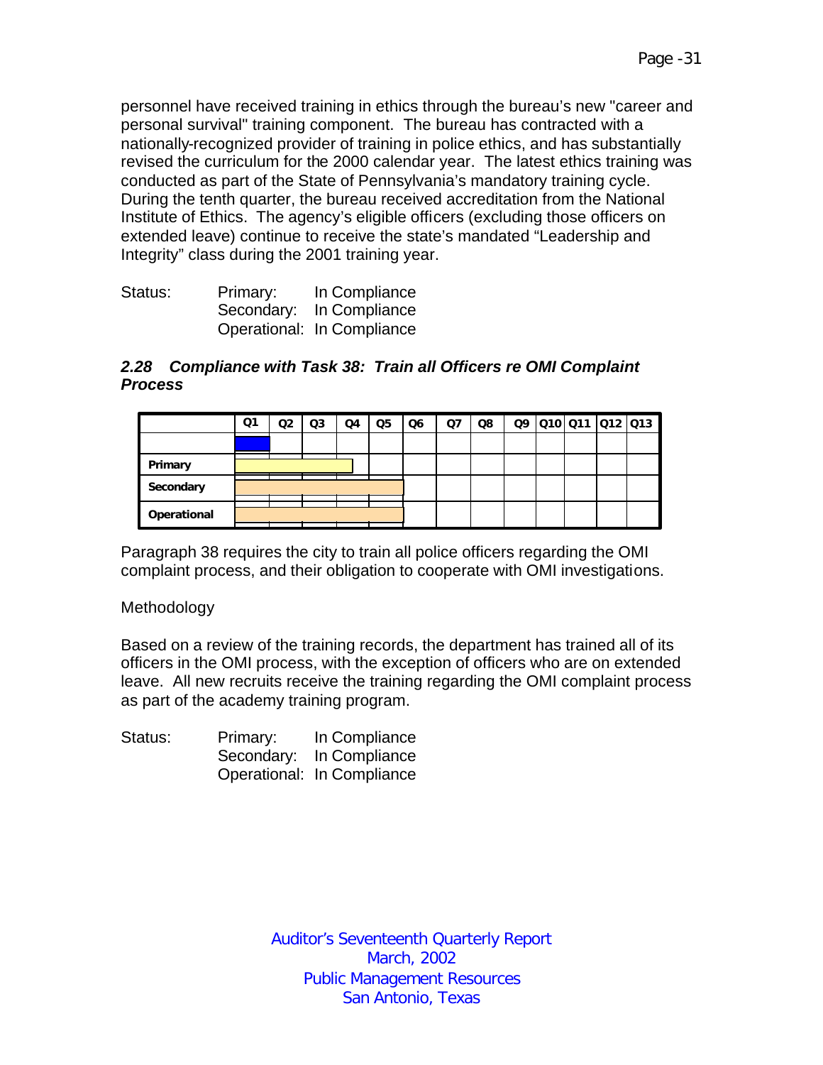personnel have received training in ethics through the bureau's new "career and personal survival" training component. The bureau has contracted with a nationally-recognized provider of training in police ethics, and has substantially revised the curriculum for the 2000 calendar year. The latest ethics training was conducted as part of the State of Pennsylvania's mandatory training cycle. During the tenth quarter, the bureau received accreditation from the National Institute of Ethics. The agency's eligible officers (excluding those officers on extended leave) continue to receive the state's mandated "Leadership and Integrity" class during the 2001 training year.

Status: Primary: In Compliance
Secondary: In Compliance
Operational: In Compliance

### *2.28 Compliance with Task 38: Train all Officers re OMI Complaint Process*

| | Q1 | Q2 | Q3 | Q4 | Q5 | Q6 | Q7 | Q8 | Q9 | Q10 | Q11 | Q12 | Q13 |
|---|---|---|---|---|---|---|---|---|---|---|---|---|---|
| | | | | | | | | | | | | | |
| **Primary** | | | | | | | | | | | | | |
| **Secondary** | | | | | | | | | | | | | |
| **Operational** | | | | | | | | | | | | | |

Paragraph 38 requires the city to train all police officers regarding the OMI complaint process, and their obligation to cooperate with OMI investigations.

Methodology

Based on a review of the training records, the department has trained all of its officers in the OMI process, with the exception of officers who are on extended leave. All new recruits receive the training regarding the OMI complaint process as part of the academy training program.

Status: Primary: In Compliance
Secondary: In Compliance
Operational: In Compliance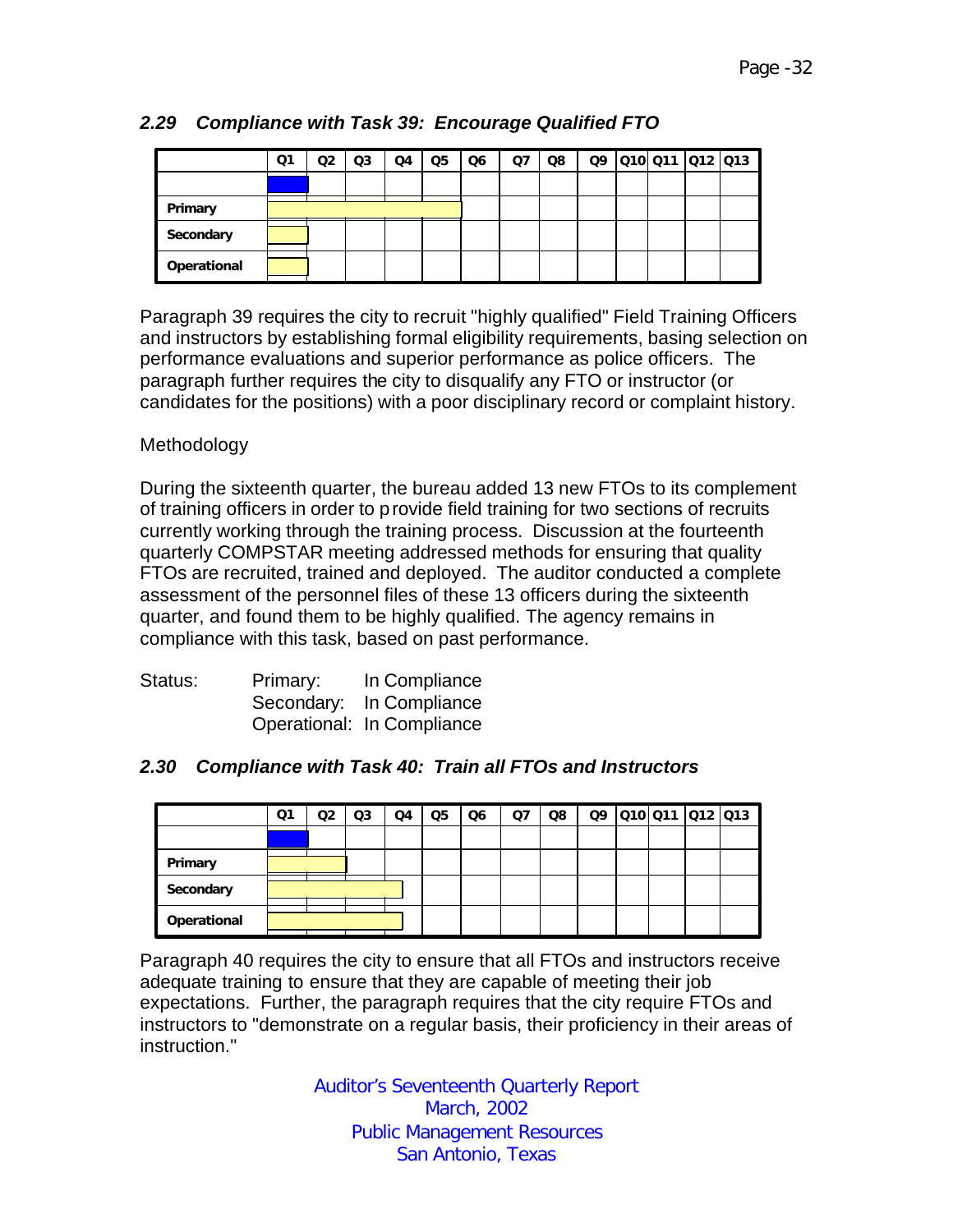### 2.29 Compliance with Task 39: Encourage Qualified FTO

| | Q1 | Q2 | Q3 | Q4 | Q5 | Q6 | Q7 | Q8 | Q9 | Q10 | Q11 | Q12 | Q13 |
|---|---|---|---|---|---|---|---|---|---|---|---|---|---|
| Primary | | | | | | | | | | | | | |
| Secondary | | | | | | | | | | | | | |
| Operational | | | | | | | | | | | | | |

Paragraph 39 requires the city to recruit "highly qualified" Field Training Officers and instructors by establishing formal eligibility requirements, basing selection on performance evaluations and superior performance as police officers. The paragraph further requires the city to disqualify any FTO or instructor (or candidates for the positions) with a poor disciplinary record or complaint history.

Methodology

During the sixteenth quarter, the bureau added 13 new FTOs to its complement of training officers in order to provide field training for two sections of recruits currently working through the training process. Discussion at the fourteenth quarterly COMPSTAR meeting addressed methods for ensuring that quality FTOs are recruited, trained and deployed. The auditor conducted a complete assessment of the personnel files of these 13 officers during the sixteenth quarter, and found them to be highly qualified. The agency remains in compliance with this task, based on past performance.

Status: Primary: In Compliance
Secondary: In Compliance
Operational: In Compliance

### 2.30 Compliance with Task 40: Train all FTOs and Instructors

| | Q1 | Q2 | Q3 | Q4 | Q5 | Q6 | Q7 | Q8 | Q9 | Q10 | Q11 | Q12 | Q13 |
|---|---|---|---|---|---|---|---|---|---|---|---|---|---|
| Primary | | | | | | | | | | | | | |
| Secondary | | | | | | | | | | | | | |
| Operational | | | | | | | | | | | | | |

Paragraph 40 requires the city to ensure that all FTOs and instructors receive adequate training to ensure that they are capable of meeting their job expectations. Further, the paragraph requires that the city require FTOs and instructors to "demonstrate on a regular basis, their proficiency in their areas of instruction."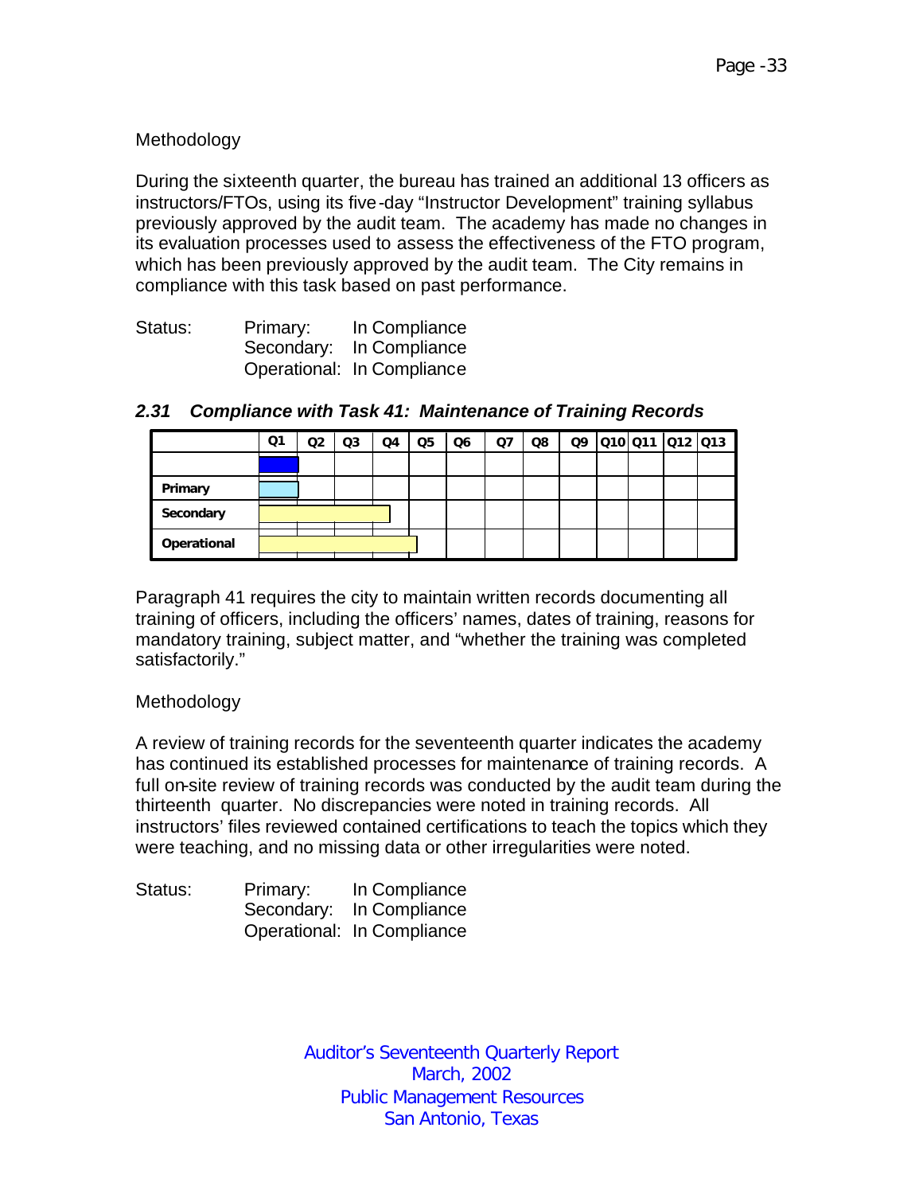Methodology

During the sixteenth quarter, the bureau has trained an additional 13 officers as instructors/FTOs, using its five-day "Instructor Development" training syllabus previously approved by the audit team. The academy has made no changes in its evaluation processes used to assess the effectiveness of the FTO program, which has been previously approved by the audit team. The City remains in compliance with this task based on past performance.

Status: Primary: In Compliance
Secondary: In Compliance
Operational: In Compliance

### *2.31 Compliance with Task 41: Maintenance of Training Records*

| | Q1 | Q2 | Q3 | Q4 | Q5 | Q6 | Q7 | Q8 | Q9 | Q10 | Q11 | Q12 | Q13 |
|---|---|---|---|---|---|---|---|---|---|---|---|---|---|
| | | | | | | | | | | | | | |
| **Primary** | | | | | | | | | | | | | |
| **Secondary** | | | | | | | | | | | | | |
| **Operational** | | | | | | | | | | | | | |

Paragraph 41 requires the city to maintain written records documenting all training of officers, including the officers' names, dates of training, reasons for mandatory training, subject matter, and "whether the training was completed satisfactorily."

Methodology

A review of training records for the seventeenth quarter indicates the academy has continued its established processes for maintenance of training records. A full on-site review of training records was conducted by the audit team during the thirteenth quarter. No discrepancies were noted in training records. All instructors' files reviewed contained certifications to teach the topics which they were teaching, and no missing data or other irregularities were noted.

Status: Primary: In Compliance
Secondary: In Compliance
Operational: In Compliance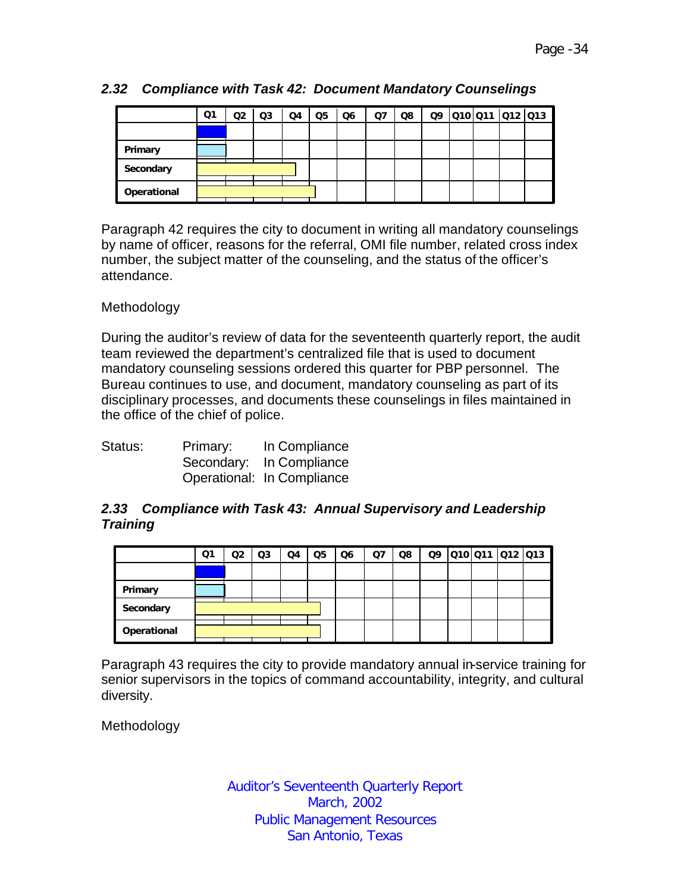### *2.32 Compliance with Task 42: Document Mandatory Counselings*

| | Q1 | Q2 | Q3 | Q4 | Q5 | Q6 | Q7 | Q8 | Q9 | Q10 | Q11 | Q12 | Q13 |
|---|---|---|---|---|---|---|---|---|---|---|---|---|---|
| | | | | | | | | | | | | | |
| Primary | | | | | | | | | | | | | |
| Secondary | | | | | | | | | | | | | |
| Operational | | | | | | | | | | | | | |

Paragraph 42 requires the city to document in writing all mandatory counselings by name of officer, reasons for the referral, OMI file number, related cross index number, the subject matter of the counseling, and the status of the officer's attendance.

Methodology

During the auditor's review of data for the seventeenth quarterly report, the audit team reviewed the department's centralized file that is used to document mandatory counseling sessions ordered this quarter for PBP personnel. The Bureau continues to use, and document, mandatory counseling as part of its disciplinary processes, and documents these counselings in files maintained in the office of the chief of police.

Status: Primary: In Compliance
Secondary: In Compliance
Operational: In Compliance

### *2.33 Compliance with Task 43: Annual Supervisory and Leadership Training*

| | Q1 | Q2 | Q3 | Q4 | Q5 | Q6 | Q7 | Q8 | Q9 | Q10 | Q11 | Q12 | Q13 |
|---|---|---|---|---|---|---|---|---|---|---|---|---|---|
| | | | | | | | | | | | | | |
| Primary | | | | | | | | | | | | | |
| Secondary | | | | | | | | | | | | | |
| Operational | | | | | | | | | | | | | |

Paragraph 43 requires the city to provide mandatory annual in-service training for senior supervisors in the topics of command accountability, integrity, and cultural diversity.

Methodology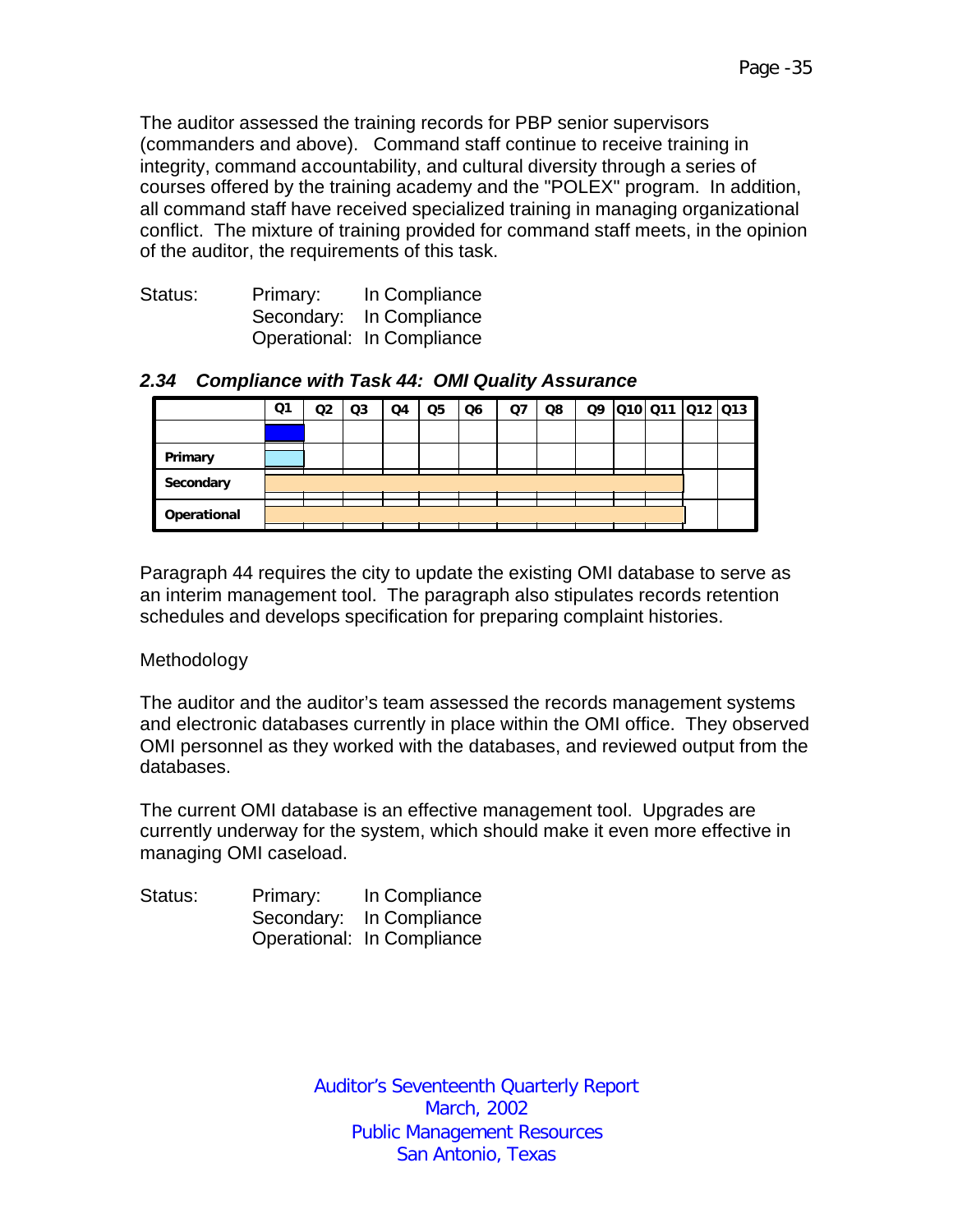The auditor assessed the training records for PBP senior supervisors (commanders and above). Command staff continue to receive training in integrity, command accountability, and cultural diversity through a series of courses offered by the training academy and the "POLEX" program. In addition, all command staff have received specialized training in managing organizational conflict. The mixture of training provided for command staff meets, in the opinion of the auditor, the requirements of this task.

Status: Primary: In Compliance
Secondary: In Compliance
Operational: In Compliance

### *2.34 Compliance with Task 44: OMI Quality Assurance*

| | Q1 | Q2 | Q3 | Q4 | Q5 | Q6 | Q7 | Q8 | Q9 | Q10 | Q11 | Q12 | Q13 |
|---|---|---|---|---|---|---|---|---|---|---|---|---|---|
| | | | | | | | | | | | | | |
| **Primary** | | | | | | | | | | | | | |
| **Secondary** | | | | | | | | | | | | | |
| **Operational** | | | | | | | | | | | | | |

Paragraph 44 requires the city to update the existing OMI database to serve as an interim management tool. The paragraph also stipulates records retention schedules and develops specification for preparing complaint histories.

Methodology

The auditor and the auditor's team assessed the records management systems and electronic databases currently in place within the OMI office. They observed OMI personnel as they worked with the databases, and reviewed output from the databases.

The current OMI database is an effective management tool. Upgrades are currently underway for the system, which should make it even more effective in managing OMI caseload.

Status: Primary: In Compliance
Secondary: In Compliance
Operational: In Compliance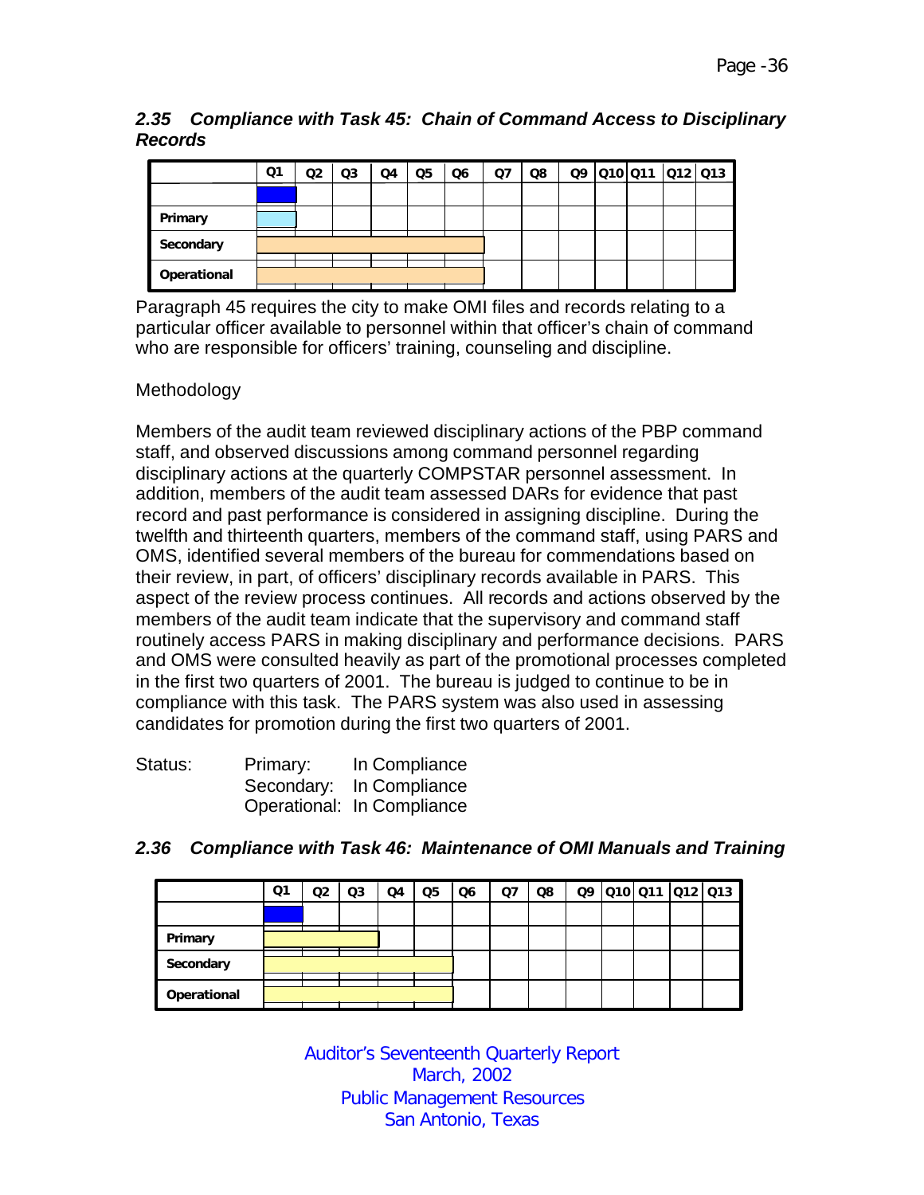### *2.35 Compliance with Task 45: Chain of Command Access to Disciplinary Records*

| | Q1 | Q2 | Q3 | Q4 | Q5 | Q6 | Q7 | Q8 | Q9 | Q10 | Q11 | Q12 | Q13 |
|---|---|---|---|---|---|---|---|---|---|---|---|---|---|
| | | | | | | | | | | | | | |
| Primary | | | | | | | | | | | | | |
| Secondary | | | | | | | | | | | | | |
| Operational | | | | | | | | | | | | | |

Paragraph 45 requires the city to make OMI files and records relating to a particular officer available to personnel within that officer's chain of command who are responsible for officers' training, counseling and discipline.

Methodology

Members of the audit team reviewed disciplinary actions of the PBP command staff, and observed discussions among command personnel regarding disciplinary actions at the quarterly COMPSTAR personnel assessment. In addition, members of the audit team assessed DARs for evidence that past record and past performance is considered in assigning discipline. During the twelfth and thirteenth quarters, members of the command staff, using PARS and OMS, identified several members of the bureau for commendations based on their review, in part, of officers' disciplinary records available in PARS. This aspect of the review process continues. All records and actions observed by the members of the audit team indicate that the supervisory and command staff routinely access PARS in making disciplinary and performance decisions. PARS and OMS were consulted heavily as part of the promotional processes completed in the first two quarters of 2001. The bureau is judged to continue to be in compliance with this task. The PARS system was also used in assessing candidates for promotion during the first two quarters of 2001.

Status: Primary: In Compliance
Secondary: In Compliance
Operational: In Compliance

### *2.36 Compliance with Task 46: Maintenance of OMI Manuals and Training*

| | Q1 | Q2 | Q3 | Q4 | Q5 | Q6 | Q7 | Q8 | Q9 | Q10 | Q11 | Q12 | Q13 |
|---|---|---|---|---|---|---|---|---|---|---|---|---|---|
| | | | | | | | | | | | | | |
| Primary | | | | | | | | | | | | | |
| Secondary | | | | | | | | | | | | | |
| Operational | | | | | | | | | | | | | |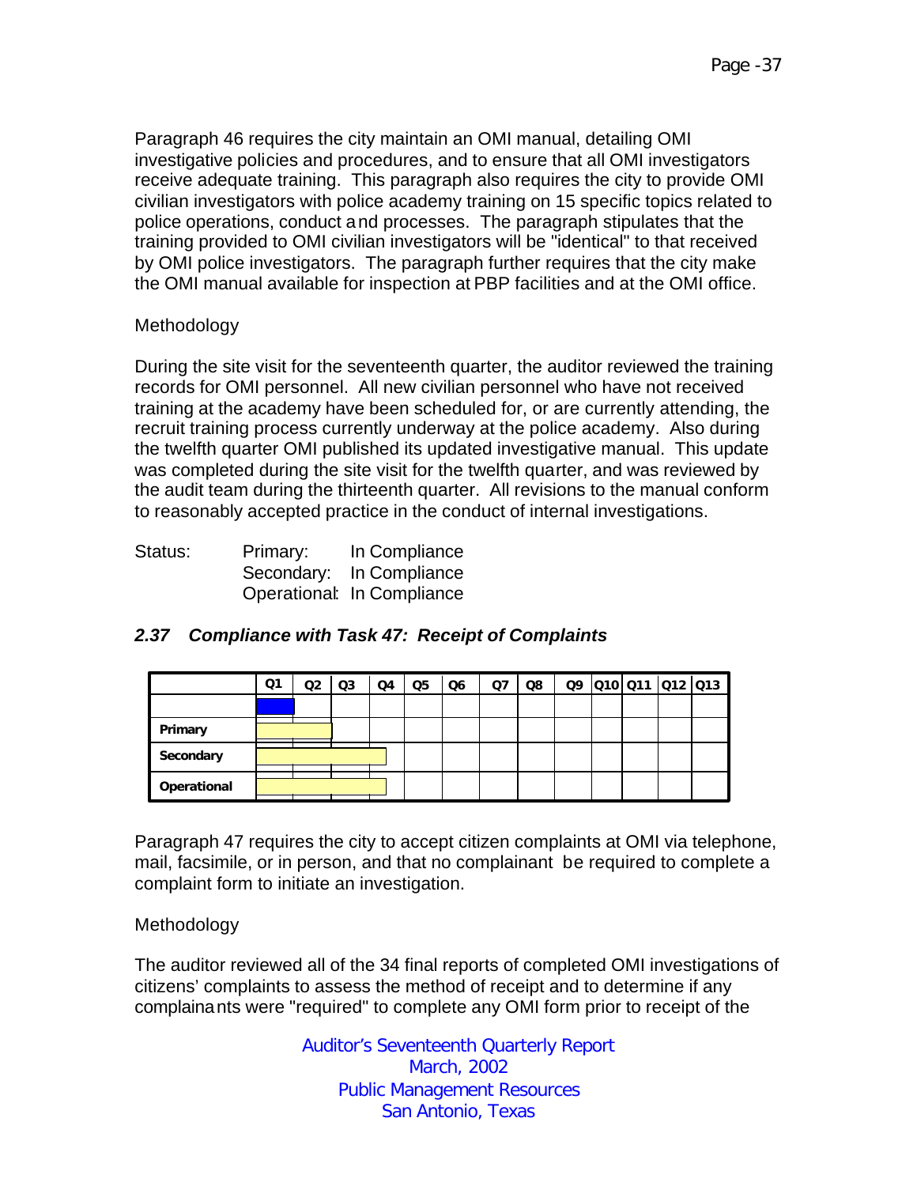Paragraph 46 requires the city maintain an OMI manual, detailing OMI investigative policies and procedures, and to ensure that all OMI investigators receive adequate training. This paragraph also requires the city to provide OMI civilian investigators with police academy training on 15 specific topics related to police operations, conduct and processes. The paragraph stipulates that the training provided to OMI civilian investigators will be "identical" to that received by OMI police investigators. The paragraph further requires that the city make the OMI manual available for inspection at PBP facilities and at the OMI office.

Methodology

During the site visit for the seventeenth quarter, the auditor reviewed the training records for OMI personnel. All new civilian personnel who have not received training at the academy have been scheduled for, or are currently attending, the recruit training process currently underway at the police academy. Also during the twelfth quarter OMI published its updated investigative manual. This update was completed during the site visit for the twelfth quarter, and was reviewed by the audit team during the thirteenth quarter. All revisions to the manual conform to reasonably accepted practice in the conduct of internal investigations.

| Status: | | |
|---|---|---|
| | Primary: | In Compliance |
| | Secondary: | In Compliance |
| | Operational: | In Compliance |

### *2.37 Compliance with Task 47: Receipt of Complaints*

| | Q1 | Q2 | Q3 | Q4 | Q5 | Q6 | Q7 | Q8 | Q9 | Q10 | Q11 | Q12 | Q13 |
|---|---|---|---|---|---|---|---|---|---|---|---|---|---|
| | | | | | | | | | | | | | |
| **Primary** | | | | | | | | | | | | | |
| **Secondary** | | | | | | | | | | | | | |
| **Operational** | | | | | | | | | | | | | |

Paragraph 47 requires the city to accept citizen complaints at OMI via telephone, mail, facsimile, or in person, and that no complainant be required to complete a complaint form to initiate an investigation.

Methodology

The auditor reviewed all of the 34 final reports of completed OMI investigations of citizens' complaints to assess the method of receipt and to determine if any complainants were "required" to complete any OMI form prior to receipt of the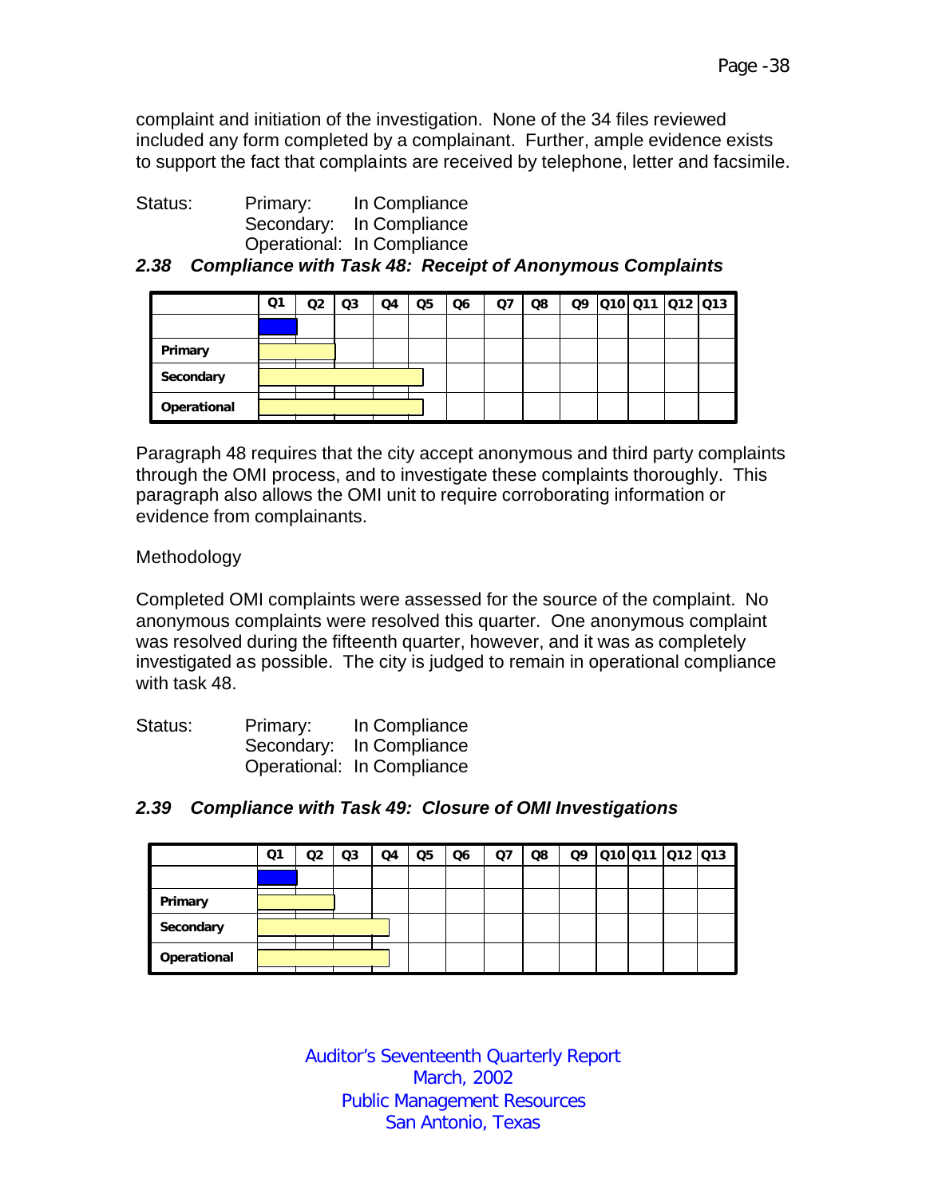complaint and initiation of the investigation. None of the 34 files reviewed included any form completed by a complainant. Further, ample evidence exists to support the fact that complaints are received by telephone, letter and facsimile.

Status: Primary: In Compliance
Secondary: In Compliance
Operational: In Compliance

### *2.38 Compliance with Task 48: Receipt of Anonymous Complaints*

| | Q1 | Q2 | Q3 | Q4 | Q5 | Q6 | Q7 | Q8 | Q9 | Q10 | Q11 | Q12 | Q13 |
|---|---|---|---|---|---|---|---|---|---|---|---|---|---|
| | | | | | | | | | | | | | |
| Primary | | | | | | | | | | | | | |
| Secondary | | | | | | | | | | | | | |
| Operational | | | | | | | | | | | | | |

Paragraph 48 requires that the city accept anonymous and third party complaints through the OMI process, and to investigate these complaints thoroughly. This paragraph also allows the OMI unit to require corroborating information or evidence from complainants.

Methodology

Completed OMI complaints were assessed for the source of the complaint. No anonymous complaints were resolved this quarter. One anonymous complaint was resolved during the fifteenth quarter, however, and it was as completely investigated as possible. The city is judged to remain in operational compliance with task 48.

Status: Primary: In Compliance
Secondary: In Compliance
Operational: In Compliance

### *2.39 Compliance with Task 49: Closure of OMI Investigations*

| | Q1 | Q2 | Q3 | Q4 | Q5 | Q6 | Q7 | Q8 | Q9 | Q10 | Q11 | Q12 | Q13 |
|---|---|---|---|---|---|---|---|---|---|---|---|---|---|
| | | | | | | | | | | | | | |
| Primary | | | | | | | | | | | | | |
| Secondary | | | | | | | | | | | | | |
| Operational | | | | | | | | | | | | | |

Auditor's Seventeenth Quarterly Report
March, 2002
Public Management Resources
San Antonio, Texas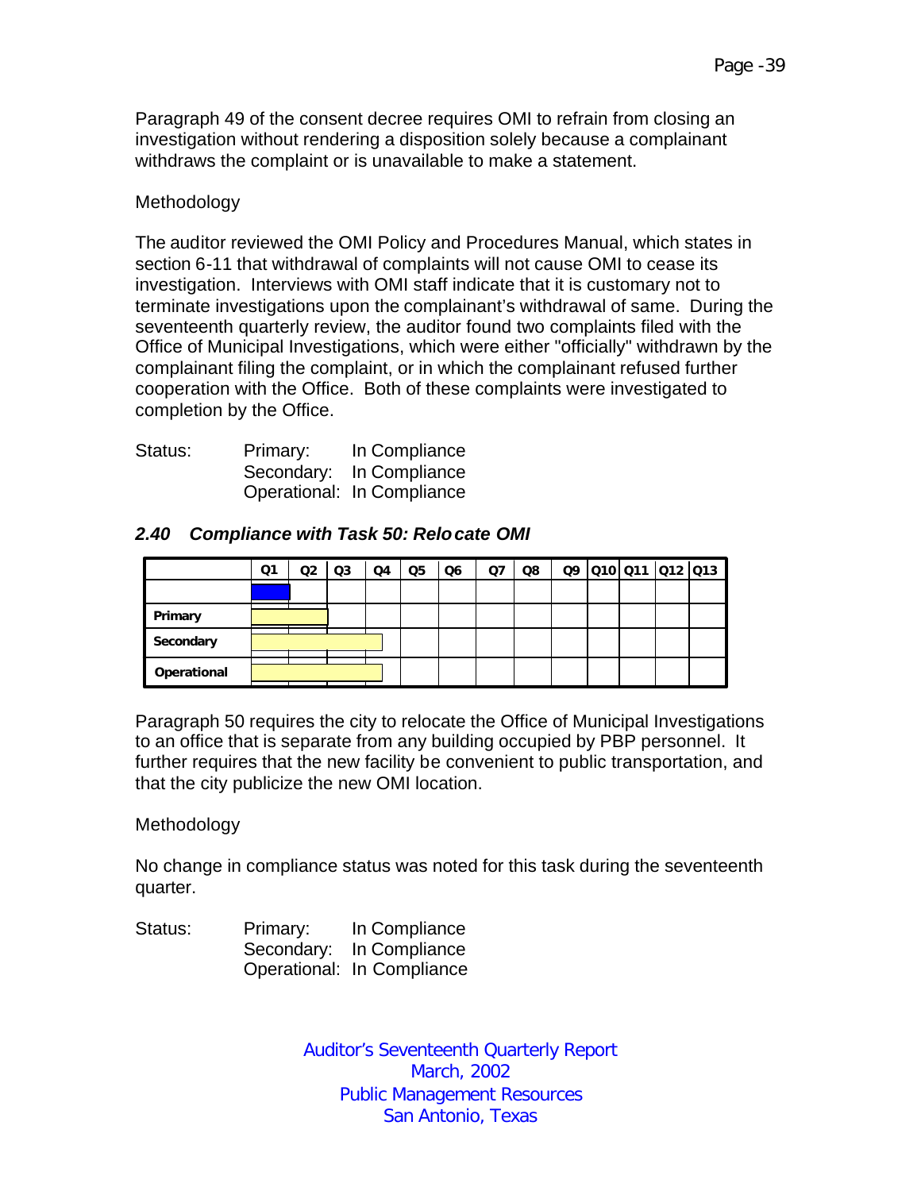Paragraph 49 of the consent decree requires OMI to refrain from closing an investigation without rendering a disposition solely because a complainant withdraws the complaint or is unavailable to make a statement.

Methodology

The auditor reviewed the OMI Policy and Procedures Manual, which states in section 6-11 that withdrawal of complaints will not cause OMI to cease its investigation. Interviews with OMI staff indicate that it is customary not to terminate investigations upon the complainant's withdrawal of same. During the seventeenth quarterly review, the auditor found two complaints filed with the Office of Municipal Investigations, which were either "officially" withdrawn by the complainant filing the complaint, or in which the complainant refused further cooperation with the Office. Both of these complaints were investigated to completion by the Office.

Status: Primary: In Compliance
Secondary: In Compliance
Operational: In Compliance

### *2.40 Compliance with Task 50: Relocate OMI*

| | Q1 | Q2 | Q3 | Q4 | Q5 | Q6 | Q7 | Q8 | Q9 | Q10 | Q11 | Q12 | Q13 |
|---|---|---|---|---|---|---|---|---|---|---|---|---|---|
| | | | | | | | | | | | | | |
| Primary | | | | | | | | | | | | | |
| Secondary | | | | | | | | | | | | | |
| Operational | | | | | | | | | | | | | |

Paragraph 50 requires the city to relocate the Office of Municipal Investigations to an office that is separate from any building occupied by PBP personnel. It further requires that the new facility be convenient to public transportation, and that the city publicize the new OMI location.

Methodology

No change in compliance status was noted for this task during the seventeenth quarter.

Status: Primary: In Compliance
Secondary: In Compliance
Operational: In Compliance

Auditor's Seventeenth Quarterly Report
March, 2002
Public Management Resources
San Antonio, Texas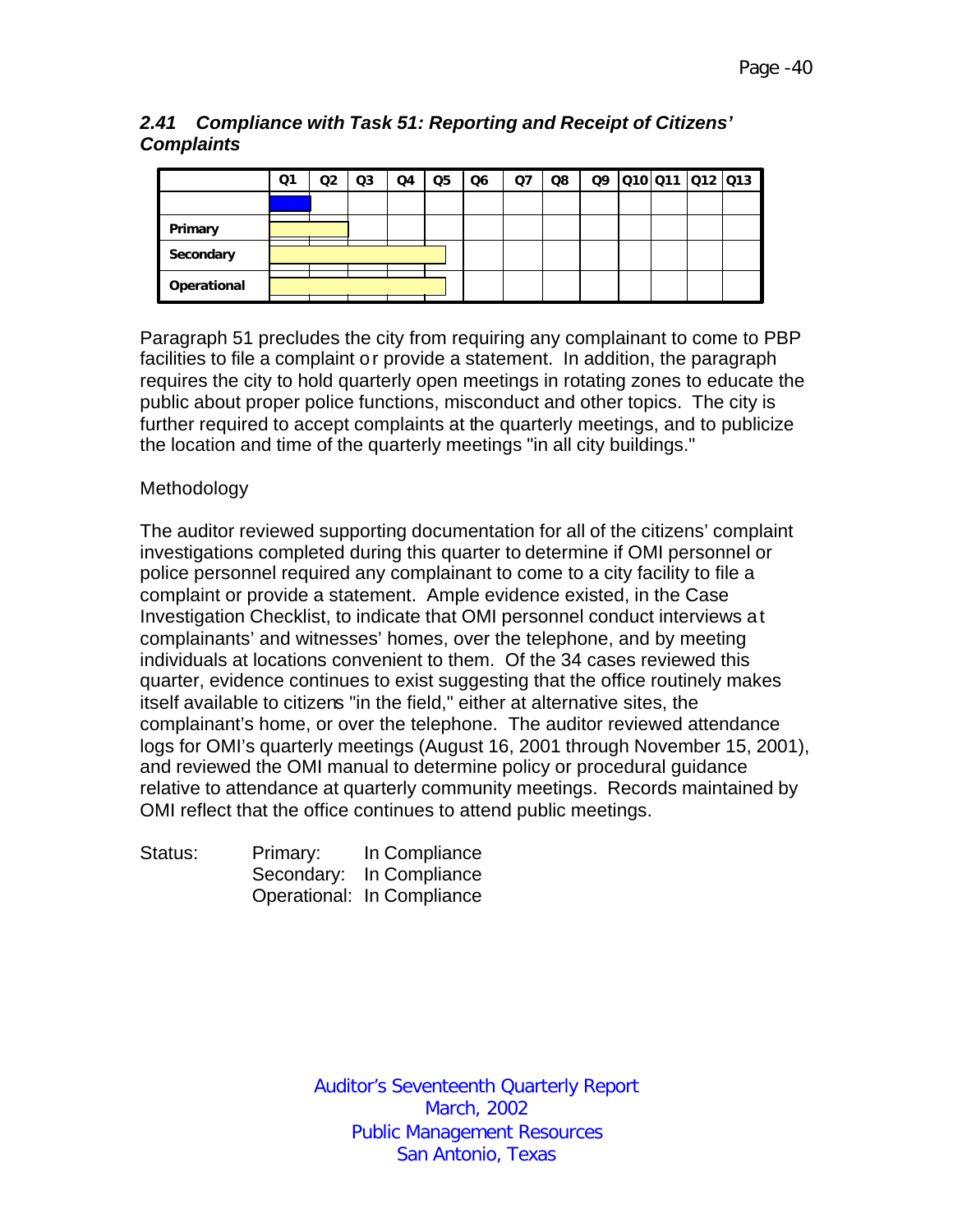### *2.41 Compliance with Task 51: Reporting and Receipt of Citizens' Complaints*

| | Q1 | Q2 | Q3 | Q4 | Q5 | Q6 | Q7 | Q8 | Q9 | Q10 | Q11 | Q12 | Q13 |
|---|---|---|---|---|---|---|---|---|---|---|---|---|---|
| | | | | | | | | | | | | | |
| Primary | | | | | | | | | | | | | |
| Secondary | | | | | | | | | | | | | |
| Operational | | | | | | | | | | | | | |

Paragraph 51 precludes the city from requiring any complainant to come to PBP facilities to file a complaint or provide a statement. In addition, the paragraph requires the city to hold quarterly open meetings in rotating zones to educate the public about proper police functions, misconduct and other topics. The city is further required to accept complaints at the quarterly meetings, and to publicize the location and time of the quarterly meetings "in all city buildings."

Methodology

The auditor reviewed supporting documentation for all of the citizens' complaint investigations completed during this quarter to determine if OMI personnel or police personnel required any complainant to come to a city facility to file a complaint or provide a statement. Ample evidence existed, in the Case Investigation Checklist, to indicate that OMI personnel conduct interviews at complainants' and witnesses' homes, over the telephone, and by meeting individuals at locations convenient to them. Of the 34 cases reviewed this quarter, evidence continues to exist suggesting that the office routinely makes itself available to citizens "in the field," either at alternative sites, the complainant's home, or over the telephone. The auditor reviewed attendance logs for OMI's quarterly meetings (August 16, 2001 through November 15, 2001), and reviewed the OMI manual to determine policy or procedural guidance relative to attendance at quarterly community meetings. Records maintained by OMI reflect that the office continues to attend public meetings.

Status: Primary: In Compliance
Secondary: In Compliance
Operational: In Compliance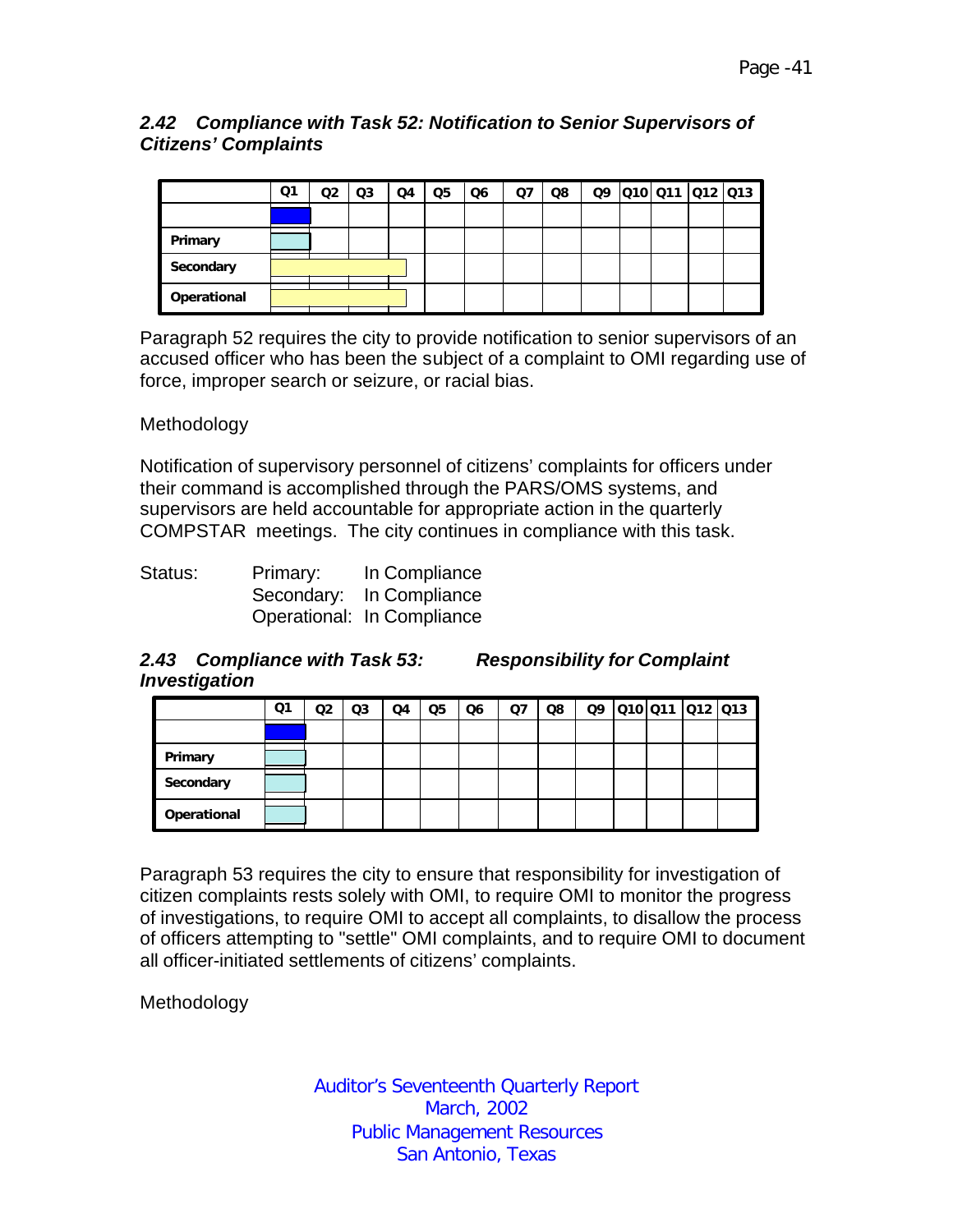### 2.42 Compliance with Task 52: Notification to Senior Supervisors of Citizens' Complaints

| | Q1 | Q2 | Q3 | Q4 | Q5 | Q6 | Q7 | Q8 | Q9 | Q10 | Q11 | Q12 | Q13 |
|---|---|---|---|---|---|---|---|---|---|---|---|---|---|
| | | | | | | | | | | | | | |
| Primary | | | | | | | | | | | | | |
| Secondary | | | | | | | | | | | | | |
| Operational | | | | | | | | | | | | | |

Paragraph 52 requires the city to provide notification to senior supervisors of an accused officer who has been the subject of a complaint to OMI regarding use of force, improper search or seizure, or racial bias.

Methodology

Notification of supervisory personnel of citizens' complaints for officers under their command is accomplished through the PARS/OMS systems, and supervisors are held accountable for appropriate action in the quarterly COMPSTAR meetings. The city continues in compliance with this task.

Status: Primary: In Compliance
Secondary: In Compliance
Operational: In Compliance

### 2.43 Compliance with Task 53: Responsibility for Complaint Investigation

| | Q1 | Q2 | Q3 | Q4 | Q5 | Q6 | Q7 | Q8 | Q9 | Q10 | Q11 | Q12 | Q13 |
|---|---|---|---|---|---|---|---|---|---|---|---|---|---|
| | | | | | | | | | | | | | |
| Primary | | | | | | | | | | | | | |
| Secondary | | | | | | | | | | | | | |
| Operational | | | | | | | | | | | | | |

Paragraph 53 requires the city to ensure that responsibility for investigation of citizen complaints rests solely with OMI, to require OMI to monitor the progress of investigations, to require OMI to accept all complaints, to disallow the process of officers attempting to "settle" OMI complaints, and to require OMI to document all officer-initiated settlements of citizens' complaints.

Methodology

Auditor's Seventeenth Quarterly Report
March, 2002
Public Management Resources
San Antonio, Texas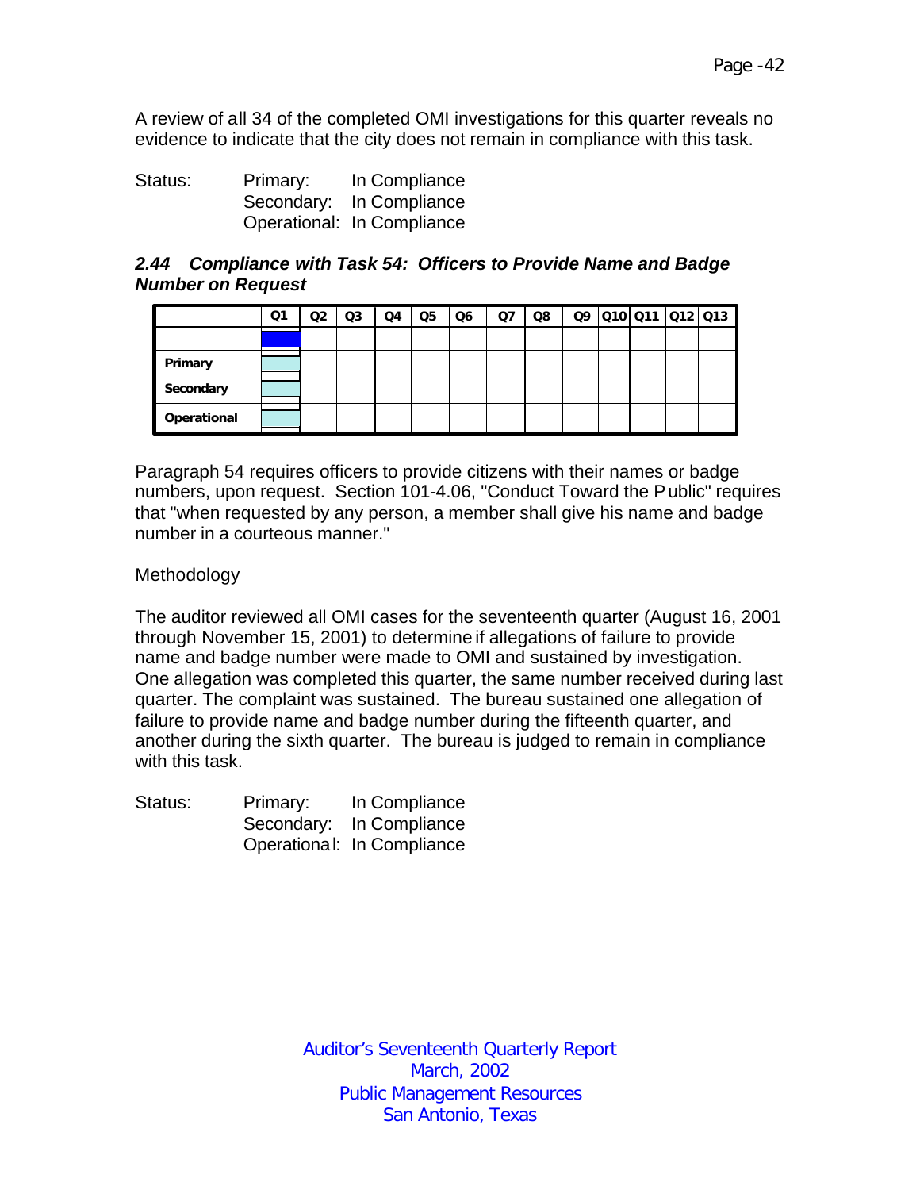A review of all 34 of the completed OMI investigations for this quarter reveals no evidence to indicate that the city does not remain in compliance with this task.

Status: Primary: In Compliance
Secondary: In Compliance
Operational: In Compliance

### *2.44 Compliance with Task 54: Officers to Provide Name and Badge Number on Request*

| | Q1 | Q2 | Q3 | Q4 | Q5 | Q6 | Q7 | Q8 | Q9 | Q10 | Q11 | Q12 | Q13 |
|---|---|---|---|---|---|---|---|---|---|---|---|---|---|
| | | | | | | | | | | | | | |
| **Primary** | | | | | | | | | | | | | |
| **Secondary** | | | | | | | | | | | | | |
| **Operational** | | | | | | | | | | | | | |

Paragraph 54 requires officers to provide citizens with their names or badge numbers, upon request. Section 101-4.06, "Conduct Toward the Public" requires that "when requested by any person, a member shall give his name and badge number in a courteous manner."

Methodology

The auditor reviewed all OMI cases for the seventeenth quarter (August 16, 2001 through November 15, 2001) to determine if allegations of failure to provide name and badge number were made to OMI and sustained by investigation. One allegation was completed this quarter, the same number received during last quarter. The complaint was sustained. The bureau sustained one allegation of failure to provide name and badge number during the fifteenth quarter, and another during the sixth quarter. The bureau is judged to remain in compliance with this task.

Status: Primary: In Compliance
Secondary: In Compliance
Operational: In Compliance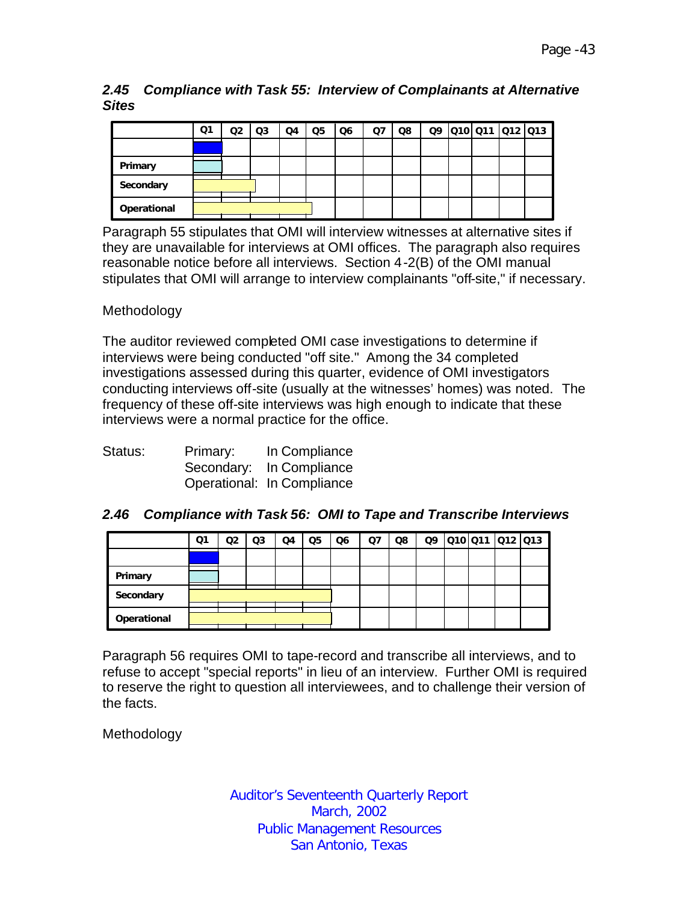### *2.45 Compliance with Task 55: Interview of Complainants at Alternative Sites*

| | Q1 | Q2 | Q3 | Q4 | Q5 | Q6 | Q7 | Q8 | Q9 | Q10 | Q11 | Q12 | Q13 |
|---|---|---|---|---|---|---|---|---|---|---|---|---|---|
| | | | | | | | | | | | | | |
| **Primary** | | | | | | | | | | | | | |
| **Secondary** | | | | | | | | | | | | | |
| **Operational** | | | | | | | | | | | | | |

Paragraph 55 stipulates that OMI will interview witnesses at alternative sites if they are unavailable for interviews at OMI offices. The paragraph also requires reasonable notice before all interviews. Section 4-2(B) of the OMI manual stipulates that OMI will arrange to interview complainants "off-site," if necessary.

Methodology

The auditor reviewed completed OMI case investigations to determine if interviews were being conducted "off site." Among the 34 completed investigations assessed during this quarter, evidence of OMI investigators conducting interviews off-site (usually at the witnesses' homes) was noted. The frequency of these off-site interviews was high enough to indicate that these interviews were a normal practice for the office.

Status: Primary: In Compliance
Secondary: In Compliance
Operational: In Compliance

### *2.46 Compliance with Task 56: OMI to Tape and Transcribe Interviews*

| | Q1 | Q2 | Q3 | Q4 | Q5 | Q6 | Q7 | Q8 | Q9 | Q10 | Q11 | Q12 | Q13 |
|---|---|---|---|---|---|---|---|---|---|---|---|---|---|
| | | | | | | | | | | | | | |
| **Primary** | | | | | | | | | | | | | |
| **Secondary** | | | | | | | | | | | | | |
| **Operational** | | | | | | | | | | | | | |

Paragraph 56 requires OMI to tape-record and transcribe all interviews, and to refuse to accept "special reports" in lieu of an interview. Further OMI is required to reserve the right to question all interviewees, and to challenge their version of the facts.

Methodology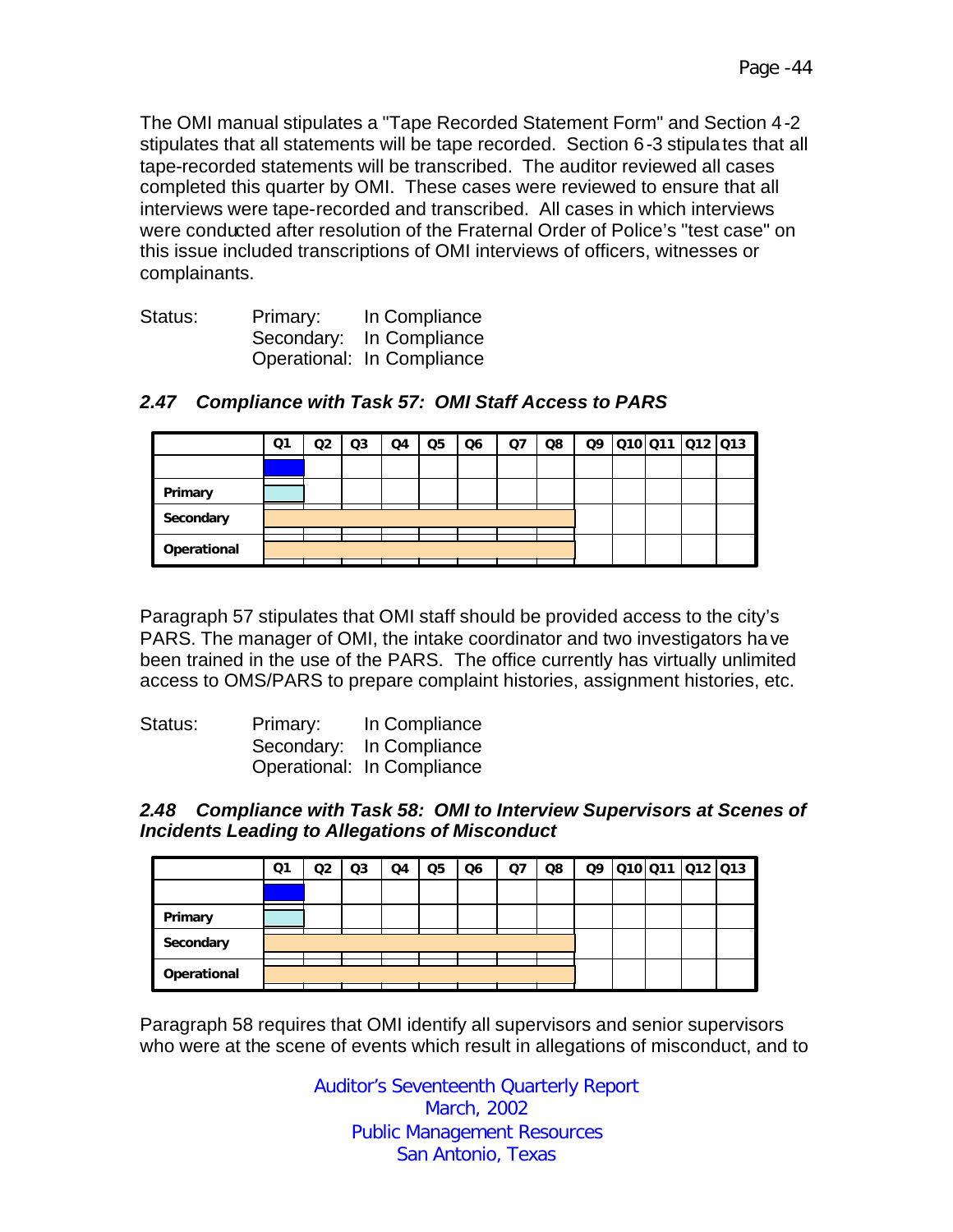The OMI manual stipulates a "Tape Recorded Statement Form" and Section 4-2 stipulates that all statements will be tape recorded. Section 6-3 stipulates that all tape-recorded statements will be transcribed. The auditor reviewed all cases completed this quarter by OMI. These cases were reviewed to ensure that all interviews were tape-recorded and transcribed. All cases in which interviews were conducted after resolution of the Fraternal Order of Police's "test case" on this issue included transcriptions of OMI interviews of officers, witnesses or complainants.

Status: Primary: In Compliance
Secondary: In Compliance
Operational: In Compliance

### *2.47 Compliance with Task 57: OMI Staff Access to PARS*

| | Q1 | Q2 | Q3 | Q4 | Q5 | Q6 | Q7 | Q8 | Q9 | Q10 | Q11 | Q12 | Q13 |
|---|---|---|---|---|---|---|---|---|---|---|---|---|---|
| | | | | | | | | | | | | | |
| Primary | | | | | | | | | | | | | |
| Secondary | | | | | | | | | | | | | |
| Operational | | | | | | | | | | | | | |

Paragraph 57 stipulates that OMI staff should be provided access to the city's PARS. The manager of OMI, the intake coordinator and two investigators have been trained in the use of the PARS. The office currently has virtually unlimited access to OMS/PARS to prepare complaint histories, assignment histories, etc.

Status: Primary: In Compliance
Secondary: In Compliance
Operational: In Compliance

### *2.48 Compliance with Task 58: OMI to Interview Supervisors at Scenes of Incidents Leading to Allegations of Misconduct*

| | Q1 | Q2 | Q3 | Q4 | Q5 | Q6 | Q7 | Q8 | Q9 | Q10 | Q11 | Q12 | Q13 |
|---|---|---|---|---|---|---|---|---|---|---|---|---|---|
| | | | | | | | | | | | | | |
| Primary | | | | | | | | | | | | | |
| Secondary | | | | | | | | | | | | | |
| Operational | | | | | | | | | | | | | |

Paragraph 58 requires that OMI identify all supervisors and senior supervisors who were at the scene of events which result in allegations of misconduct, and to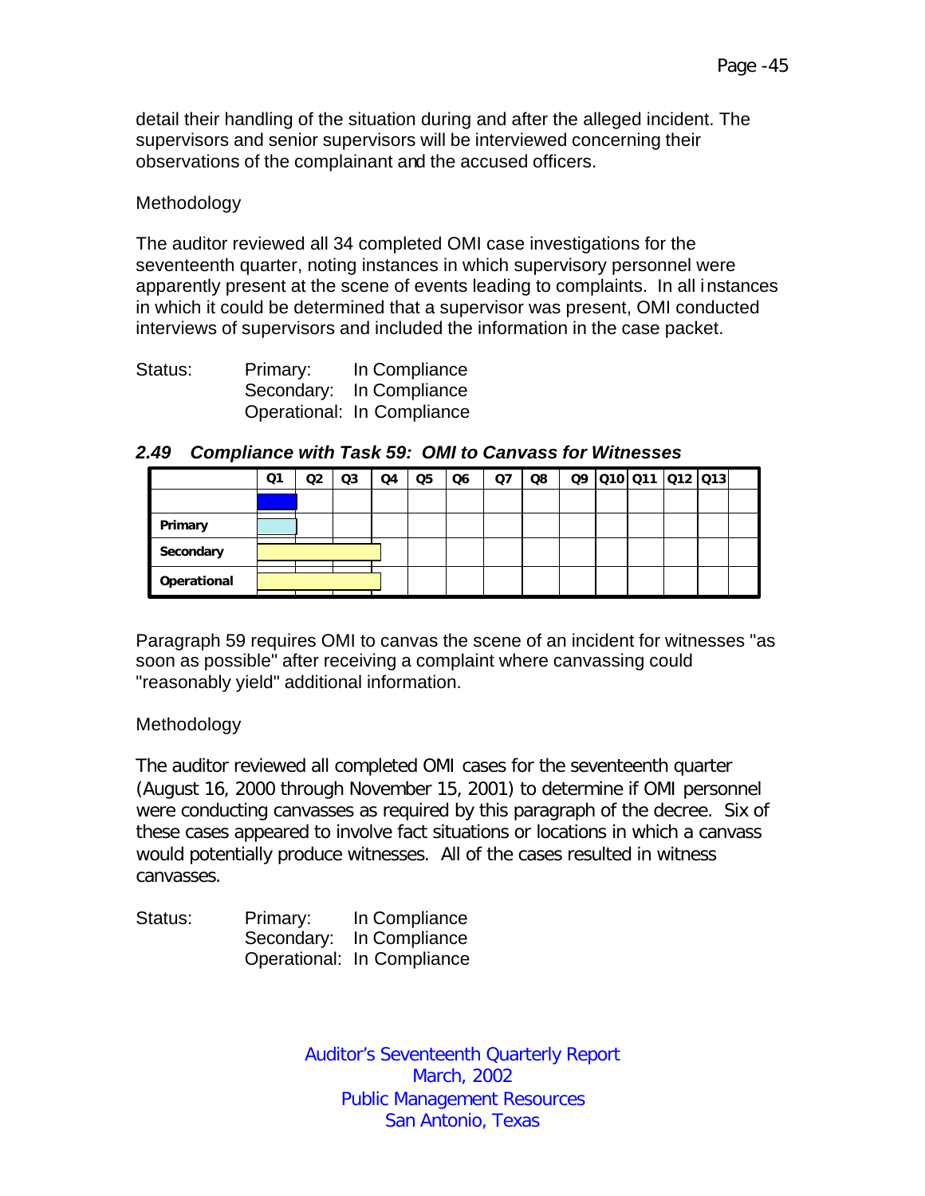detail their handling of the situation during and after the alleged incident. The supervisors and senior supervisors will be interviewed concerning their observations of the complainant and the accused officers.

Methodology

The auditor reviewed all 34 completed OMI case investigations for the seventeenth quarter, noting instances in which supervisory personnel were apparently present at the scene of events leading to complaints. In all instances in which it could be determined that a supervisor was present, OMI conducted interviews of supervisors and included the information in the case packet.

Status: Primary: In Compliance
Secondary: In Compliance
Operational: In Compliance

### *2.49 Compliance with Task 59: OMI to Canvass for Witnesses*

| | Q1 | Q2 | Q3 | Q4 | Q5 | Q6 | Q7 | Q8 | Q9 | Q10 | Q11 | Q12 | Q13 | |
|---|---|---|---|---|---|---|---|---|---|---|---|---|---|---|
| | | | | | | | | | | | | | | |
| **Primary** | | | | | | | | | | | | | | |
| **Secondary** | | | | | | | | | | | | | | |
| **Operational** | | | | | | | | | | | | | | |

Paragraph 59 requires OMI to canvas the scene of an incident for witnesses "as soon as possible" after receiving a complaint where canvassing could "reasonably yield" additional information.

Methodology

The auditor reviewed all completed OMI cases for the seventeenth quarter (August 16, 2000 through November 15, 2001) to determine if OMI personnel were conducting canvasses as required by this paragraph of the decree. Six of these cases appeared to involve fact situations or locations in which a canvass would potentially produce witnesses. All of the cases resulted in witness canvasses.

Status: Primary: In Compliance
Secondary: In Compliance
Operational: In Compliance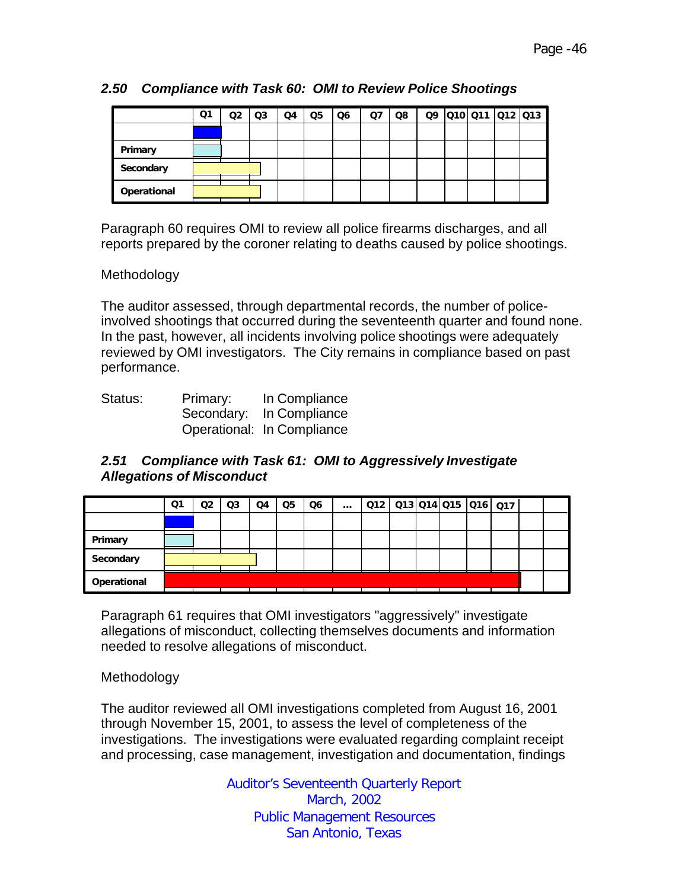### 2.50 Compliance with Task 60: OMI to Review Police Shootings

| | Q1 | Q2 | Q3 | Q4 | Q5 | Q6 | Q7 | Q8 | Q9 | Q10 | Q11 | Q12 | Q13 |
|---|---|---|---|---|---|---|---|---|---|---|---|---|---|
| | | | | | | | | | | | | | |
| Primary | | | | | | | | | | | | | |
| Secondary | | | | | | | | | | | | | |
| Operational | | | | | | | | | | | | | |

Paragraph 60 requires OMI to review all police firearms discharges, and all reports prepared by the coroner relating to deaths caused by police shootings.

Methodology

The auditor assessed, through departmental records, the number of police-involved shootings that occurred during the seventeenth quarter and found none. In the past, however, all incidents involving police shootings were adequately reviewed by OMI investigators. The City remains in compliance based on past performance.

Status: Primary: In Compliance
Secondary: In Compliance
Operational: In Compliance

### 2.51 Compliance with Task 61: OMI to Aggressively Investigate Allegations of Misconduct

| | Q1 | Q2 | Q3 | Q4 | Q5 | Q6 | ... | Q12 | Q13 | Q14 | Q15 | Q16 | Q17 | | |
|---|---|---|---|---|---|---|---|---|---|---|---|---|---|---|---|
| | | | | | | | | | | | | | | | |
| Primary | | | | | | | | | | | | | | | |
| Secondary | | | | | | | | | | | | | | | |
| Operational | | | | | | | | | | | | | | | |

Paragraph 61 requires that OMI investigators "aggressively" investigate allegations of misconduct, collecting themselves documents and information needed to resolve allegations of misconduct.

Methodology

The auditor reviewed all OMI investigations completed from August 16, 2001 through November 15, 2001, to assess the level of completeness of the investigations. The investigations were evaluated regarding complaint receipt and processing, case management, investigation and documentation, findings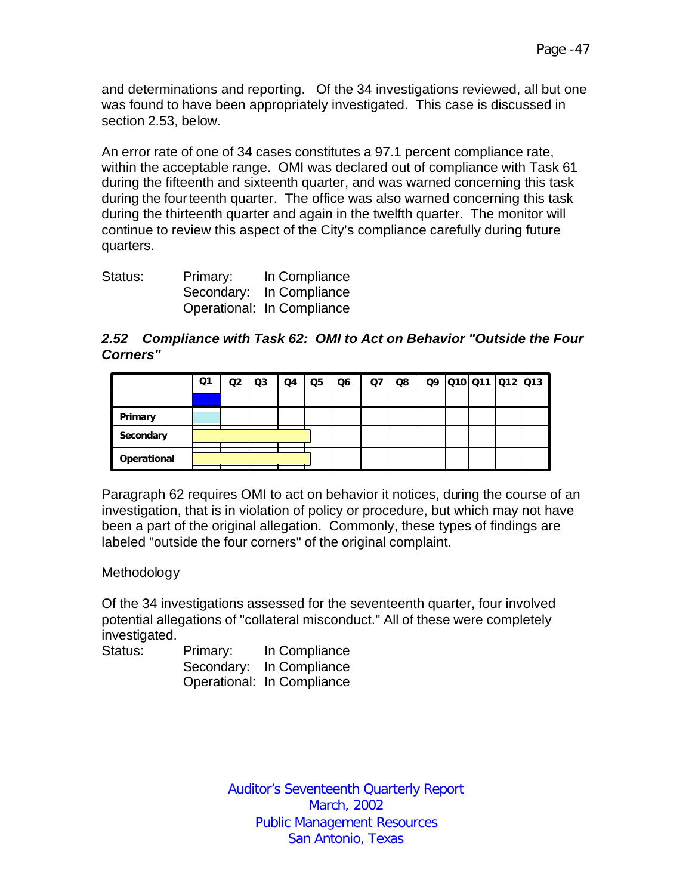and determinations and reporting. Of the 34 investigations reviewed, all but one was found to have been appropriately investigated. This case is discussed in section 2.53, below.

An error rate of one of 34 cases constitutes a 97.1 percent compliance rate, within the acceptable range. OMI was declared out of compliance with Task 61 during the fifteenth and sixteenth quarter, and was warned concerning this task during the fourteenth quarter. The office was also warned concerning this task during the thirteenth quarter and again in the twelfth quarter. The monitor will continue to review this aspect of the City's compliance carefully during future quarters.

Status: Primary: In Compliance
Secondary: In Compliance
Operational: In Compliance

### *2.52 Compliance with Task 62: OMI to Act on Behavior "Outside the Four Corners"*

| | Q1 | Q2 | Q3 | Q4 | Q5 | Q6 | Q7 | Q8 | Q9 | Q10 | Q11 | Q12 | Q13 |
|---|---|---|---|---|---|---|---|---|---|---|---|---|---|
| | | | | | | | | | | | | | |
| Primary | | | | | | | | | | | | | |
| Secondary | | | | | | | | | | | | | |
| Operational | | | | | | | | | | | | | |

Paragraph 62 requires OMI to act on behavior it notices, during the course of an investigation, that is in violation of policy or procedure, but which may not have been a part of the original allegation. Commonly, these types of findings are labeled "outside the four corners" of the original complaint.

Methodology

Of the 34 investigations assessed for the seventeenth quarter, four involved potential allegations of "collateral misconduct." All of these were completely investigated.

Status: Primary: In Compliance
Secondary: In Compliance
Operational: In Compliance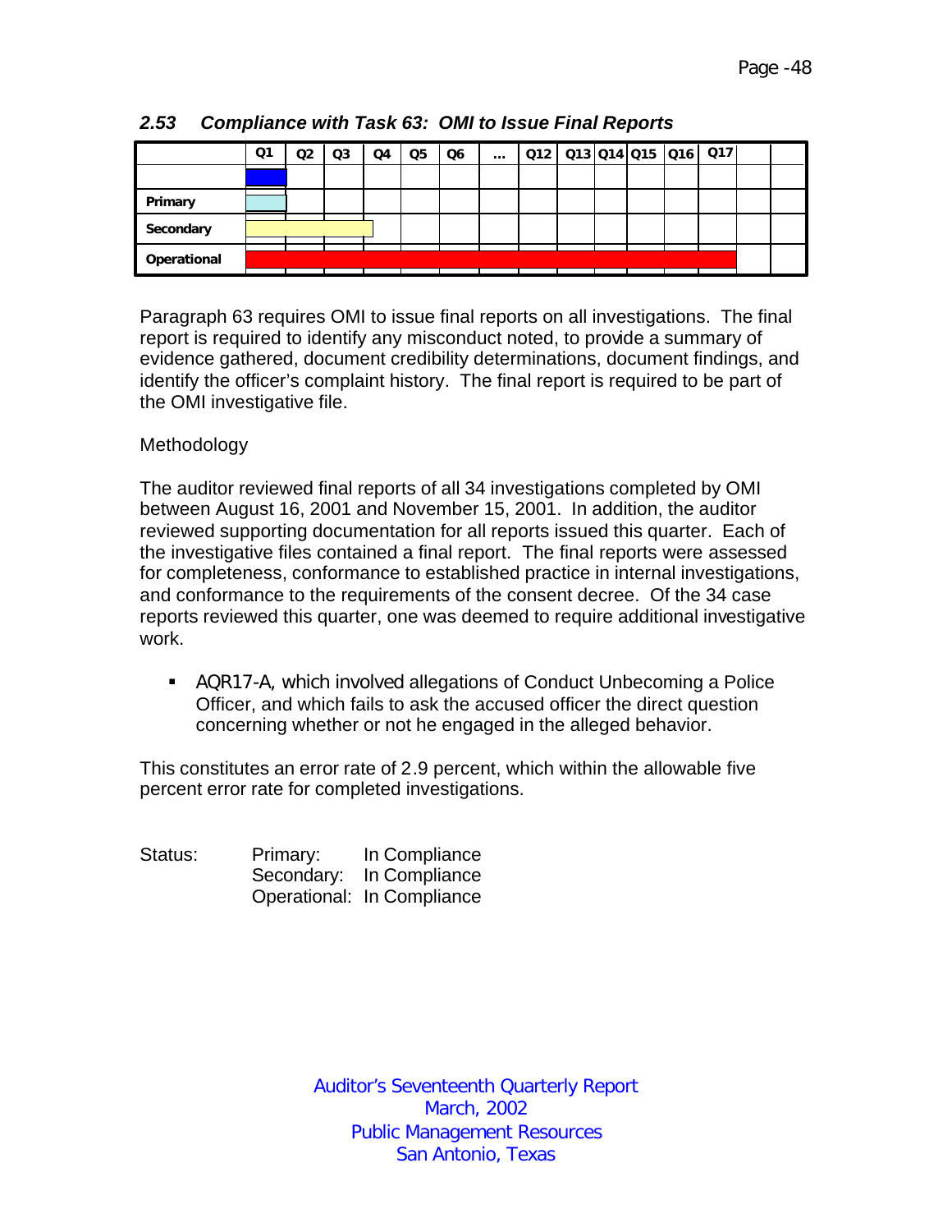### *2.53 Compliance with Task 63: OMI to Issue Final Reports*

| | Q1 | Q2 | Q3 | Q4 | Q5 | Q6 | ... | Q12 | Q13 | Q14 | Q15 | Q16 | Q17 | | |
|---|---|---|---|---|---|---|---|---|---|---|---|---|---|---|---|
| | | | | | | | | | | | | | | | |
| **Primary** | | | | | | | | | | | | | | | |
| **Secondary** | | | | | | | | | | | | | | | |
| **Operational** | | | | | | | | | | | | | | | |

Paragraph 63 requires OMI to issue final reports on all investigations. The final report is required to identify any misconduct noted, to provide a summary of evidence gathered, document credibility determinations, document findings, and identify the officer's complaint history. The final report is required to be part of the OMI investigative file.

Methodology

The auditor reviewed final reports of all 34 investigations completed by OMI between August 16, 2001 and November 15, 2001. In addition, the auditor reviewed supporting documentation for all reports issued this quarter. Each of the investigative files contained a final report. The final reports were assessed for completeness, conformance to established practice in internal investigations, and conformance to the requirements of the consent decree. Of the 34 case reports reviewed this quarter, one was deemed to require additional investigative work.

- AQR17-A, which involved allegations of Conduct Unbecoming a Police Officer, and which fails to ask the accused officer the direct question concerning whether or not he engaged in the alleged behavior.

This constitutes an error rate of 2.9 percent, which within the allowable five percent error rate for completed investigations.

Status: Primary: In Compliance
Secondary: In Compliance
Operational: In Compliance

Auditor's Seventeenth Quarterly Report
March, 2002
Public Management Resources
San Antonio, Texas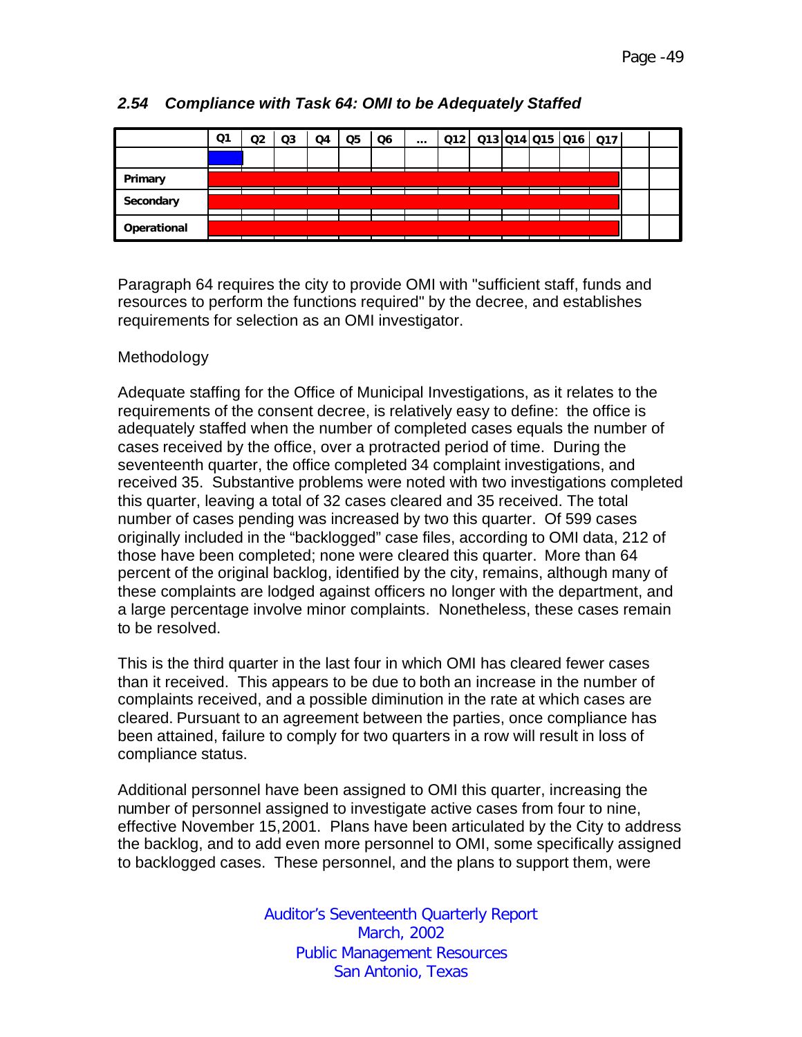## 2.54 Compliance with Task 64: OMI to be Adequately Staffed

| | Q1 | Q2 | Q3 | Q4 | Q5 | Q6 | ... | Q12 | Q13 | Q14 | Q15 | Q16 | Q17 | | |
|---|---|---|---|---|---|---|---|---|---|---|---|---|---|---|---|
| | | | | | | | | | | | | | | | |
| Primary | | | | | | | | | | | | | | | |
| Secondary | | | | | | | | | | | | | | | |
| Operational | | | | | | | | | | | | | | | |

Paragraph 64 requires the city to provide OMI with "sufficient staff, funds and resources to perform the functions required" by the decree, and establishes requirements for selection as an OMI investigator.

Methodology

Adequate staffing for the Office of Municipal Investigations, as it relates to the requirements of the consent decree, is relatively easy to define: the office is adequately staffed when the number of completed cases equals the number of cases received by the office, over a protracted period of time. During the seventeenth quarter, the office completed 34 complaint investigations, and received 35. Substantive problems were noted with two investigations completed this quarter, leaving a total of 32 cases cleared and 35 received. The total number of cases pending was increased by two this quarter. Of 599 cases originally included in the "backlogged" case files, according to OMI data, 212 of those have been completed; none were cleared this quarter. More than 64 percent of the original backlog, identified by the city, remains, although many of these complaints are lodged against officers no longer with the department, and a large percentage involve minor complaints. Nonetheless, these cases remain to be resolved.

This is the third quarter in the last four in which OMI has cleared fewer cases than it received. This appears to be due to both an increase in the number of complaints received, and a possible diminution in the rate at which cases are cleared. Pursuant to an agreement between the parties, once compliance has been attained, failure to comply for two quarters in a row will result in loss of compliance status.

Additional personnel have been assigned to OMI this quarter, increasing the number of personnel assigned to investigate active cases from four to nine, effective November 15,2001. Plans have been articulated by the City to address the backlog, and to add even more personnel to OMI, some specifically assigned to backlogged cases. These personnel, and the plans to support them, were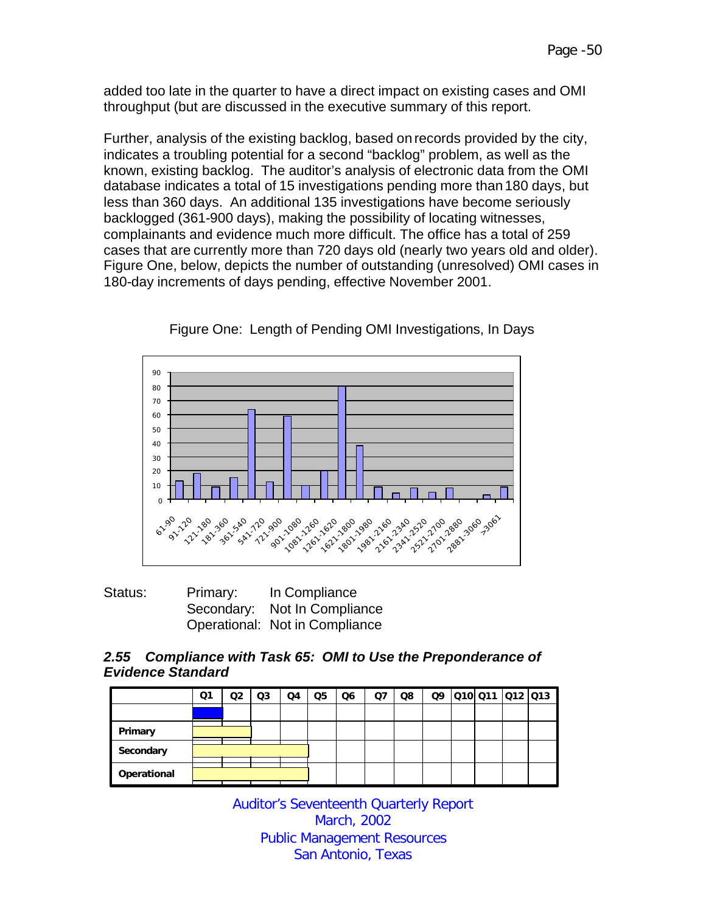added too late in the quarter to have a direct impact on existing cases and OMI throughput (but are discussed in the executive summary of this report.

Further, analysis of the existing backlog, based on records provided by the city, indicates a troubling potential for a second "backlog" problem, as well as the known, existing backlog. The auditor's analysis of electronic data from the OMI database indicates a total of 15 investigations pending more than 180 days, but less than 360 days. An additional 135 investigations have become seriously backlogged (361-900 days), making the possibility of locating witnesses, complainants and evidence much more difficult. The office has a total of 259 cases that are currently more than 720 days old (nearly two years old and older). Figure One, below, depicts the number of outstanding (unresolved) OMI cases in 180-day increments of days pending, effective November 2001.

Figure One: Length of Pending OMI Investigations, In Days

Status: Primary: In Compliance
Secondary: Not In Compliance
Operational: Not in Compliance

### *2.55 Compliance with Task 65: OMI to Use the Preponderance of Evidence Standard*

| | Q1 | Q2 | Q3 | Q4 | Q5 | Q6 | Q7 | Q8 | Q9 | Q10 | Q11 | Q12 | Q13 |
|---|---|---|---|---|---|---|---|---|---|---|---|---|---|
| | | | | | | | | | | | | | |
| **Primary** | | | | | | | | | | | | | |
| **Secondary** | | | | | | | | | | | | | |
| **Operational** | | | | | | | | | | | | | |

Auditor's Seventeenth Quarterly Report
March, 2002
Public Management Resources
San Antonio, Texas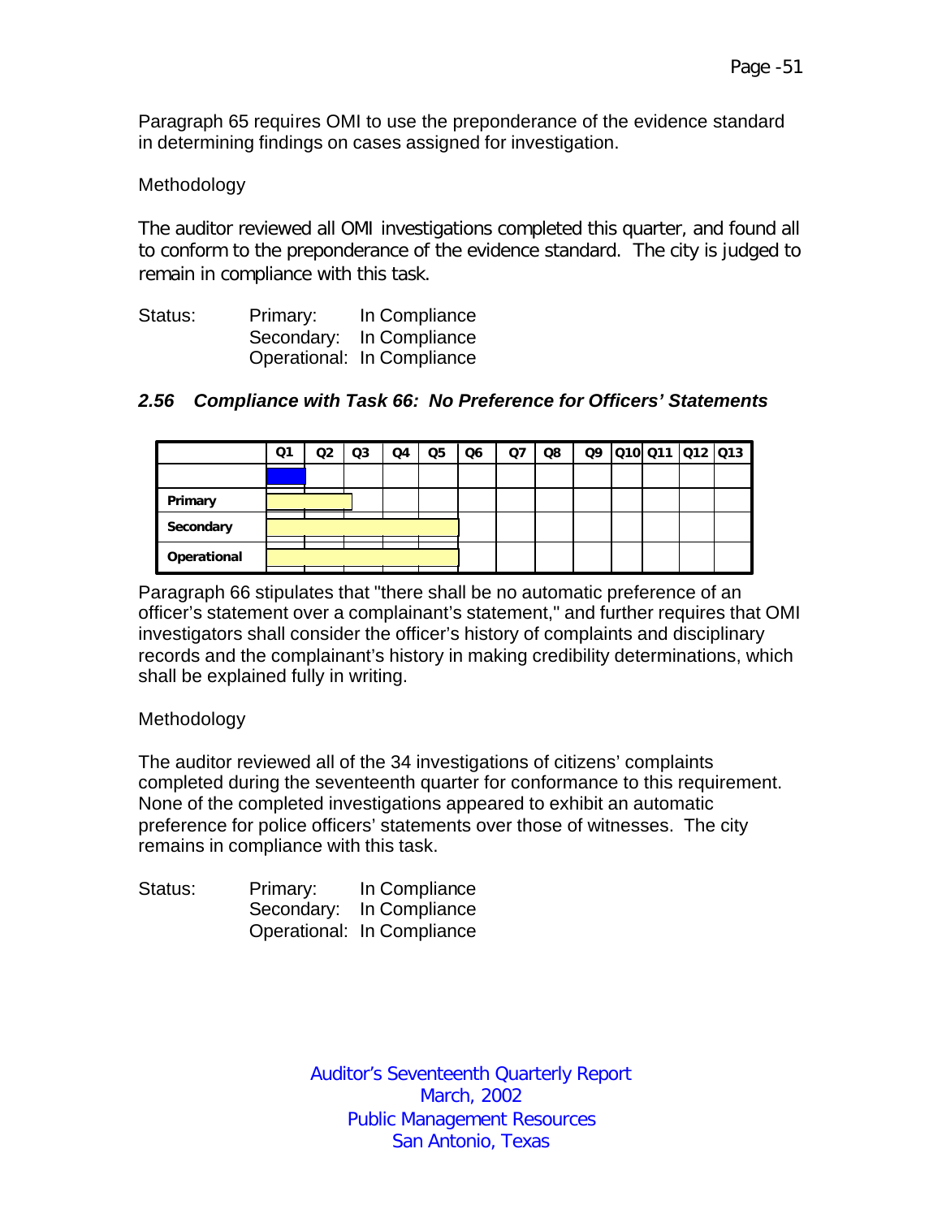Paragraph 65 requires OMI to use the preponderance of the evidence standard in determining findings on cases assigned for investigation.

Methodology

The auditor reviewed all OMI investigations completed this quarter, and found all to conform to the preponderance of the evidence standard. The city is judged to remain in compliance with this task.

Status: Primary: In Compliance
Secondary: In Compliance
Operational: In Compliance

### *2.56 Compliance with Task 66: No Preference for Officers' Statements*

| | Q1 | Q2 | Q3 | Q4 | Q5 | Q6 | Q7 | Q8 | Q9 | Q10 | Q11 | Q12 | Q13 |
|---|---|---|---|---|---|---|---|---|---|---|---|---|---|
| | | | | | | | | | | | | | |
| **Primary** | | | | | | | | | | | | | |
| **Secondary** | | | | | | | | | | | | | |
| **Operational** | | | | | | | | | | | | | |

Paragraph 66 stipulates that "there shall be no automatic preference of an officer's statement over a complainant's statement," and further requires that OMI investigators shall consider the officer's history of complaints and disciplinary records and the complainant's history in making credibility determinations, which shall be explained fully in writing.

Methodology

The auditor reviewed all of the 34 investigations of citizens' complaints completed during the seventeenth quarter for conformance to this requirement. None of the completed investigations appeared to exhibit an automatic preference for police officers' statements over those of witnesses. The city remains in compliance with this task.

Status: Primary: In Compliance
Secondary: In Compliance
Operational: In Compliance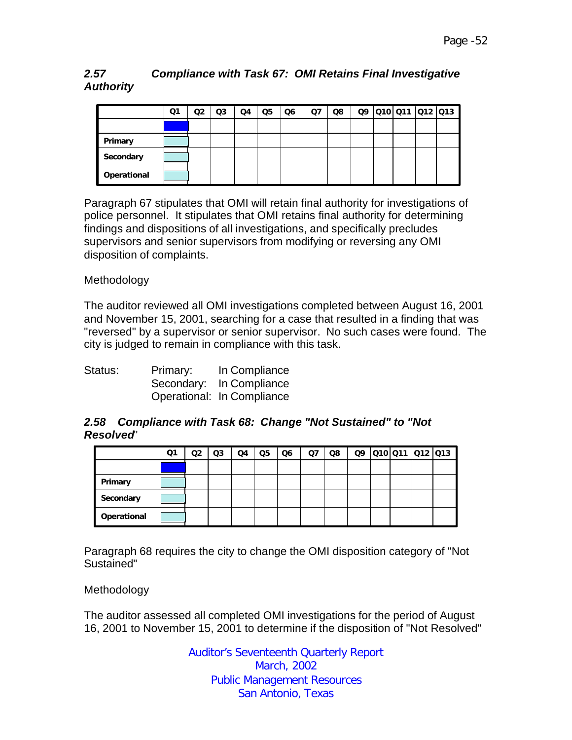### *2.57 Compliance with Task 67: OMI Retains Final Investigative Authority*

| | Q1 | Q2 | Q3 | Q4 | Q5 | Q6 | Q7 | Q8 | Q9 | Q10 | Q11 | Q12 | Q13 |
|---|---|---|---|---|---|---|---|---|---|---|---|---|---|
| | | | | | | | | | | | | | |
| **Primary** | | | | | | | | | | | | | |
| **Secondary** | | | | | | | | | | | | | |
| **Operational** | | | | | | | | | | | | | |

Paragraph 67 stipulates that OMI will retain final authority for investigations of police personnel. It stipulates that OMI retains final authority for determining findings and dispositions of all investigations, and specifically precludes supervisors and senior supervisors from modifying or reversing any OMI disposition of complaints.

Methodology

The auditor reviewed all OMI investigations completed between August 16, 2001 and November 15, 2001, searching for a case that resulted in a finding that was "reversed" by a supervisor or senior supervisor. No such cases were found. The city is judged to remain in compliance with this task.

Status: Primary: In Compliance
Secondary: In Compliance
Operational: In Compliance

### *2.58 Compliance with Task 68: Change "Not Sustained" to "Not Resolved"*

| | Q1 | Q2 | Q3 | Q4 | Q5 | Q6 | Q7 | Q8 | Q9 | Q10 | Q11 | Q12 | Q13 |
|---|---|---|---|---|---|---|---|---|---|---|---|---|---|
| | | | | | | | | | | | | | |
| **Primary** | | | | | | | | | | | | | |
| **Secondary** | | | | | | | | | | | | | |
| **Operational** | | | | | | | | | | | | | |

Paragraph 68 requires the city to change the OMI disposition category of "Not Sustained"

Methodology

The auditor assessed all completed OMI investigations for the period of August 16, 2001 to November 15, 2001 to determine if the disposition of "Not Resolved"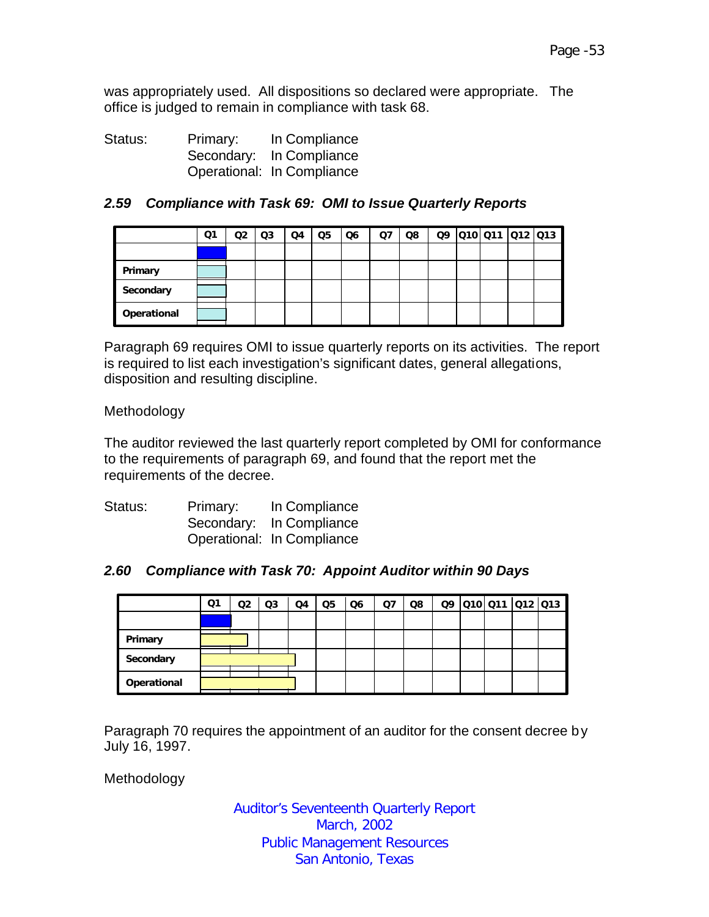was appropriately used. All dispositions so declared were appropriate. The office is judged to remain in compliance with task 68.

Status: Primary: In Compliance
Secondary: In Compliance
Operational: In Compliance

### *2.59 Compliance with Task 69: OMI to Issue Quarterly Reports*

| | Q1 | Q2 | Q3 | Q4 | Q5 | Q6 | Q7 | Q8 | Q9 | Q10 | Q11 | Q12 | Q13 |
|---|---|---|---|---|---|---|---|---|---|---|---|---|---|
| | | | | | | | | | | | | | |
| Primary | | | | | | | | | | | | | |
| Secondary | | | | | | | | | | | | | |
| Operational | | | | | | | | | | | | | |

Paragraph 69 requires OMI to issue quarterly reports on its activities. The report is required to list each investigation's significant dates, general allegations, disposition and resulting discipline.

Methodology

The auditor reviewed the last quarterly report completed by OMI for conformance to the requirements of paragraph 69, and found that the report met the requirements of the decree.

Status: Primary: In Compliance
Secondary: In Compliance
Operational: In Compliance

### *2.60 Compliance with Task 70: Appoint Auditor within 90 Days*

| | Q1 | Q2 | Q3 | Q4 | Q5 | Q6 | Q7 | Q8 | Q9 | Q10 | Q11 | Q12 | Q13 |
|---|---|---|---|---|---|---|---|---|---|---|---|---|---|
| | | | | | | | | | | | | | |
| Primary | | | | | | | | | | | | | |
| Secondary | | | | | | | | | | | | | |
| Operational | | | | | | | | | | | | | |

Paragraph 70 requires the appointment of an auditor for the consent decree by July 16, 1997.

Methodology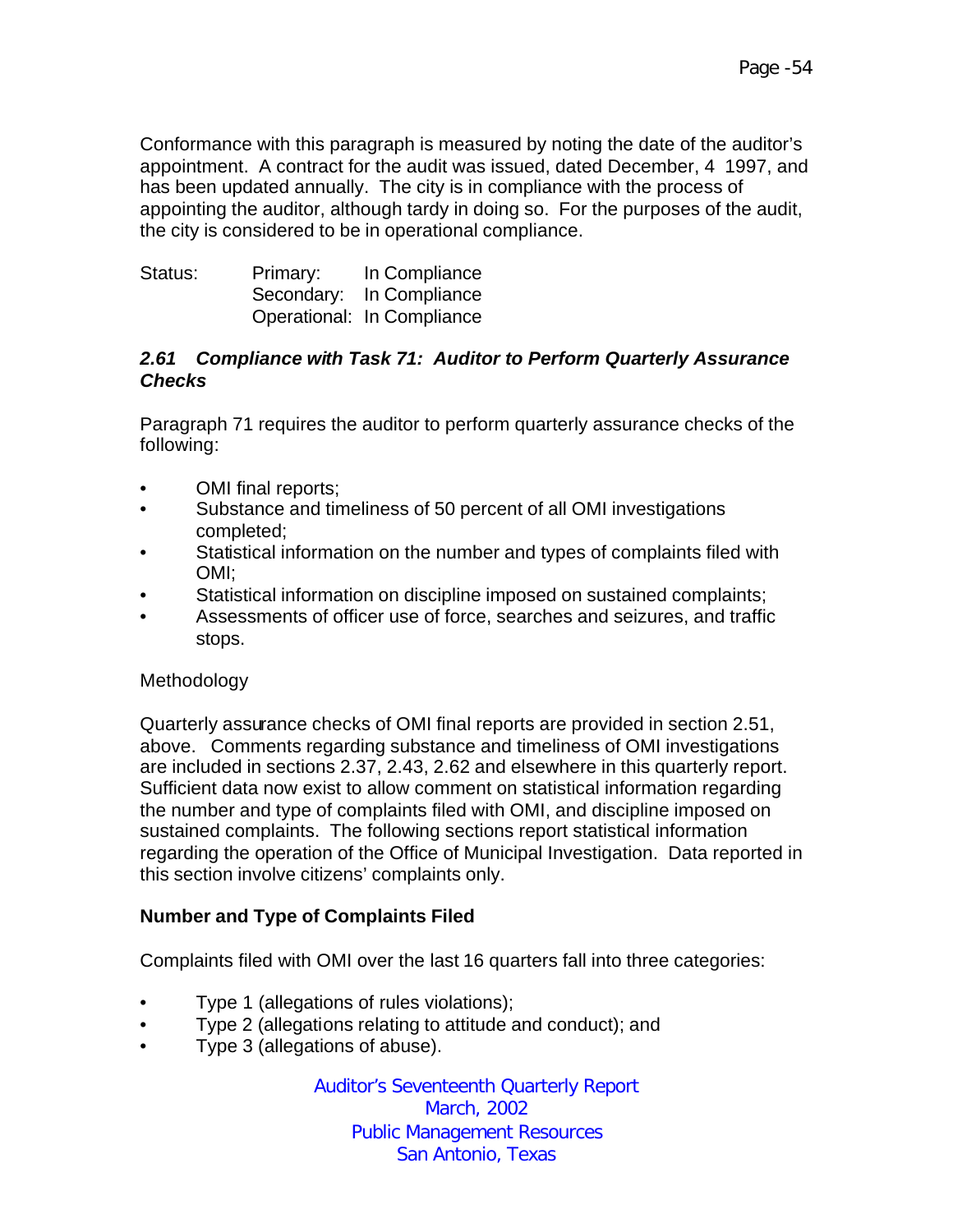Conformance with this paragraph is measured by noting the date of the auditor's appointment. A contract for the audit was issued, dated December, 4 1997, and has been updated annually. The city is in compliance with the process of appointing the auditor, although tardy in doing so. For the purposes of the audit, the city is considered to be in operational compliance.

| Status: | | |
|---|---|---|
| | Primary: | In Compliance |
| | Secondary: | In Compliance |
| | Operational: | In Compliance |

### *2.61 Compliance with Task 71: Auditor to Perform Quarterly Assurance Checks*

Paragraph 71 requires the auditor to perform quarterly assurance checks of the following:

- OMI final reports;
- Substance and timeliness of 50 percent of all OMI investigations completed;
- Statistical information on the number and types of complaints filed with OMI;
- Statistical information on discipline imposed on sustained complaints;
- Assessments of officer use of force, searches and seizures, and traffic stops.

Methodology

Quarterly assurance checks of OMI final reports are provided in section 2.51, above. Comments regarding substance and timeliness of OMI investigations are included in sections 2.37, 2.43, 2.62 and elsewhere in this quarterly report. Sufficient data now exist to allow comment on statistical information regarding the number and type of complaints filed with OMI, and discipline imposed on sustained complaints. The following sections report statistical information regarding the operation of the Office of Municipal Investigation. Data reported in this section involve citizens' complaints only.

**Number and Type of Complaints Filed**

Complaints filed with OMI over the last 16 quarters fall into three categories:

- Type 1 (allegations of rules violations);
- Type 2 (allegations relating to attitude and conduct); and
- Type 3 (allegations of abuse).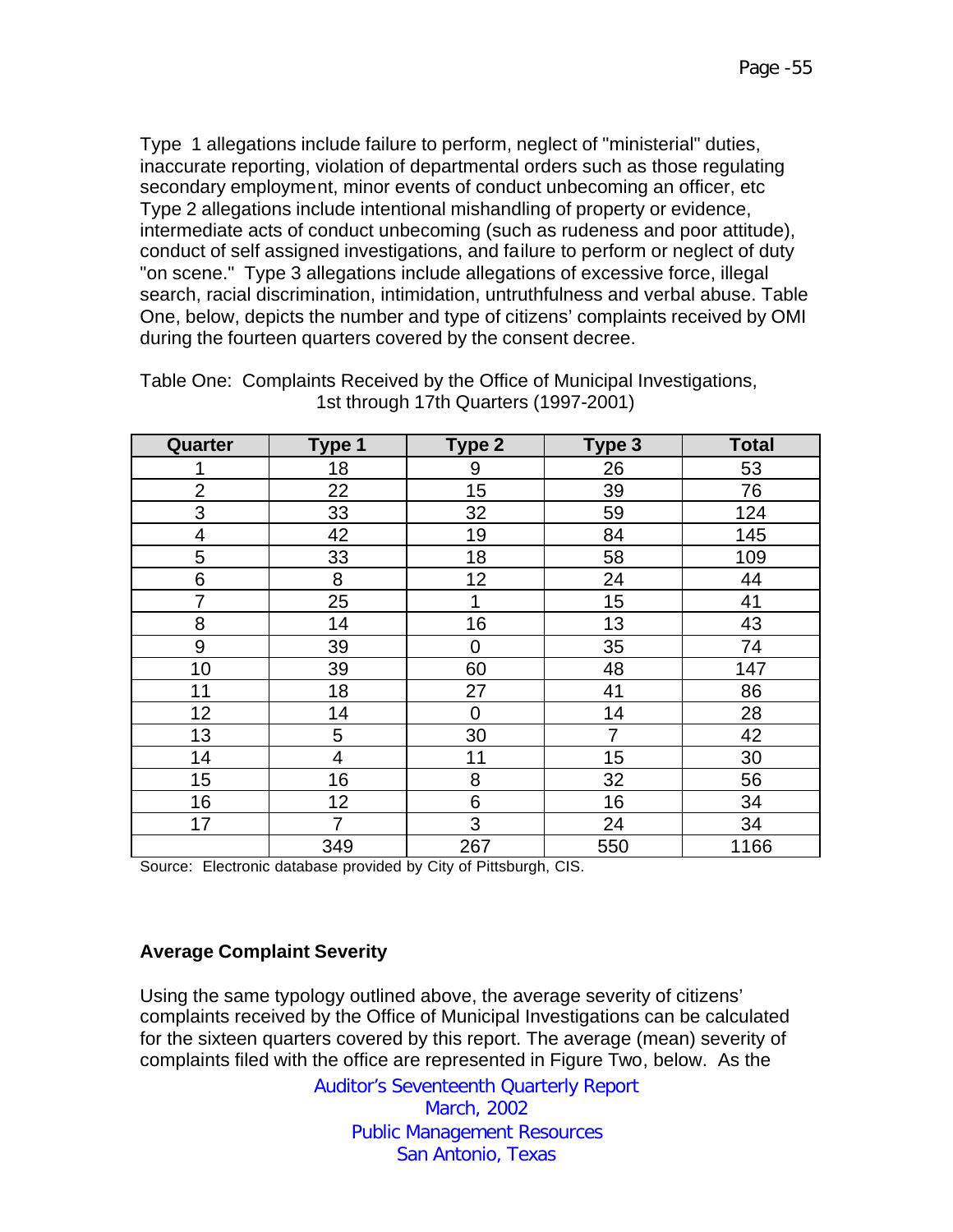Type 1 allegations include failure to perform, neglect of "ministerial" duties, inaccurate reporting, violation of departmental orders such as those regulating secondary employment, minor events of conduct unbecoming an officer, etc Type 2 allegations include intentional mishandling of property or evidence, intermediate acts of conduct unbecoming (such as rudeness and poor attitude), conduct of self assigned investigations, and failure to perform or neglect of duty "on scene." Type 3 allegations include allegations of excessive force, illegal search, racial discrimination, intimidation, untruthfulness and verbal abuse. Table One, below, depicts the number and type of citizens' complaints received by OMI during the fourteen quarters covered by the consent decree.

Table One: Complaints Received by the Office of Municipal Investigations, 1st through 17th Quarters (1997-2001)

| Quarter | Type 1 | Type 2 | Type 3 | Total |
|---|---|---|---|---|
| 1 | 18 | 9 | 26 | 53 |
| 2 | 22 | 15 | 39 | 76 |
| 3 | 33 | 32 | 59 | 124 |
| 4 | 42 | 19 | 84 | 145 |
| 5 | 33 | 18 | 58 | 109 |
| 6 | 8 | 12 | 24 | 44 |
| 7 | 25 | 1 | 15 | 41 |
| 8 | 14 | 16 | 13 | 43 |
| 9 | 39 | 0 | 35 | 74 |
| 10 | 39 | 60 | 48 | 147 |
| 11 | 18 | 27 | 41 | 86 |
| 12 | 14 | 0 | 14 | 28 |
| 13 | 5 | 30 | 7 | 42 |
| 14 | 4 | 11 | 15 | 30 |
| 15 | 16 | 8 | 32 | 56 |
| 16 | 12 | 6 | 16 | 34 |
| 17 | 7 | 3 | 24 | 34 |
| | 349 | 267 | 550 | 1166 |

Source: Electronic database provided by City of Pittsburgh, CIS.

**Average Complaint Severity**

Using the same typology outlined above, the average severity of citizens' complaints received by the Office of Municipal Investigations can be calculated for the sixteen quarters covered by this report. The average (mean) severity of complaints filed with the office are represented in Figure Two, below. As the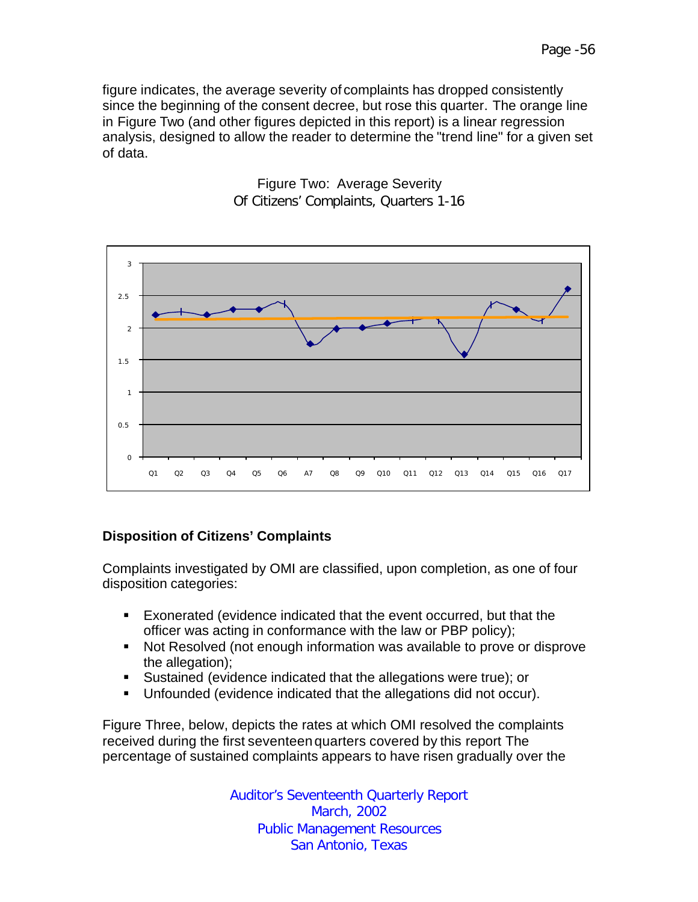figure indicates, the average severity of complaints has dropped consistently since the beginning of the consent decree, but rose this quarter. The orange line in Figure Two (and other figures depicted in this report) is a linear regression analysis, designed to allow the reader to determine the "trend line" for a given set of data.

Figure Two: Average Severity
Of Citizens' Complaints, Quarters 1-16

### Disposition of Citizens' Complaints

Complaints investigated by OMI are classified, upon completion, as one of four disposition categories:

- Exonerated (evidence indicated that the event occurred, but that the officer was acting in conformance with the law or PBP policy);
- Not Resolved (not enough information was available to prove or disprove the allegation);
- Sustained (evidence indicated that the allegations were true); or
- Unfounded (evidence indicated that the allegations did not occur).

Figure Three, below, depicts the rates at which OMI resolved the complaints received during the first seventeen quarters covered by this report The percentage of sustained complaints appears to have risen gradually over the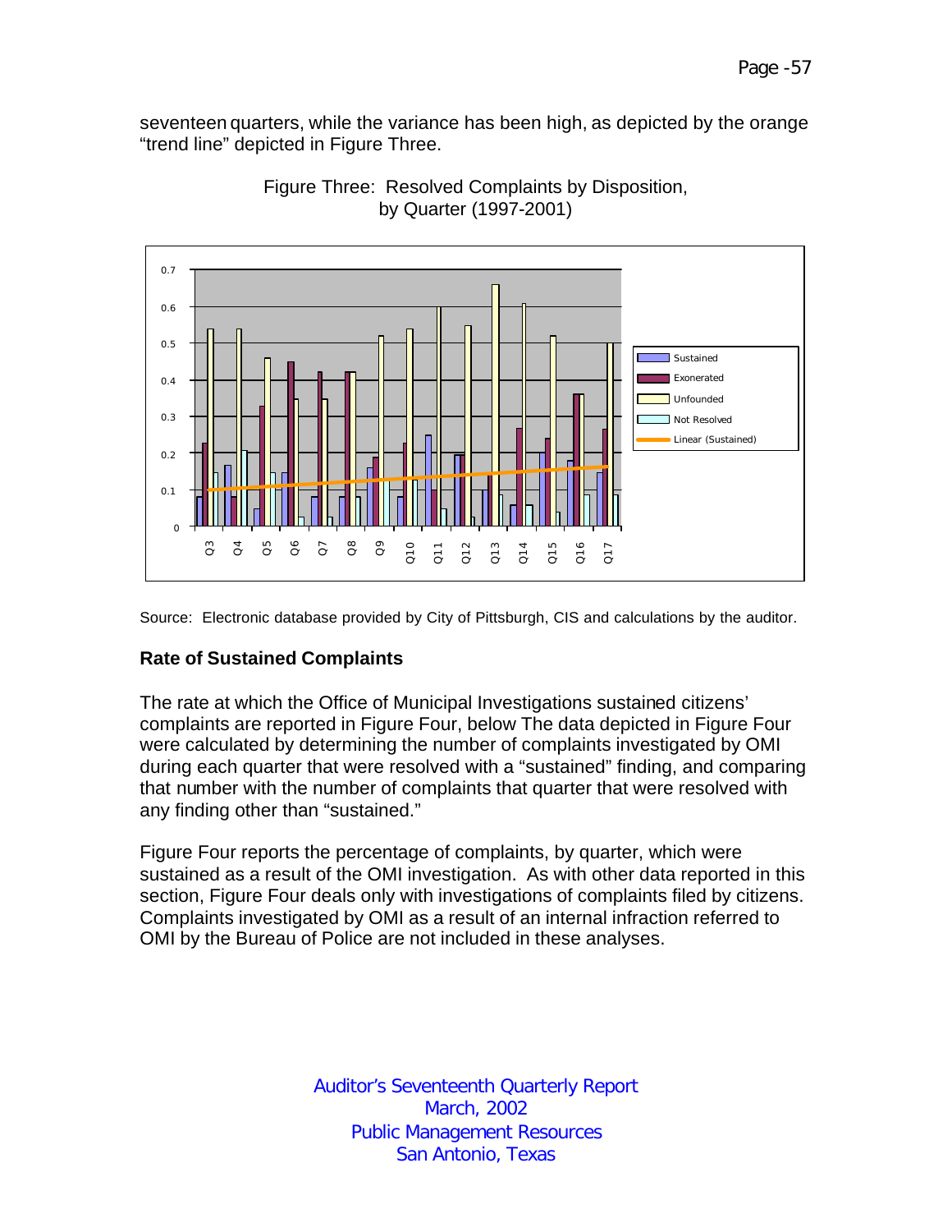seventeen quarters, while the variance has been high, as depicted by the orange "trend line" depicted in Figure Three.

Figure Three: Resolved Complaints by Disposition, by Quarter (1997-2001)

Source: Electronic database provided by City of Pittsburgh, CIS and calculations by the auditor.

### Rate of Sustained Complaints

The rate at which the Office of Municipal Investigations sustained citizens' complaints are reported in Figure Four, below The data depicted in Figure Four were calculated by determining the number of complaints investigated by OMI during each quarter that were resolved with a "sustained" finding, and comparing that number with the number of complaints that quarter that were resolved with any finding other than "sustained."

Figure Four reports the percentage of complaints, by quarter, which were sustained as a result of the OMI investigation. As with other data reported in this section, Figure Four deals only with investigations of complaints filed by citizens. Complaints investigated by OMI as a result of an internal infraction referred to OMI by the Bureau of Police are not included in these analyses.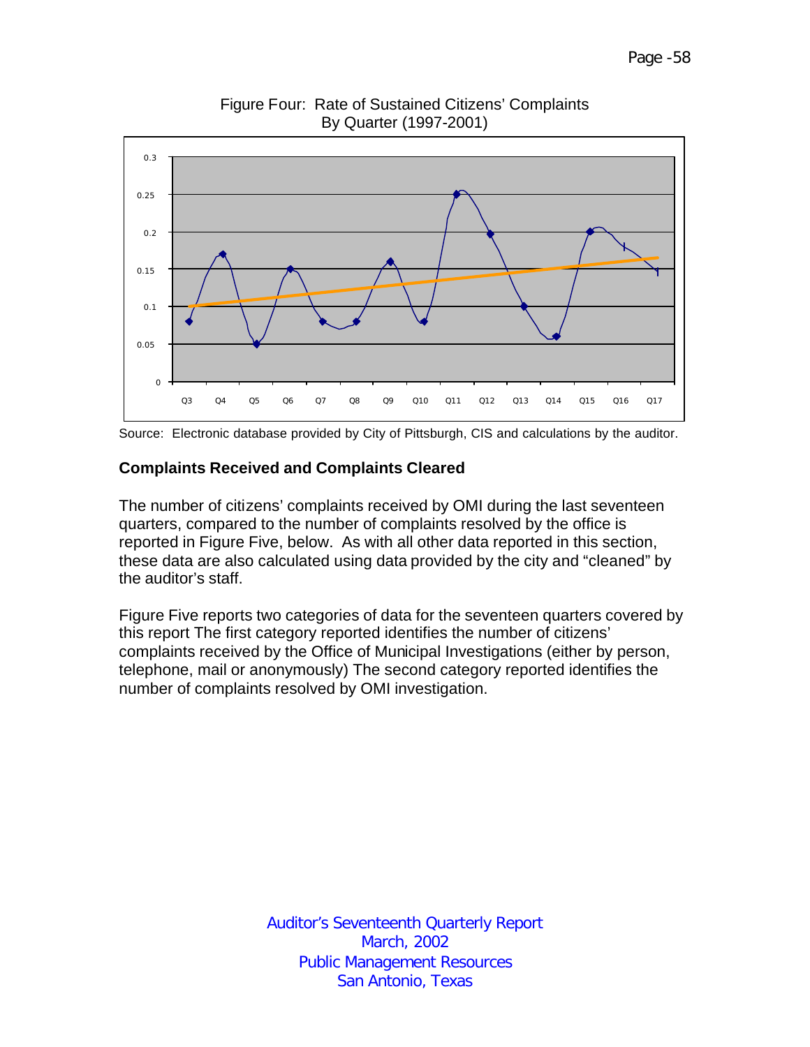Figure Four: Rate of Sustained Citizens' Complaints By Quarter (1997-2001)

Source: Electronic database provided by City of Pittsburgh, CIS and calculations by the auditor.

## Complaints Received and Complaints Cleared

The number of citizens' complaints received by OMI during the last seventeen quarters, compared to the number of complaints resolved by the office is reported in Figure Five, below. As with all other data reported in this section, these data are also calculated using data provided by the city and "cleaned" by the auditor's staff.

Figure Five reports two categories of data for the seventeen quarters covered by this report The first category reported identifies the number of citizens' complaints received by the Office of Municipal Investigations (either by person, telephone, mail or anonymously) The second category reported identifies the number of complaints resolved by OMI investigation.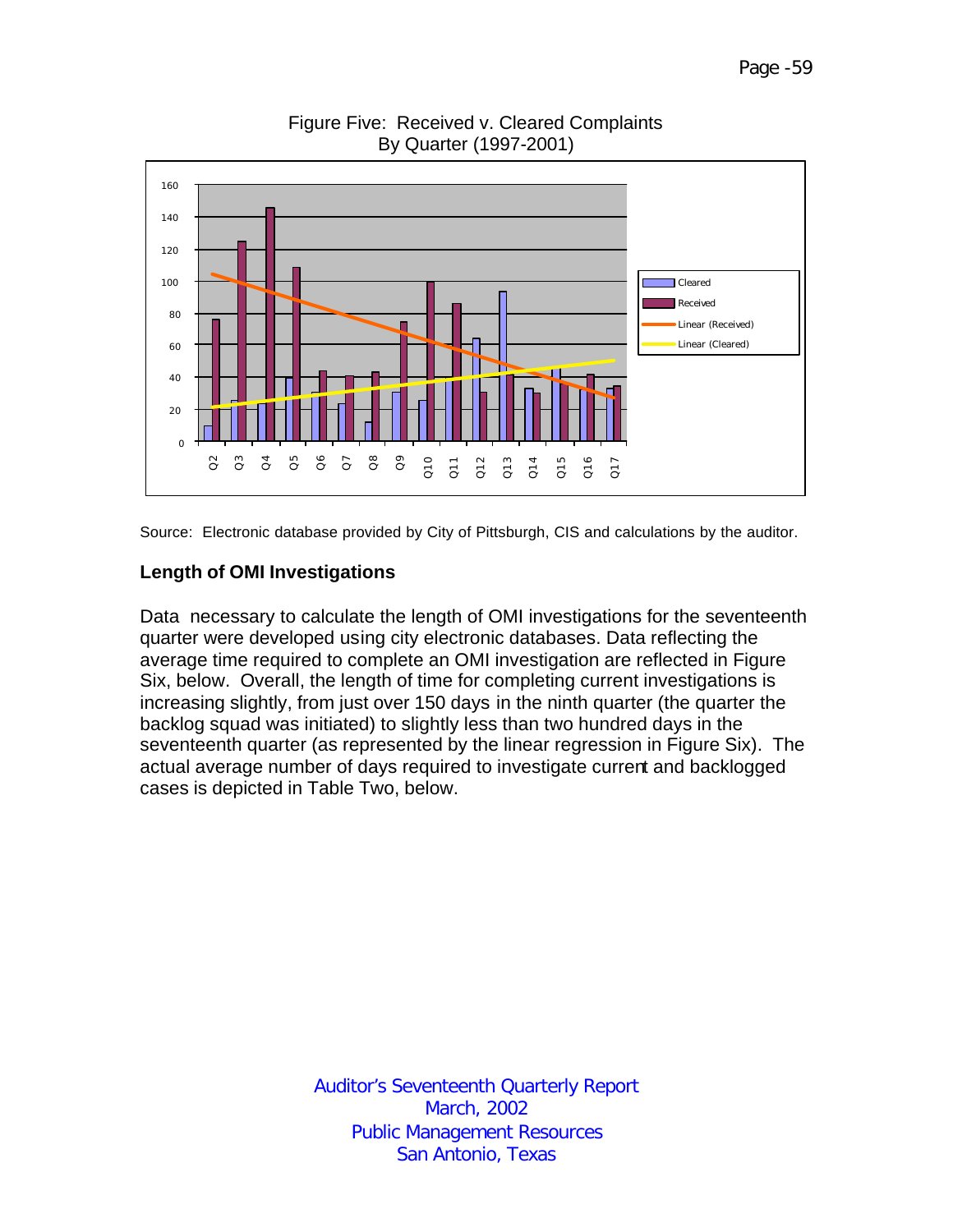Figure Five: Received v. Cleared Complaints
By Quarter (1997-2001)

Source: Electronic database provided by City of Pittsburgh, CIS and calculations by the auditor.

### Length of OMI Investigations

Data necessary to calculate the length of OMI investigations for the seventeenth quarter were developed using city electronic databases. Data reflecting the average time required to complete an OMI investigation are reflected in Figure Six, below. Overall, the length of time for completing current investigations is increasing slightly, from just over 150 days in the ninth quarter (the quarter the backlog squad was initiated) to slightly less than two hundred days in the seventeenth quarter (as represented by the linear regression in Figure Six). The actual average number of days required to investigate current and backlogged cases is depicted in Table Two, below.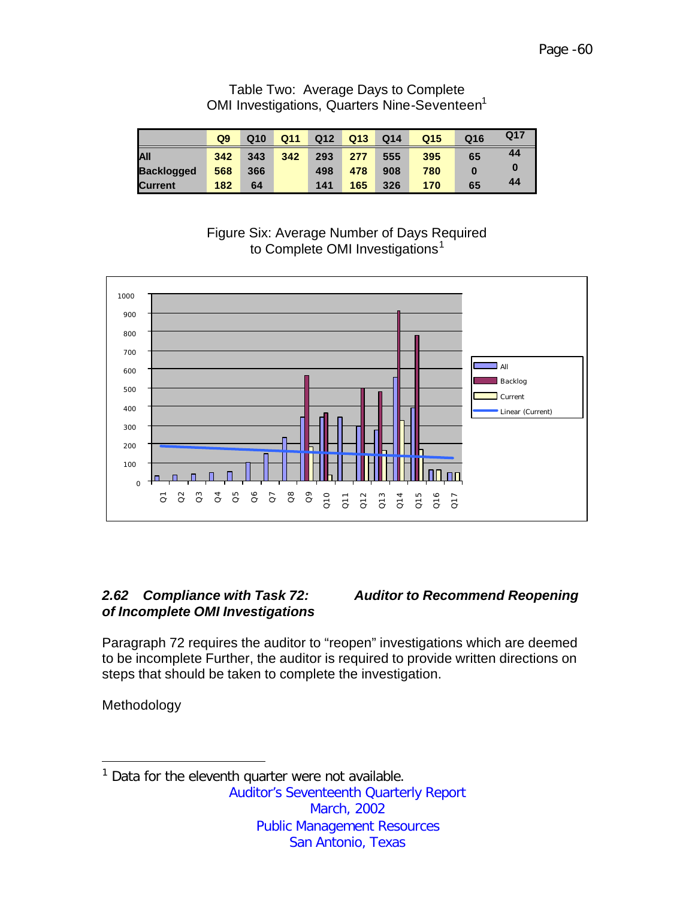Table Two: Average Days to Complete OMI Investigations, Quarters Nine-Seventeen[1]

| | Q9 | Q10 | Q11 | Q12 | Q13 | Q14 | Q15 | Q16 | Q17 |
|---|---|---|---|---|---|---|---|---|---|
| All | 342 | 343 | 342 | 293 | 277 | 555 | 395 | 65 | 44 |
| Backlogged | 568 | 366 | | 498 | 478 | 908 | 780 | 0 | 0 |
| Current | 182 | 64 | | 141 | 165 | 326 | 170 | 65 | 44 |

Figure Six: Average Number of Days Required to Complete OMI Investigations[1]

## 2.62 *Compliance with Task 72: Auditor to Recommend Reopening of Incomplete OMI Investigations*

Paragraph 72 requires the auditor to "reopen" investigations which are deemed to be incomplete Further, the auditor is required to provide written directions on steps that should be taken to complete the investigation.

Methodology

---

[1] Data for the eleventh quarter were not available.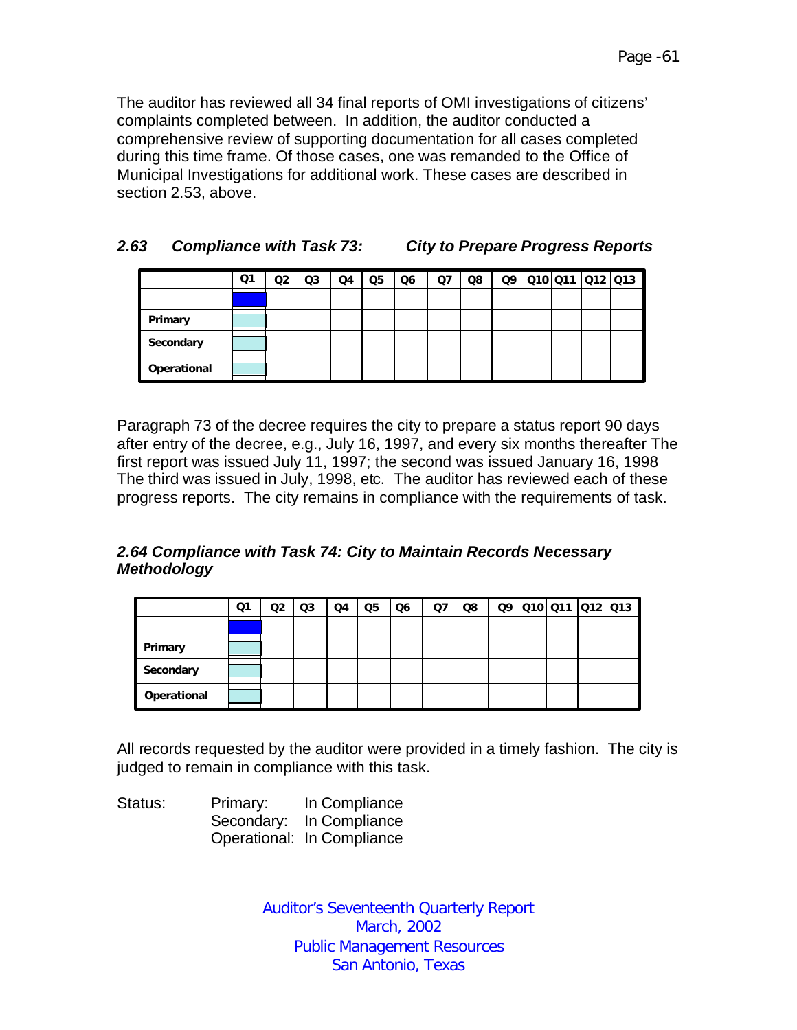The auditor has reviewed all 34 final reports of OMI investigations of citizens' complaints completed between. In addition, the auditor conducted a comprehensive review of supporting documentation for all cases completed during this time frame. Of those cases, one was remanded to the Office of Municipal Investigations for additional work. These cases are described in section 2.53, above.

### *2.63 Compliance with Task 73: City to Prepare Progress Reports*

| | Q1 | Q2 | Q3 | Q4 | Q5 | Q6 | Q7 | Q8 | Q9 | Q10 | Q11 | Q12 | Q13 |
|---|---|---|---|---|---|---|---|---|---|---|---|---|---|
| | | | | | | | | | | | | | |
| **Primary** | | | | | | | | | | | | | |
| **Secondary** | | | | | | | | | | | | | |
| **Operational** | | | | | | | | | | | | | |

Paragraph 73 of the decree requires the city to prepare a status report 90 days after entry of the decree, e.g., July 16, 1997, and every six months thereafter The first report was issued July 11, 1997; the second was issued January 16, 1998 The third was issued in July, 1998, etc. The auditor has reviewed each of these progress reports. The city remains in compliance with the requirements of task.

### *2.64 Compliance with Task 74: City to Maintain Records Necessary Methodology*

| | Q1 | Q2 | Q3 | Q4 | Q5 | Q6 | Q7 | Q8 | Q9 | Q10 | Q11 | Q12 | Q13 |
|---|---|---|---|---|---|---|---|---|---|---|---|---|---|
| | | | | | | | | | | | | | |
| **Primary** | | | | | | | | | | | | | |
| **Secondary** | | | | | | | | | | | | | |
| **Operational** | | | | | | | | | | | | | |

All records requested by the auditor were provided in a timely fashion. The city is judged to remain in compliance with this task.

Status: Primary: In Compliance
Secondary: In Compliance
Operational: In Compliance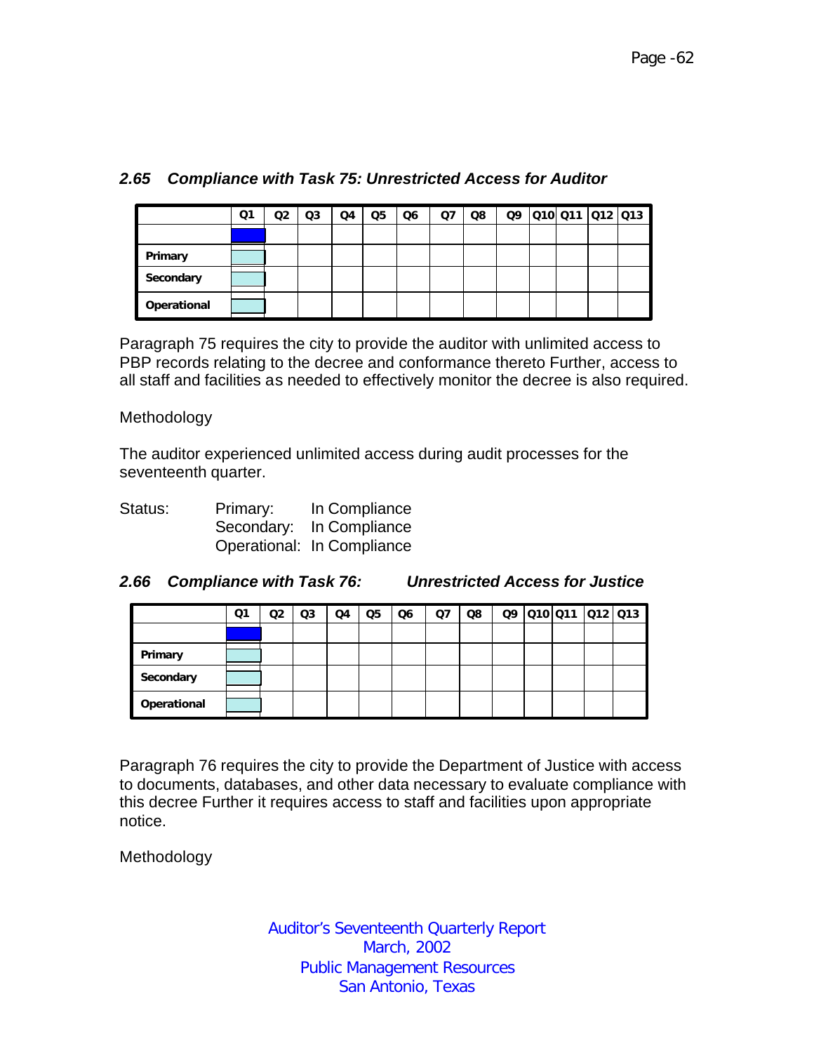### 2.65 *Compliance with Task 75: Unrestricted Access for Auditor*

| | Q1 | Q2 | Q3 | Q4 | Q5 | Q6 | Q7 | Q8 | Q9 | Q10 | Q11 | Q12 | Q13 |
|---|---|---|---|---|---|---|---|---|---|---|---|---|---|
| | | | | | | | | | | | | | |
| **Primary** | | | | | | | | | | | | | |
| **Secondary** | | | | | | | | | | | | | |
| **Operational** | | | | | | | | | | | | | |

Paragraph 75 requires the city to provide the auditor with unlimited access to PBP records relating to the decree and conformance thereto Further, access to all staff and facilities as needed to effectively monitor the decree is also required.

Methodology

The auditor experienced unlimited access during audit processes for the seventeenth quarter.

Status: Primary: In Compliance
Secondary: In Compliance
Operational: In Compliance

### 2.66 *Compliance with Task 76: Unrestricted Access for Justice*

| | Q1 | Q2 | Q3 | Q4 | Q5 | Q6 | Q7 | Q8 | Q9 | Q10 | Q11 | Q12 | Q13 |
|---|---|---|---|---|---|---|---|---|---|---|---|---|---|
| | | | | | | | | | | | | | |
| **Primary** | | | | | | | | | | | | | |
| **Secondary** | | | | | | | | | | | | | |
| **Operational** | | | | | | | | | | | | | |

Paragraph 76 requires the city to provide the Department of Justice with access to documents, databases, and other data necessary to evaluate compliance with this decree Further it requires access to staff and facilities upon appropriate notice.

Methodology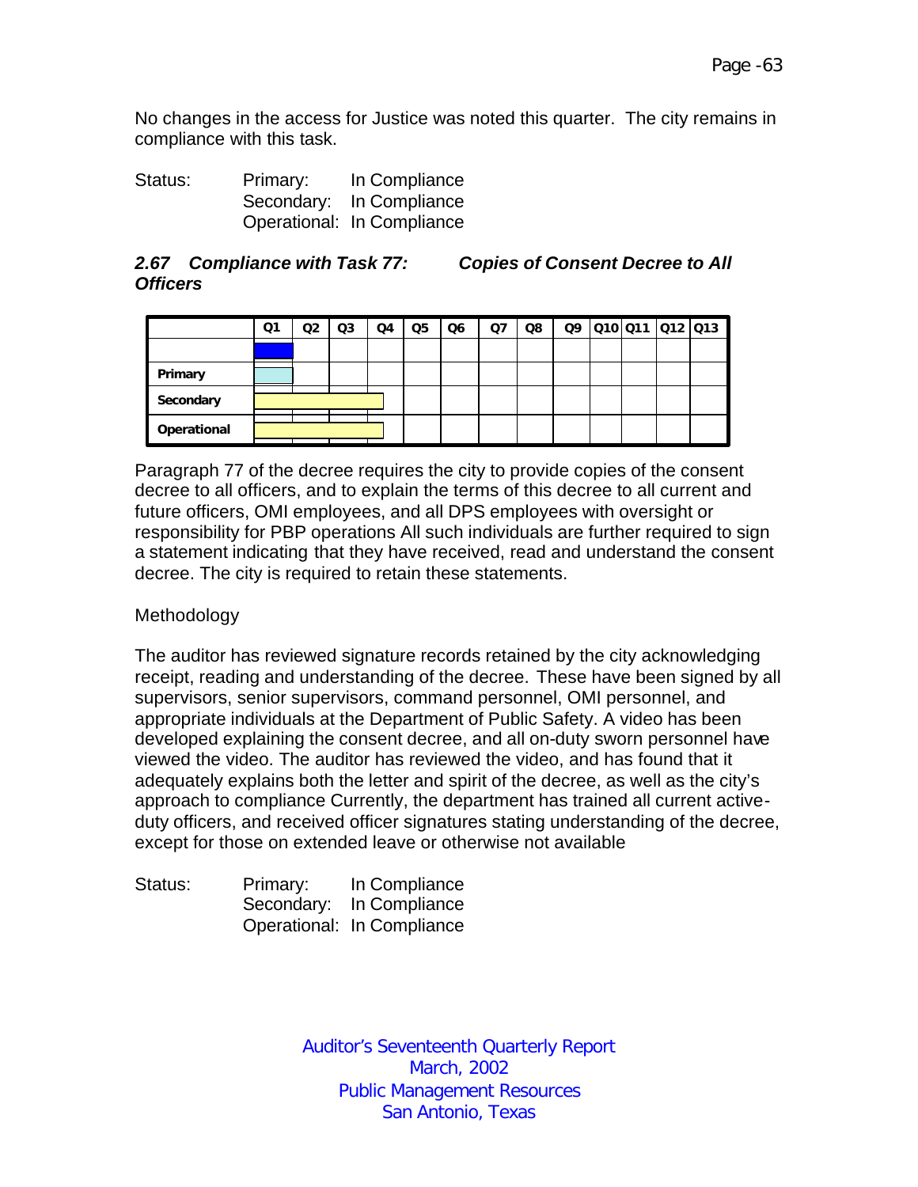No changes in the access for Justice was noted this quarter. The city remains in compliance with this task.

Status: Primary: In Compliance
Secondary: In Compliance
Operational: In Compliance

### *2.67 Compliance with Task 77: Copies of Consent Decree to All Officers*

| | Q1 | Q2 | Q3 | Q4 | Q5 | Q6 | Q7 | Q8 | Q9 | Q10 | Q11 | Q12 | Q13 |
|---|---|---|---|---|---|---|---|---|---|---|---|---|---|
| | | | | | | | | | | | | | |
| **Primary** | | | | | | | | | | | | | |
| **Secondary** | | | | | | | | | | | | | |
| **Operational** | | | | | | | | | | | | | |

Paragraph 77 of the decree requires the city to provide copies of the consent decree to all officers, and to explain the terms of this decree to all current and future officers, OMI employees, and all DPS employees with oversight or responsibility for PBP operations All such individuals are further required to sign a statement indicating that they have received, read and understand the consent decree. The city is required to retain these statements.

Methodology

The auditor has reviewed signature records retained by the city acknowledging receipt, reading and understanding of the decree. These have been signed by all supervisors, senior supervisors, command personnel, OMI personnel, and appropriate individuals at the Department of Public Safety. A video has been developed explaining the consent decree, and all on-duty sworn personnel have viewed the video. The auditor has reviewed the video, and has found that it adequately explains both the letter and spirit of the decree, as well as the city's approach to compliance Currently, the department has trained all current active-duty officers, and received officer signatures stating understanding of the decree, except for those on extended leave or otherwise not available

Status: Primary: In Compliance
Secondary: In Compliance
Operational: In Compliance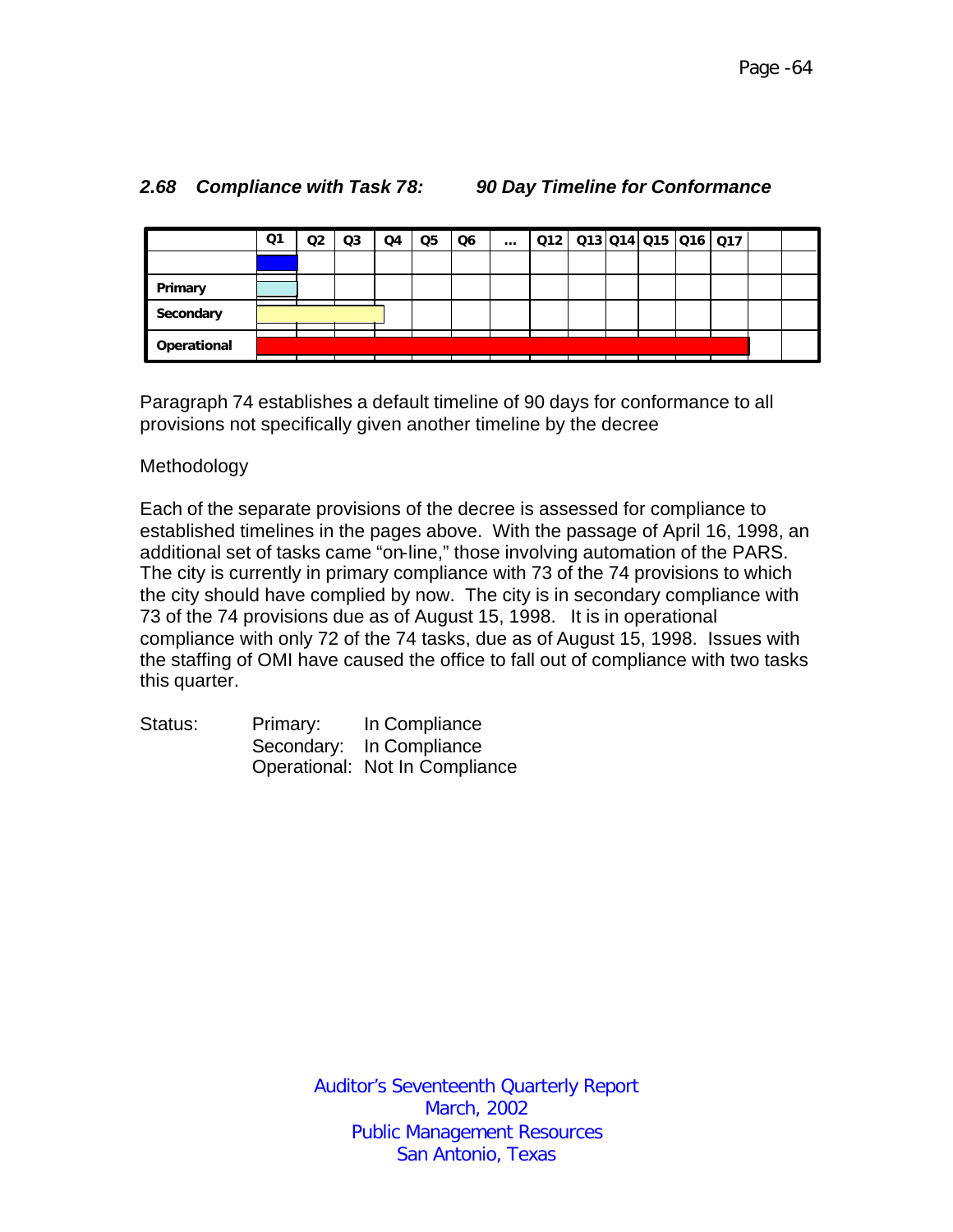## 2.68 Compliance with Task 78: 90 Day Timeline for Conformance

| | Q1 | Q2 | Q3 | Q4 | Q5 | Q6 | ... | Q12 | Q13 | Q14 | Q15 | Q16 | Q17 | | |
|---|---|---|---|---|---|---|---|---|---|---|---|---|---|---|---|
| | | | | | | | | | | | | | | | |
| Primary | | | | | | | | | | | | | | | |
| Secondary | | | | | | | | | | | | | | | |
| Operational | | | | | | | | | | | | | | | |

Paragraph 74 establishes a default timeline of 90 days for conformance to all provisions not specifically given another timeline by the decree

Methodology

Each of the separate provisions of the decree is assessed for compliance to established timelines in the pages above. With the passage of April 16, 1998, an additional set of tasks came "on-line," those involving automation of the PARS. The city is currently in primary compliance with 73 of the 74 provisions to which the city should have complied by now. The city is in secondary compliance with 73 of the 74 provisions due as of August 15, 1998. It is in operational compliance with only 72 of the 74 tasks, due as of August 15, 1998. Issues with the staffing of OMI have caused the office to fall out of compliance with two tasks this quarter.

Status: Primary: In Compliance
Secondary: In Compliance
Operational: Not In Compliance

Auditor's Seventeenth Quarterly Report
March, 2002
Public Management Resources
San Antonio, Texas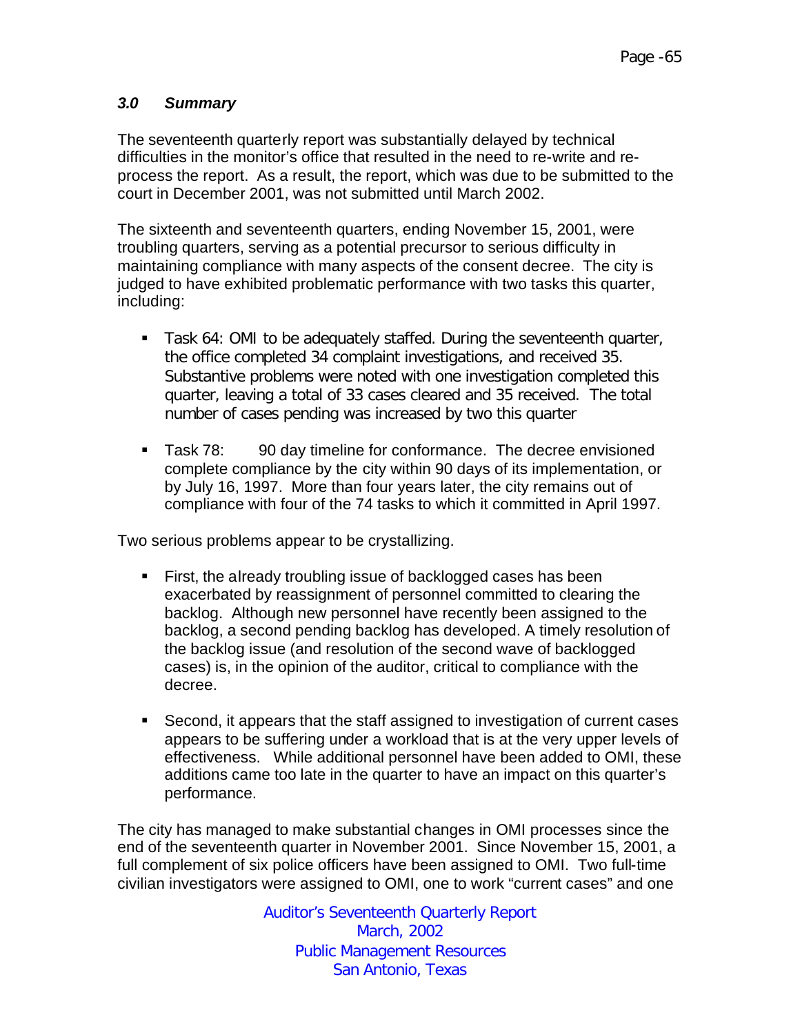### *3.0 Summary*

The seventeenth quarterly report was substantially delayed by technical difficulties in the monitor's office that resulted in the need to re-write and re-process the report. As a result, the report, which was due to be submitted to the court in December 2001, was not submitted until March 2002.

The sixteenth and seventeenth quarters, ending November 15, 2001, were troubling quarters, serving as a potential precursor to serious difficulty in maintaining compliance with many aspects of the consent decree. The city is judged to have exhibited problematic performance with two tasks this quarter, including:

- Task 64: OMI to be adequately staffed. During the seventeenth quarter, the office completed 34 complaint investigations, and received 35. Substantive problems were noted with one investigation completed this quarter, leaving a total of 33 cases cleared and 35 received. The total number of cases pending was increased by two this quarter
- Task 78: 90 day timeline for conformance. The decree envisioned complete compliance by the city within 90 days of its implementation, or by July 16, 1997. More than four years later, the city remains out of compliance with four of the 74 tasks to which it committed in April 1997.

Two serious problems appear to be crystallizing.

- First, the already troubling issue of backlogged cases has been exacerbated by reassignment of personnel committed to clearing the backlog. Although new personnel have recently been assigned to the backlog, a second pending backlog has developed. A timely resolution of the backlog issue (and resolution of the second wave of backlogged cases) is, in the opinion of the auditor, critical to compliance with the decree.
- Second, it appears that the staff assigned to investigation of current cases appears to be suffering under a workload that is at the very upper levels of effectiveness. While additional personnel have been added to OMI, these additions came too late in the quarter to have an impact on this quarter's performance.

The city has managed to make substantial changes in OMI processes since the end of the seventeenth quarter in November 2001. Since November 15, 2001, a full complement of six police officers have been assigned to OMI. Two full-time civilian investigators were assigned to OMI, one to work "current cases" and one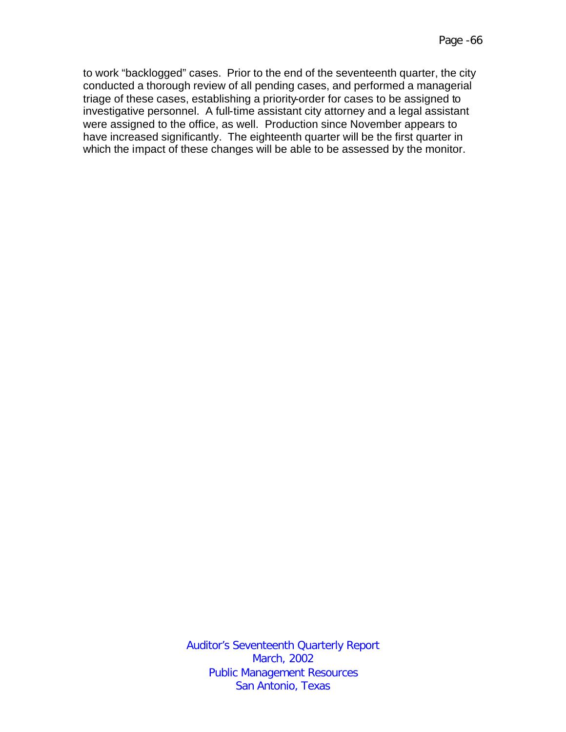to work “backlogged” cases. Prior to the end of the seventeenth quarter, the city conducted a thorough review of all pending cases, and performed a managerial triage of these cases, establishing a priority-order for cases to be assigned to investigative personnel. A full-time assistant city attorney and a legal assistant were assigned to the office, as well. Production since November appears to have increased significantly. The eighteenth quarter will be the first quarter in which the impact of these changes will be able to be assessed by the monitor.